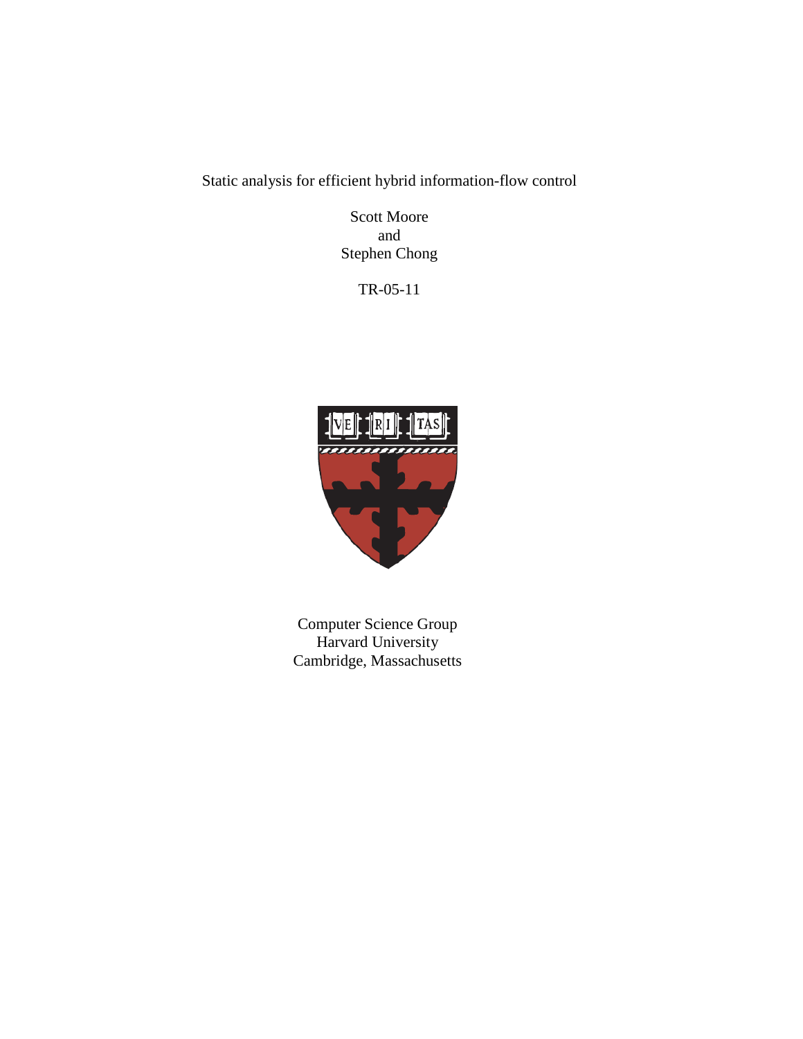Static analysis for efficient hybrid information-flow control

Scott Moore
and
Stephen Chong

TR-05-11

VE RI TAS

Computer Science Group
Harvard University
Cambridge, Massachusetts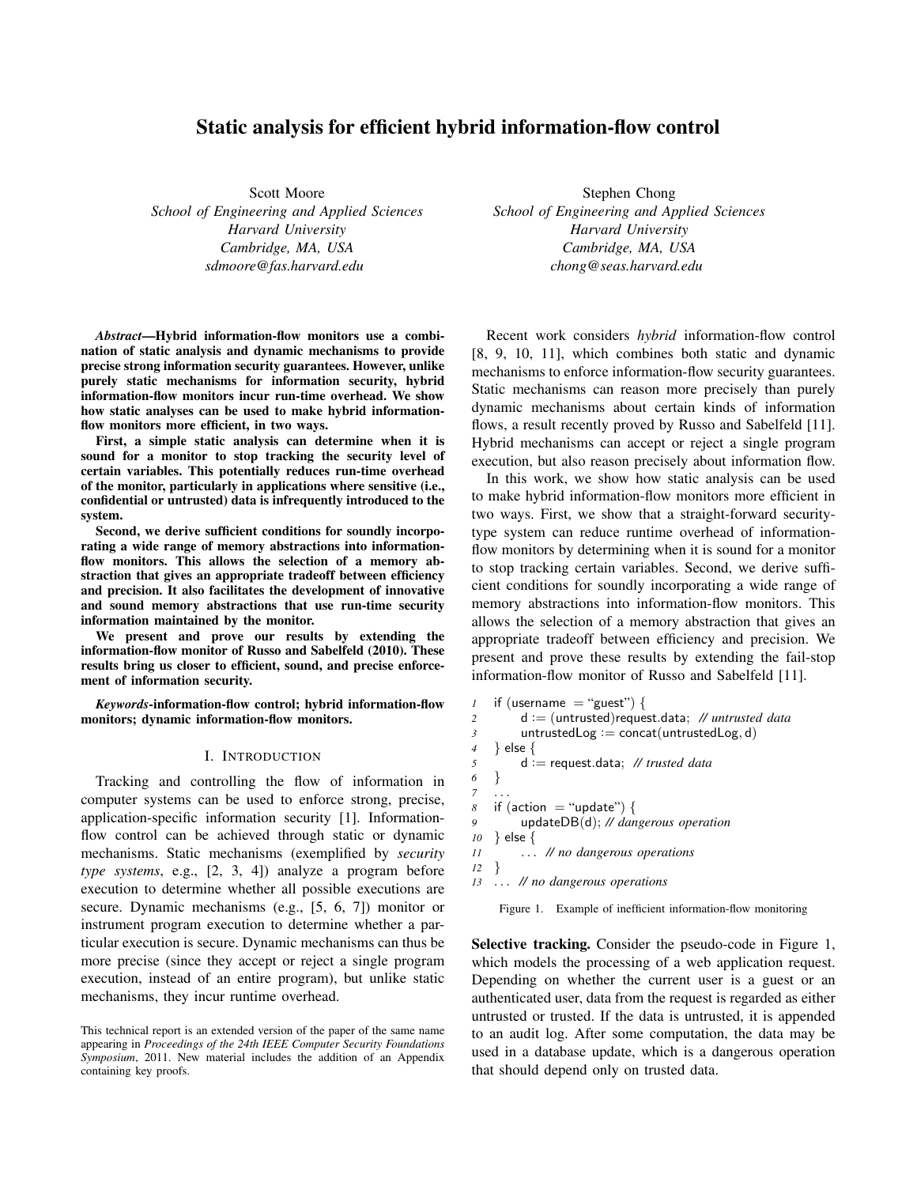# Static analysis for efficient hybrid information-flow control

Scott Moore
*School of Engineering and Applied Sciences*
*Harvard University*
*Cambridge, MA, USA*
*sdmoore@fas.harvard.edu*

Stephen Chong
*School of Engineering and Applied Sciences*
*Harvard University*
*Cambridge, MA, USA*
*chong@seas.harvard.edu*

***Abstract*—Hybrid information-flow monitors use a combination of static analysis and dynamic mechanisms to provide precise strong information security guarantees. However, unlike purely static mechanisms for information security, hybrid information-flow monitors incur run-time overhead. We show how static analyses can be used to make hybrid information-flow monitors more efficient, in two ways.**

**First, a simple static analysis can determine when it is sound for a monitor to stop tracking the security level of certain variables. This potentially reduces run-time overhead of the monitor, particularly in applications where sensitive (i.e., confidential or untrusted) data is infrequently introduced to the system.**

**Second, we derive sufficient conditions for soundly incorporating a wide range of memory abstractions into information-flow monitors. This allows the selection of a memory abstraction that gives an appropriate tradeoff between efficiency and precision. It also facilitates the development of innovative and sound memory abstractions that use run-time security information maintained by the monitor.**

**We present and prove our results by extending the information-flow monitor of Russo and Sabelfeld (2010). These results bring us closer to efficient, sound, and precise enforcement of information security.**

***Keywords*-information-flow control; hybrid information-flow monitors; dynamic information-flow monitors.**

## I. Introduction

Tracking and controlling the flow of information in computer systems can be used to enforce strong, precise, application-specific information security [1]. Information-flow control can be achieved through static or dynamic mechanisms. Static mechanisms (exemplified by *security type systems*, e.g., [2, 3, 4]) analyze a program before execution to determine whether all possible executions are secure. Dynamic mechanisms (e.g., [5, 6, 7]) monitor or instrument program execution to determine whether a particular execution is secure. Dynamic mechanisms can thus be more precise (since they accept or reject a single program execution, instead of an entire program), but unlike static mechanisms, they incur runtime overhead.

This technical report is an extended version of the paper of the same name appearing in *Proceedings of the 24th IEEE Computer Security Foundations Symposium*, 2011. New material includes the addition of an Appendix containing key proofs.

Recent work considers *hybrid* information-flow control [8, 9, 10, 11], which combines both static and dynamic mechanisms to enforce information-flow security guarantees. Static mechanisms can reason more precisely than purely dynamic mechanisms about certain kinds of information flows, a result recently proved by Russo and Sabelfeld [11]. Hybrid mechanisms can accept or reject a single program execution, but also reason precisely about information flow.

In this work, we show how static analysis can be used to make hybrid information-flow monitors more efficient in two ways. First, we show that a straight-forward security-type system can reduce runtime overhead of information-flow monitors by determining when it is sound for a monitor to stop tracking certain variables. Second, we derive sufficient conditions for soundly incorporating a wide range of memory abstractions into information-flow monitors. This allows the selection of a memory abstraction that gives an appropriate tradeoff between efficiency and precision. We present and prove these results by extending the fail-stop information-flow monitor of Russo and Sabelfeld [11].

```
1   if (username = "guest") {
2       d := (untrusted)request.data;  // untrusted data
3       untrustedLog := concat(untrustedLog, d)
4   } else {
5       d := request.data;  // trusted data
6   }
7   ...
8   if (action = "update") {
9       updateDB(d); // dangerous operation
10  } else {
11      ... // no dangerous operations
12  }
13  ... // no dangerous operations
```

Figure 1. Example of inefficient information-flow monitoring

**Selective tracking.** Consider the pseudo-code in Figure 1, which models the processing of a web application request. Depending on whether the current user is a guest or an authenticated user, data from the request is regarded as either untrusted or trusted. If the data is untrusted, it is appended to an audit log. After some computation, the data may be used in a database update, which is a dangerous operation that should depend only on trusted data.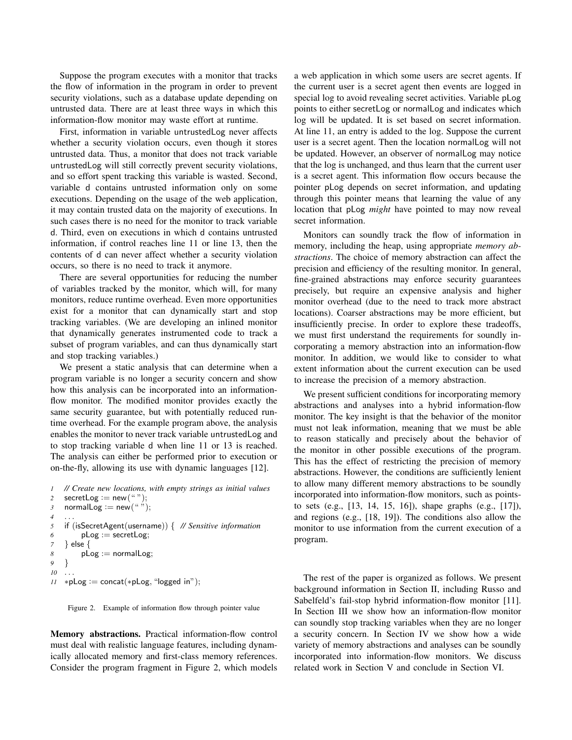Suppose the program executes with a monitor that tracks the flow of information in the program in order to prevent security violations, such as a database update depending on untrusted data. There are at least three ways in which this information-flow monitor may waste effort at runtime.

First, information in variable untrustedLog never affects whether a security violation occurs, even though it stores untrusted data. Thus, a monitor that does not track variable untrustedLog will still correctly prevent security violations, and so effort spent tracking this variable is wasted. Second, variable d contains untrusted information only on some executions. Depending on the usage of the web application, it may contain trusted data on the majority of executions. In such cases there is no need for the monitor to track variable d. Third, even on executions in which d contains untrusted information, if control reaches line 11 or line 13, then the contents of d can never affect whether a security violation occurs, so there is no need to track it anymore.

There are several opportunities for reducing the number of variables tracked by the monitor, which will, for many monitors, reduce runtime overhead. Even more opportunities exist for a monitor that can dynamically start and stop tracking variables. (We are developing an inlined monitor that dynamically generates instrumented code to track a subset of program variables, and can thus dynamically start and stop tracking variables.)

We present a static analysis that can determine when a program variable is no longer a security concern and show how this analysis can be incorporated into an information-flow monitor. The modified monitor provides exactly the same security guarantee, but with potentially reduced runtime overhead. For the example program above, the analysis enables the monitor to never track variable untrustedLog and to stop tracking variable d when line 11 or 13 is reached. The analysis can either be performed prior to execution or on-the-fly, allowing its use with dynamic languages [12].

```
1  // Create new locations, with empty strings as initial values
2  secretLog := new(" ");
3  normalLog := new(" ");
4  ...
5  if (isSecretAgent(username)) {  // Sensitive information
6      pLog := secretLog;
7  } else {
8      pLog := normalLog;
9  }
10 ...
11 *pLog := concat(*pLog, "logged in");
```

Figure 2. Example of information flow through pointer value

**Memory abstractions.** Practical information-flow control must deal with realistic language features, including dynamically allocated memory and first-class memory references. Consider the program fragment in Figure 2, which models a web application in which some users are secret agents. If the current user is a secret agent then events are logged in special log to avoid revealing secret activities. Variable pLog points to either secretLog or normalLog and indicates which log will be updated. It is set based on secret information. At line 11, an entry is added to the log. Suppose the current user is a secret agent. Then the location normalLog will not be updated. However, an observer of normalLog may notice that the log is unchanged, and thus learn that the current user is a secret agent. This information flow occurs because the pointer pLog depends on secret information, and updating through this pointer means that learning the value of any location that pLog *might* have pointed to may now reveal secret information.

Monitors can soundly track the flow of information in memory, including the heap, using appropriate *memory abstractions*. The choice of memory abstraction can affect the precision and efficiency of the resulting monitor. In general, fine-grained abstractions may enforce security guarantees precisely, but require an expensive analysis and higher monitor overhead (due to the need to track more abstract locations). Coarser abstractions may be more efficient, but insufficiently precise. In order to explore these tradeoffs, we must first understand the requirements for soundly incorporating a memory abstraction into an information-flow monitor. In addition, we would like to consider to what extent information about the current execution can be used to increase the precision of a memory abstraction.

We present sufficient conditions for incorporating memory abstractions and analyses into a hybrid information-flow monitor. The key insight is that the behavior of the monitor must not leak information, meaning that we must be able to reason statically and precisely about the behavior of the monitor in other possible executions of the program. This has the effect of restricting the precision of memory abstractions. However, the conditions are sufficiently lenient to allow many different memory abstractions to be soundly incorporated into information-flow monitors, such as points-to sets (e.g., [13, 14, 15, 16]), shape graphs (e.g., [17]), and regions (e.g., [18, 19]). The conditions also allow the monitor to use information from the current execution of a program.

The rest of the paper is organized as follows. We present background information in Section II, including Russo and Sabelfeld's fail-stop hybrid information-flow monitor [11]. In Section III we show how an information-flow monitor can soundly stop tracking variables when they are no longer a security concern. In Section IV we show how a wide variety of memory abstractions and analyses can be soundly incorporated into information-flow monitors. We discuss related work in Section V and conclude in Section VI.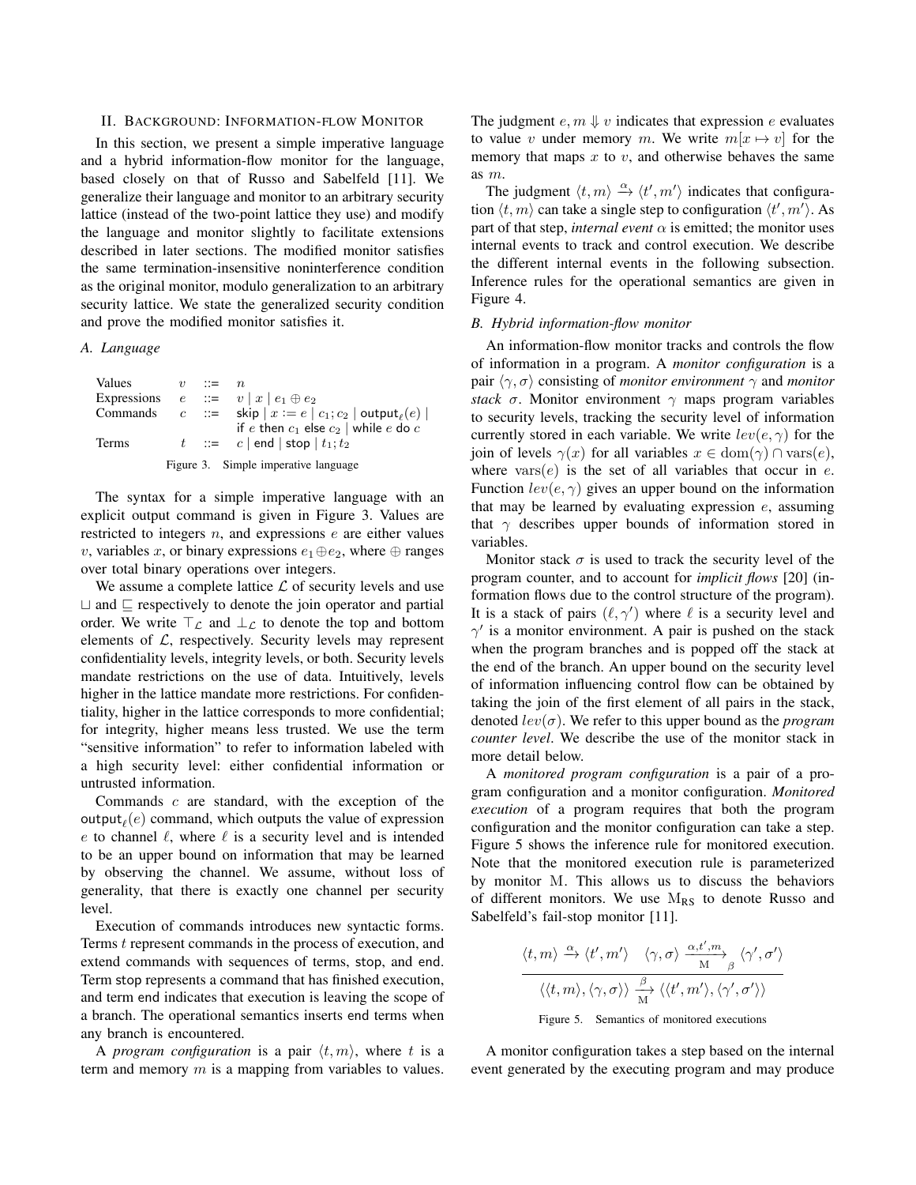## II. Background: Information-flow Monitor

In this section, we present a simple imperative language and a hybrid information-flow monitor for the language, based closely on that of Russo and Sabelfeld [11]. We generalize their language and monitor to an arbitrary security lattice (instead of the two-point lattice they use) and modify the language and monitor slightly to facilitate extensions described in later sections. The modified monitor satisfies the same termination-insensitive noninterference condition as the original monitor, modulo generalization to an arbitrary security lattice. We state the generalized security condition and prove the modified monitor satisfies it.

### A. Language

$$
\begin{array}{llcl}
\text{Values} & v & ::= & n \\
\text{Expressions} & e & ::= & v \mid x \mid e_1 \oplus e_2 \\
\text{Commands} & c & ::= & \mathsf{skip} \mid x := e \mid c_1; c_2 \mid \mathsf{output}_\ell(e) \mid \\
& & & \mathsf{if}\ e\ \mathsf{then}\ c_1\ \mathsf{else}\ c_2 \mid \mathsf{while}\ e\ \mathsf{do}\ c \\
\text{Terms} & t & ::= & c \mid \mathsf{end} \mid \mathsf{stop} \mid t_1; t_2
\end{array}
$$

Figure 3. Simple imperative language

The syntax for a simple imperative language with an explicit output command is given in Figure 3. Values are restricted to integers $n$, and expressions $e$ are either values $v$, variables $x$, or binary expressions $e_1 \oplus e_2$, where $\oplus$ ranges over total binary operations over integers.

We assume a complete lattice $\mathcal{L}$ of security levels and use $\sqcup$ and $\sqsubseteq$ respectively to denote the join operator and partial order. We write $\top_\mathcal{L}$ and $\bot_\mathcal{L}$ to denote the top and bottom elements of $\mathcal{L}$, respectively. Security levels may represent confidentiality levels, integrity levels, or both. Security levels mandate restrictions on the use of data. Intuitively, levels higher in the lattice mandate more restrictions. For confidentiality, higher in the lattice corresponds to more confidential; for integrity, higher means less trusted. We use the term "sensitive information" to refer to information labeled with a high security level: either confidential information or untrusted information.

Commands $c$ are standard, with the exception of the $\mathsf{output}_\ell(e)$ command, which outputs the value of expression $e$ to channel $\ell$, where $\ell$ is a security level and is intended to be an upper bound on information that may be learned by observing the channel. We assume, without loss of generality, that there is exactly one channel per security level.

Execution of commands introduces new syntactic forms. Terms $t$ represent commands in the process of execution, and extend commands with sequences of terms, $\mathsf{stop}$, and $\mathsf{end}$. Term $\mathsf{stop}$ represents a command that has finished execution, and term $\mathsf{end}$ indicates that execution is leaving the scope of a branch. The operational semantics inserts $\mathsf{end}$ terms when any branch is encountered.

A *program configuration* is a pair $\langle t, m \rangle$, where $t$ is a term and memory $m$ is a mapping from variables to values. The judgment $e, m \Downarrow v$ indicates that expression $e$ evaluates to value $v$ under memory $m$. We write $m[x \mapsto v]$ for the memory that maps $x$ to $v$, and otherwise behaves the same as $m$.

The judgment $\langle t, m \rangle \xrightarrow{\alpha} \langle t', m' \rangle$ indicates that configuration $\langle t, m \rangle$ can take a single step to configuration $\langle t', m' \rangle$. As part of that step, *internal event* $\alpha$ is emitted; the monitor uses internal events to track and control execution. We describe the different internal events in the following subsection. Inference rules for the operational semantics are given in Figure 4.

### B. Hybrid information-flow monitor

An information-flow monitor tracks and controls the flow of information in a program. A *monitor configuration* is a pair $\langle \gamma, \sigma \rangle$ consisting of *monitor environment* $\gamma$ and *monitor stack* $\sigma$. Monitor environment $\gamma$ maps program variables to security levels, tracking the security level of information currently stored in each variable. We write $lev(e, \gamma)$ for the join of levels $\gamma(x)$ for all variables $x \in \mathrm{dom}(\gamma) \cap \mathrm{vars}(e)$, where $\mathrm{vars}(e)$ is the set of all variables that occur in $e$. Function $lev(e, \gamma)$ gives an upper bound on the information that may be learned by evaluating expression $e$, assuming that $\gamma$ describes upper bounds of information stored in variables.

Monitor stack $\sigma$ is used to track the security level of the program counter, and to account for *implicit flows* [20] (information flows due to the control structure of the program). It is a stack of pairs $(\ell, \gamma')$ where $\ell$ is a security level and $\gamma'$ is a monitor environment. A pair is pushed on the stack when the program branches and is popped off the stack at the end of the branch. An upper bound on the security level of information influencing control flow can be obtained by taking the join of the first element of all pairs in the stack, denoted $lev(\sigma)$. We refer to this upper bound as the *program counter level*. We describe the use of the monitor stack in more detail below.

A *monitored program configuration* is a pair of a program configuration and a monitor configuration. *Monitored execution* of a program requires that both the program configuration and the monitor configuration can take a step. Figure 5 shows the inference rule for monitored execution. Note that the monitored execution rule is parameterized by monitor $\mathrm{M}$. This allows us to discuss the behaviors of different monitors. We use $\mathrm{M}_{\mathsf{RS}}$ to denote Russo and Sabelfeld's fail-stop monitor [11].

$$
\frac{\langle t, m \rangle \xrightarrow{\alpha} \langle t', m' \rangle \quad \langle \gamma, \sigma \rangle \xrightarrow[\mathrm{M}]{\alpha, t', m}{}_{\beta} \langle \gamma', \sigma' \rangle}{\langle \langle t, m \rangle, \langle \gamma, \sigma \rangle \rangle \xrightarrow[\mathrm{M}]{\beta} \langle \langle t', m' \rangle, \langle \gamma', \sigma' \rangle \rangle}
$$

Figure 5. Semantics of monitored executions

A monitor configuration takes a step based on the internal event generated by the executing program and may produce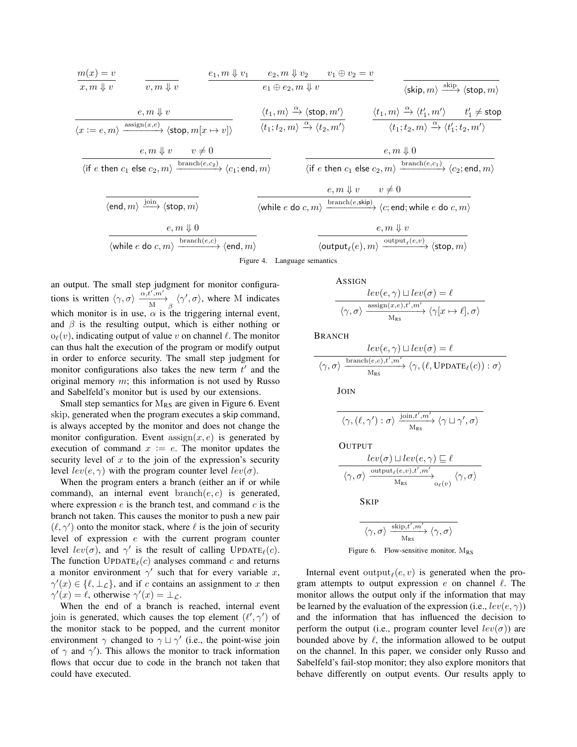$$\frac{m(x) = v}{x, m \Downarrow v} \qquad \frac{}{v, m \Downarrow v} \qquad \frac{e_1, m \Downarrow v_1 \qquad e_2, m \Downarrow v_2 \qquad v_1 \oplus v_2 = v}{e_1 \oplus e_2, m \Downarrow v} \qquad \frac{}{\langle \mathsf{skip}, m\rangle \xrightarrow{\text{skip}} \langle \mathsf{stop}, m\rangle}$$

$$\frac{e, m \Downarrow v}{\langle x := e, m\rangle \xrightarrow{\text{assign}(x,e)} \langle \mathsf{stop}, m[x \mapsto v]\rangle} \qquad \frac{\langle t_1, m\rangle \xrightarrow{\alpha} \langle \mathsf{stop}, m'\rangle}{\langle t_1; t_2, m\rangle \xrightarrow{\alpha} \langle t_2, m'\rangle} \qquad \frac{\langle t_1, m\rangle \xrightarrow{\alpha} \langle t_1', m'\rangle \qquad t_1' \neq \mathsf{stop}}{\langle t_1; t_2, m\rangle \xrightarrow{\alpha} \langle t_1'; t_2, m'\rangle}$$

$$\frac{e, m \Downarrow v \qquad v \neq 0}{\langle \mathsf{if}\ e\ \mathsf{then}\ c_1\ \mathsf{else}\ c_2, m\rangle \xrightarrow{\text{branch}(e,c_2)} \langle c_1; \mathsf{end}, m\rangle} \qquad \frac{e, m \Downarrow 0}{\langle \mathsf{if}\ e\ \mathsf{then}\ c_1\ \mathsf{else}\ c_2, m\rangle \xrightarrow{\text{branch}(e,c_1)} \langle c_2; \mathsf{end}, m\rangle}$$

$$\frac{}{\langle \mathsf{end}, m\rangle \xrightarrow{\text{join}} \langle \mathsf{stop}, m\rangle} \qquad \frac{e, m \Downarrow v \qquad v \neq 0}{\langle \mathsf{while}\ e\ \mathsf{do}\ c, m\rangle \xrightarrow{\text{branch}(e,\mathsf{skip})} \langle c; \mathsf{end}; \mathsf{while}\ e\ \mathsf{do}\ c, m\rangle}$$

$$\frac{e, m \Downarrow 0}{\langle \mathsf{while}\ e\ \mathsf{do}\ c, m\rangle \xrightarrow{\text{branch}(e,c)} \langle \mathsf{end}, m\rangle} \qquad \frac{e, m \Downarrow v}{\langle \mathsf{output}_\ell(e), m\rangle \xrightarrow{\text{output}_\ell(e,v)} \langle \mathsf{stop}, m\rangle}$$

Figure 4. Language semantics

an output. The small step judgment for monitor configurations is written $\langle \gamma, \sigma\rangle \xrightarrow[\mathrm{M}]{\alpha,t',m'}_{\beta} \langle \gamma', \sigma\rangle$, where M indicates which monitor is in use, $\alpha$ is the triggering internal event, and $\beta$ is the resulting output, which is either nothing or $\mathrm{o}_\ell(v)$, indicating output of value $v$ on channel $\ell$. The monitor can thus halt the execution of the program or modify output in order to enforce security. The small step judgment for monitor configurations also takes the new term $t'$ and the original memory $m$; this information is not used by Russo and Sabelfeld's monitor but is used by our extensions.

Small step semantics for $\mathrm{M}_{\mathrm{RS}}$ are given in Figure 6. Event skip, generated when the program executes a skip command, is always accepted by the monitor and does not change the monitor configuration. Event $\text{assign}(x, e)$ is generated by execution of command $x := e$. The monitor updates the security level of $x$ to the join of the expression's security level $lev(e, \gamma)$ with the program counter level $lev(\sigma)$.

When the program enters a branch (either an if or while command), an internal event $\text{branch}(e, c)$ is generated, where expression $e$ is the branch test, and command $c$ is the branch not taken. This causes the monitor to push a new pair $(\ell, \gamma')$ onto the monitor stack, where $\ell$ is the join of security level of expression $e$ with the current program counter level $lev(\sigma)$, and $\gamma'$ is the result of calling $\textsc{Update}_\ell(c)$. The function $\textsc{Update}_\ell(c)$ analyses command $c$ and returns a monitor environment $\gamma'$ such that for every variable $x$, $\gamma'(x) \in \{\ell, \bot_\mathcal{L}\}$, and if $c$ contains an assignment to $x$ then $\gamma'(x) = \ell$, otherwise $\gamma'(x) = \bot_\mathcal{L}$.

When the end of a branch is reached, internal event join is generated, which causes the top element $(\ell', \gamma')$ of the monitor stack to be popped, and the current monitor environment $\gamma$ changed to $\gamma \sqcup \gamma'$ (i.e., the point-wise join of $\gamma$ and $\gamma'$). This allows the monitor to track information flows that occur due to code in the branch not taken that could have executed.

ASSIGN
$$\frac{lev(e, \gamma) \sqcup lev(\sigma) = \ell}{\langle \gamma, \sigma\rangle \xrightarrow[\mathrm{M}_{\mathrm{RS}}]{\text{assign}(x,e),t',m'} \langle \gamma[x \mapsto \ell], \sigma\rangle}$$

BRANCH
$$\frac{lev(e, \gamma) \sqcup lev(\sigma) = \ell}{\langle \gamma, \sigma\rangle \xrightarrow[\mathrm{M}_{\mathrm{RS}}]{\text{branch}(e,c),t',m'} \langle \gamma, (\ell, \textsc{Update}_\ell(c)) : \sigma\rangle}$$

JOIN
$$\frac{}{\langle \gamma, (\ell, \gamma') : \sigma\rangle \xrightarrow[\mathrm{M}_{\mathrm{RS}}]{\text{join},t',m'} \langle \gamma \sqcup \gamma', \sigma\rangle}$$

OUTPUT
$$\frac{lev(\sigma) \sqcup lev(e, \gamma) \sqsubseteq \ell}{\langle \gamma, \sigma\rangle \xrightarrow[\mathrm{M}_{\mathrm{RS}}]{\text{output}_\ell(e,v),t',m'}_{\mathrm{o}_\ell(v)} \langle \gamma, \sigma\rangle}$$

SKIP
$$\frac{}{\langle \gamma, \sigma\rangle \xrightarrow[\mathrm{M}_{\mathrm{RS}}]{\text{skip},t',m'} \langle \gamma, \sigma\rangle}$$

Figure 6. Flow-sensitive monitor, $\mathrm{M}_{\mathrm{RS}}$

Internal event $\text{output}_\ell(e, v)$ is generated when the program attempts to output expression $e$ on channel $\ell$. The monitor allows the output only if the information that may be learned by the evaluation of the expression (i.e., $lev(e, \gamma)$) and the information that has influenced the decision to perform the output (i.e., program counter level $lev(\sigma)$) are bounded above by $\ell$, the information allowed to be output on the channel. In this paper, we consider only Russo and Sabelfeld's fail-stop monitor; they also explore monitors that behave differently on output events. Our results apply to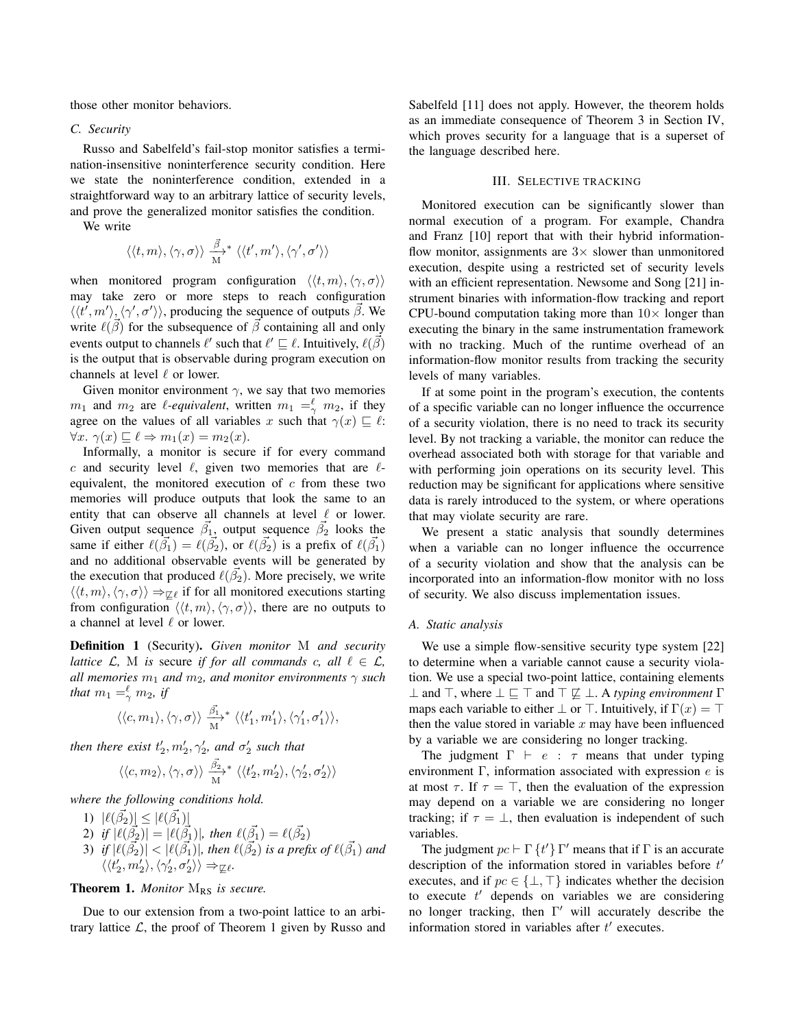those other monitor behaviors.

### C. Security

Russo and Sabelfeld's fail-stop monitor satisfies a termination-insensitive noninterference security condition. Here we state the noninterference condition, extended in a straightforward way to an arbitrary lattice of security levels, and prove the generalized monitor satisfies the condition.

We write

$$\langle\langle t, m\rangle, \langle\gamma, \sigma\rangle\rangle \xrightarrow[\mathrm{M}]{\vec{\beta}}{}^{*} \langle\langle t', m'\rangle, \langle\gamma', \sigma'\rangle\rangle$$

when monitored program configuration $\langle\langle t, m\rangle, \langle\gamma, \sigma\rangle\rangle$ may take zero or more steps to reach configuration $\langle\langle t', m'\rangle, \langle\gamma', \sigma'\rangle\rangle$, producing the sequence of outputs $\vec{\beta}$. We write $\ell(\vec{\beta})$ for the subsequence of $\vec{\beta}$ containing all and only events output to channels $\ell'$ such that $\ell' \sqsubseteq \ell$. Intuitively, $\ell(\vec{\beta})$ is the output that is observable during program execution on channels at level $\ell$ or lower.

Given monitor environment $\gamma$, we say that two memories $m_1$ and $m_2$ are *$\ell$-equivalent*, written $m_1 =^{\ell}_{\gamma} m_2$, if they agree on the values of all variables $x$ such that $\gamma(x) \sqsubseteq \ell$: $\forall x.\ \gamma(x) \sqsubseteq \ell \Rightarrow m_1(x) = m_2(x)$.

Informally, a monitor is secure if for every command $c$ and security level $\ell$, given two memories that are $\ell$-equivalent, the monitored execution of $c$ from these two memories will produce outputs that look the same to an entity that can observe all channels at level $\ell$ or lower. Given output sequence $\vec{\beta_1}$, output sequence $\vec{\beta_2}$ looks the same if either $\ell(\vec{\beta_1}) = \ell(\vec{\beta_2})$, or $\ell(\vec{\beta_2})$ is a prefix of $\ell(\vec{\beta_1})$ and no additional observable events will be generated by the execution that produced $\ell(\vec{\beta_2})$. More precisely, we write $\langle\langle t, m\rangle, \langle\gamma, \sigma\rangle\rangle \Rightarrow_{\not\sqsubseteq \ell}$ if for all monitored executions starting from configuration $\langle\langle t, m\rangle, \langle\gamma, \sigma\rangle\rangle$, there are no outputs to a channel at level $\ell$ or lower.

**Definition 1** (Security). *Given monitor* $\mathrm{M}$ *and security lattice* $\mathcal{L}$*,* $\mathrm{M}$ *is* secure *if for all commands* $c$*, all* $\ell \in \mathcal{L}$*, all memories* $m_1$ *and* $m_2$*, and monitor environments* $\gamma$ *such that* $m_1 =^{\ell}_{\gamma} m_2$*, if*

$$\langle\langle c, m_1\rangle, \langle\gamma, \sigma\rangle\rangle \xrightarrow[\mathrm{M}]{\vec{\beta_1}}{}^{*} \langle\langle t_1', m_1'\rangle, \langle\gamma_1', \sigma_1'\rangle\rangle,$$

*then there exist* $t_2', m_2', \gamma_2'$*, and* $\sigma_2'$ *such that*

$$\langle\langle c, m_2\rangle, \langle\gamma, \sigma\rangle\rangle \xrightarrow[\mathrm{M}]{\vec{\beta_2}}{}^{*} \langle\langle t_2', m_2'\rangle, \langle\gamma_2', \sigma_2'\rangle\rangle$$

*where the following conditions hold.*

1) $|\ell(\vec{\beta_2})| \leq |\ell(\vec{\beta_1})|$
2) *if* $|\ell(\vec{\beta_2})| = |\ell(\vec{\beta_1})|$*, then* $\ell(\vec{\beta_1}) = \ell(\vec{\beta_2})$
3) *if* $|\ell(\vec{\beta_2})| < |\ell(\vec{\beta_1})|$*, then* $\ell(\vec{\beta_2})$ *is a prefix of* $\ell(\vec{\beta_1})$ *and* $\langle\langle t_2', m_2'\rangle, \langle\gamma_2', \sigma_2'\rangle\rangle \Rightarrow_{\not\sqsubseteq \ell}$.

**Theorem 1.** *Monitor* $\mathrm{M}_{\mathrm{RS}}$ *is secure.*

Due to our extension from a two-point lattice to an arbitrary lattice $\mathcal{L}$, the proof of Theorem 1 given by Russo and Sabelfeld [11] does not apply. However, the theorem holds as an immediate consequence of Theorem 3 in Section IV, which proves security for a language that is a superset of the language described here.

## III. Selective tracking

Monitored execution can be significantly slower than normal execution of a program. For example, Chandra and Franz [10] report that with their hybrid information-flow monitor, assignments are $3\times$ slower than unmonitored execution, despite using a restricted set of security levels with an efficient representation. Newsome and Song [21] instrument binaries with information-flow tracking and report CPU-bound computation taking more than $10\times$ longer than executing the binary in the same instrumentation framework with no tracking. Much of the runtime overhead of an information-flow monitor results from tracking the security levels of many variables.

If at some point in the program's execution, the contents of a specific variable can no longer influence the occurrence of a security violation, there is no need to track its security level. By not tracking a variable, the monitor can reduce the overhead associated both with storage for that variable and with performing join operations on its security level. This reduction may be significant for applications where sensitive data is rarely introduced to the system, or where operations that may violate security are rare.

We present a static analysis that soundly determines when a variable can no longer influence the occurrence of a security violation and show that the analysis can be incorporated into an information-flow monitor with no loss of security. We also discuss implementation issues.

### A. Static analysis

We use a simple flow-sensitive security type system [22] to determine when a variable cannot cause a security violation. We use a special two-point lattice, containing elements $\bot$ and $\top$, where $\bot \sqsubseteq \top$ and $\top \not\sqsubseteq \bot$. A *typing environment* $\Gamma$ maps each variable to either $\bot$ or $\top$. Intuitively, if $\Gamma(x) = \top$ then the value stored in variable $x$ may have been influenced by a variable we are considering no longer tracking.

The judgment $\Gamma \vdash e : \tau$ means that under typing environment $\Gamma$, information associated with expression $e$ is at most $\tau$. If $\tau = \top$, then the evaluation of the expression may depend on a variable we are considering no longer tracking; if $\tau = \bot$, then evaluation is independent of such variables.

The judgment $pc \vdash \Gamma\,\{t'\}\,\Gamma'$ means that if $\Gamma$ is an accurate description of the information stored in variables before $t'$ executes, and if $pc \in \{\bot, \top\}$ indicates whether the decision to execute $t'$ depends on variables we are considering no longer tracking, then $\Gamma'$ will accurately describe the information stored in variables after $t'$ executes.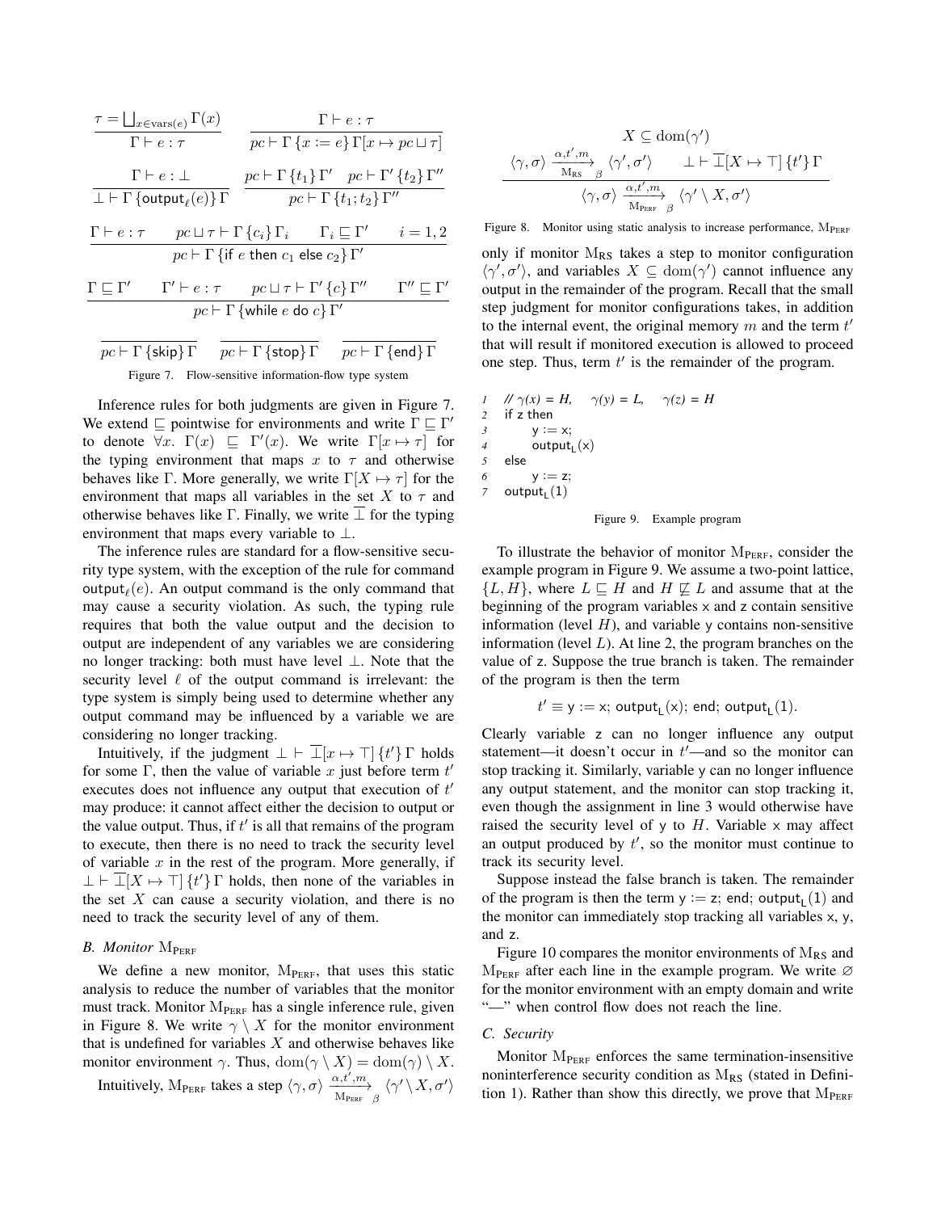$$\frac{\tau = \bigsqcup_{x \in \text{vars}(e)} \Gamma(x)}{\Gamma \vdash e : \tau} \qquad \frac{\Gamma \vdash e : \tau}{pc \vdash \Gamma \{x := e\} \Gamma[x \mapsto pc \sqcup \tau]}$$

$$\frac{\Gamma \vdash e : \bot}{\bot \vdash \Gamma \{\mathsf{output}_\ell(e)\} \Gamma} \qquad \frac{pc \vdash \Gamma \{t_1\} \Gamma' \quad pc \vdash \Gamma' \{t_2\} \Gamma''}{pc \vdash \Gamma \{t_1; t_2\} \Gamma''}$$

$$\frac{\Gamma \vdash e : \tau \qquad pc \sqcup \tau \vdash \Gamma \{c_i\} \Gamma_i \qquad \Gamma_i \sqsubseteq \Gamma' \qquad i = 1, 2}{pc \vdash \Gamma \{\mathsf{if}\ e\ \mathsf{then}\ c_1\ \mathsf{else}\ c_2\} \Gamma'}$$

$$\frac{\Gamma \sqsubseteq \Gamma' \qquad \Gamma' \vdash e : \tau \qquad pc \sqcup \tau \vdash \Gamma' \{c\} \Gamma'' \qquad \Gamma'' \sqsubseteq \Gamma'}{pc \vdash \Gamma \{\mathsf{while}\ e\ \mathsf{do}\ c\} \Gamma'}$$

$$\overline{pc \vdash \Gamma \{\mathsf{skip}\} \Gamma} \qquad \overline{pc \vdash \Gamma \{\mathsf{stop}\} \Gamma} \qquad \overline{pc \vdash \Gamma \{\mathsf{end}\} \Gamma}$$

Figure 7. Flow-sensitive information-flow type system

Inference rules for both judgments are given in Figure 7. We extend $\sqsubseteq$ pointwise for environments and write $\Gamma \sqsubseteq \Gamma'$ to denote $\forall x.\ \Gamma(x) \sqsubseteq \Gamma'(x)$. We write $\Gamma[x \mapsto \tau]$ for the typing environment that maps $x$ to $\tau$ and otherwise behaves like $\Gamma$. More generally, we write $\Gamma[X \mapsto \tau]$ for the environment that maps all variables in the set $X$ to $\tau$ and otherwise behaves like $\Gamma$. Finally, we write $\overline{\bot}$ for the typing environment that maps every variable to $\bot$.

The inference rules are standard for a flow-sensitive security type system, with the exception of the rule for command $\mathsf{output}_\ell(e)$. An output command is the only command that may cause a security violation. As such, the typing rule requires that both the value output and the decision to output are independent of any variables we are considering no longer tracking: both must have level $\bot$. Note that the security level $\ell$ of the output command is irrelevant: the type system is simply being used to determine whether any output command may be influenced by a variable we are considering no longer tracking.

Intuitively, if the judgment $\bot \vdash \overline{\bot}[x \mapsto \top] \{t'\} \Gamma$ holds for some $\Gamma$, then the value of variable $x$ just before term $t'$ executes does not influence any output that execution of $t'$ may produce: it cannot affect either the decision to output or the value output. Thus, if $t'$ is all that remains of the program to execute, then there is no need to track the security level of variable $x$ in the rest of the program. More generally, if $\bot \vdash \overline{\bot}[X \mapsto \top] \{t'\} \Gamma$ holds, then none of the variables in the set $X$ can cause a security violation, and there is no need to track the security level of any of them.

### B. Monitor $\mathrm{M}_{\mathrm{PERF}}$

We define a new monitor, $\mathrm{M}_{\mathrm{PERF}}$, that uses this static analysis to reduce the number of variables that the monitor must track. Monitor $\mathrm{M}_{\mathrm{PERF}}$ has a single inference rule, given in Figure 8. We write $\gamma \setminus X$ for the monitor environment that is undefined for variables $X$ and otherwise behaves like monitor environment $\gamma$. Thus, $\mathrm{dom}(\gamma \setminus X) = \mathrm{dom}(\gamma) \setminus X$.

Intuitively, $\mathrm{M}_{\mathrm{PERF}}$ takes a step $\langle \gamma, \sigma \rangle \xrightarrow[\mathrm{M}_{\mathrm{PERF}}\ \ \beta]{\alpha, t', m} \langle \gamma' \setminus X, \sigma' \rangle$

$$\frac{X \subseteq \mathrm{dom}(\gamma') \qquad \langle \gamma, \sigma \rangle \xrightarrow[\mathrm{M}_{\mathrm{RS}}\ \ \beta]{\alpha, t', m} \langle \gamma', \sigma' \rangle \qquad \bot \vdash \overline{\bot}[X \mapsto \top] \{t'\} \Gamma}{\langle \gamma, \sigma \rangle \xrightarrow[\mathrm{M}_{\mathrm{PERF}}\ \ \beta]{\alpha, t', m} \langle \gamma' \setminus X, \sigma' \rangle}$$

Figure 8. Monitor using static analysis to increase performance, $\mathrm{M}_{\mathrm{PERF}}$

only if monitor $\mathrm{M}_{\mathrm{RS}}$ takes a step to monitor configuration $\langle \gamma', \sigma' \rangle$, and variables $X \subseteq \mathrm{dom}(\gamma')$ cannot influence any output in the remainder of the program. Recall that the small step judgment for monitor configurations takes, in addition to the internal event, the original memory $m$ and the term $t'$ that will result if monitored execution is allowed to proceed one step. Thus, term $t'$ is the remainder of the program.

```
1  // γ(x) = H,   γ(y) = L,   γ(z) = H
2  if z then
3      y := x;
4      output_L(x)
5  else
6      y := z;
7  output_L(1)
```

Figure 9. Example program

To illustrate the behavior of monitor $\mathrm{M}_{\mathrm{PERF}}$, consider the example program in Figure 9. We assume a two-point lattice, $\{L, H\}$, where $L \sqsubseteq H$ and $H \not\sqsubseteq L$ and assume that at the beginning of the program variables x and z contain sensitive information (level $H$), and variable y contains non-sensitive information (level $L$). At line 2, the program branches on the value of z. Suppose the true branch is taken. The remainder of the program is then the term

$$t' \equiv \mathsf{y} := \mathsf{x};\ \mathsf{output_L}(\mathsf{x});\ \mathsf{end};\ \mathsf{output_L}(1).$$

Clearly variable z can no longer influence any output statement—it doesn't occur in $t'$—and so the monitor can stop tracking it. Similarly, variable y can no longer influence any output statement, and the monitor can stop tracking it, even though the assignment in line 3 would otherwise have raised the security level of y to $H$. Variable x may affect an output produced by $t'$, so the monitor must continue to track its security level.

Suppose instead the false branch is taken. The remainder of the program is then the term $\mathsf{y} := \mathsf{z};\ \mathsf{end};\ \mathsf{output_L}(1)$ and the monitor can immediately stop tracking all variables x, y, and z.

Figure 10 compares the monitor environments of $\mathrm{M}_{\mathrm{RS}}$ and $\mathrm{M}_{\mathrm{PERF}}$ after each line in the example program. We write $\varnothing$ for the monitor environment with an empty domain and write "—" when control flow does not reach the line.

### C. Security

Monitor $\mathrm{M}_{\mathrm{PERF}}$ enforces the same termination-insensitive noninterference security condition as $\mathrm{M}_{\mathrm{RS}}$ (stated in Definition 1). Rather than show this directly, we prove that $\mathrm{M}_{\mathrm{PERF}}$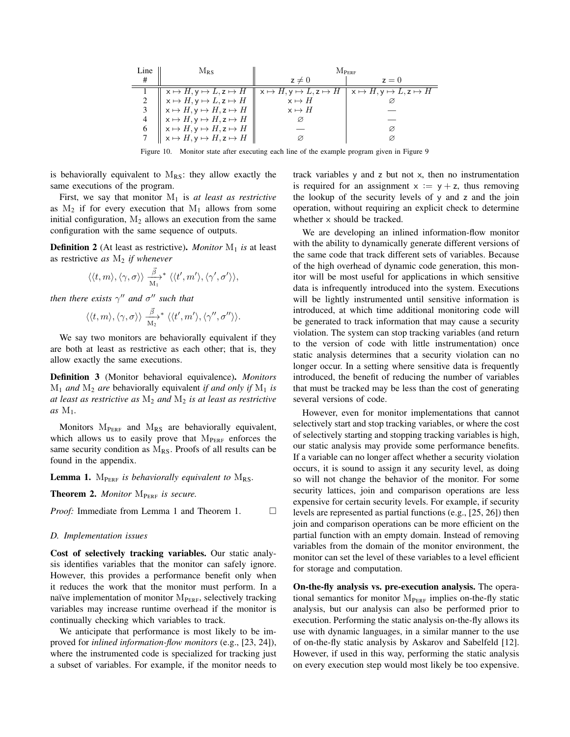| Line # | $M_{RS}$ | $M_{PERF}$ | |
|---|---|---|---|
| | | $z \neq 0$ | $z = 0$ |
| 1 | $x \mapsto H, y \mapsto L, z \mapsto H$ | $x \mapsto H, y \mapsto L, z \mapsto H$ | $x \mapsto H, y \mapsto L, z \mapsto H$ |
| 2 | $x \mapsto H, y \mapsto L, z \mapsto H$ | $x \mapsto H$ | $\varnothing$ |
| 3 | $x \mapsto H, y \mapsto H, z \mapsto H$ | $x \mapsto H$ | — |
| 4 | $x \mapsto H, y \mapsto H, z \mapsto H$ | $\varnothing$ | — |
| 6 | $x \mapsto H, y \mapsto H, z \mapsto H$ | — | $\varnothing$ |
| 7 | $x \mapsto H, y \mapsto H, z \mapsto H$ | $\varnothing$ | $\varnothing$ |

Figure 10. Monitor state after executing each line of the example program given in Figure 9

is behaviorally equivalent to $M_{RS}$: they allow exactly the same executions of the program.

First, we say that monitor $M_1$ is *at least as restrictive* as $M_2$ if for every execution that $M_1$ allows from some initial configuration, $M_2$ allows an execution from the same configuration with the same sequence of outputs.

**Definition 2** (At least as restrictive). *Monitor $M_1$ is* at least as restrictive *as $M_2$ if whenever*

$$\langle\langle t, m\rangle, \langle\gamma, \sigma\rangle\rangle \xrightarrow[M_1]{\vec{\beta}}{}^{*} \langle\langle t', m'\rangle, \langle\gamma', \sigma'\rangle\rangle,$$

*then there exists $\gamma''$ and $\sigma''$ such that*

$$\langle\langle t, m\rangle, \langle\gamma, \sigma\rangle\rangle \xrightarrow[M_2]{\vec{\beta}}{}^{*} \langle\langle t', m'\rangle, \langle\gamma'', \sigma''\rangle\rangle.$$

We say two monitors are behaviorally equivalent if they are both at least as restrictive as each other; that is, they allow exactly the same executions.

**Definition 3** (Monitor behavioral equivalence). *Monitors $M_1$ and $M_2$ are* behaviorally equivalent *if and only if $M_1$ is at least as restrictive as $M_2$ and $M_2$ is at least as restrictive as $M_1$.*

Monitors $M_{PERF}$ and $M_{RS}$ are behaviorally equivalent, which allows us to easily prove that $M_{PERF}$ enforces the same security condition as $M_{RS}$. Proofs of all results can be found in the appendix.

**Lemma 1.** *$M_{PERF}$ is behaviorally equivalent to $M_{RS}$.*

**Theorem 2.** *Monitor $M_{PERF}$ is secure.*

*Proof:* Immediate from Lemma 1 and Theorem 1. □

### D. Implementation issues

**Cost of selectively tracking variables.** Our static analysis identifies variables that the monitor can safely ignore. However, this provides a performance benefit only when it reduces the work that the monitor must perform. In a naïve implementation of monitor $M_{PERF}$, selectively tracking variables may increase runtime overhead if the monitor is continually checking which variables to track.

We anticipate that performance is most likely to be improved for *inlined information-flow monitors* (e.g., [23, 24]), where the instrumented code is specialized for tracking just a subset of variables. For example, if the monitor needs to track variables y and z but not x, then no instrumentation is required for an assignment x := y + z, thus removing the lookup of the security levels of y and z and the join operation, without requiring an explicit check to determine whether x should be tracked.

We are developing an inlined information-flow monitor with the ability to dynamically generate different versions of the same code that track different sets of variables. Because of the high overhead of dynamic code generation, this monitor will be most useful for applications in which sensitive data is infrequently introduced into the system. Executions will be lightly instrumented until sensitive information is introduced, at which time additional monitoring code will be generated to track information that may cause a security violation. The system can stop tracking variables (and return to the version of code with little instrumentation) once static analysis determines that a security violation can no longer occur. In a setting where sensitive data is frequently introduced, the benefit of reducing the number of variables that must be tracked may be less than the cost of generating several versions of code.

However, even for monitor implementations that cannot selectively start and stop tracking variables, or where the cost of selectively starting and stopping tracking variables is high, our static analysis may provide some performance benefits. If a variable can no longer affect whether a security violation occurs, it is sound to assign it any security level, as doing so will not change the behavior of the monitor. For some security lattices, join and comparison operations are less expensive for certain security levels. For example, if security levels are represented as partial functions (e.g., [25, 26]) then join and comparison operations can be more efficient on the partial function with an empty domain. Instead of removing variables from the domain of the monitor environment, the monitor can set the level of these variables to a level efficient for storage and computation.

**On-the-fly analysis vs. pre-execution analysis.** The operational semantics for monitor $M_{PERF}$ implies on-the-fly static analysis, but our analysis can also be performed prior to execution. Performing the static analysis on-the-fly allows its use with dynamic languages, in a similar manner to the use of on-the-fly static analysis by Askarov and Sabelfeld [12]. However, if used in this way, performing the static analysis on every execution step would most likely be too expensive.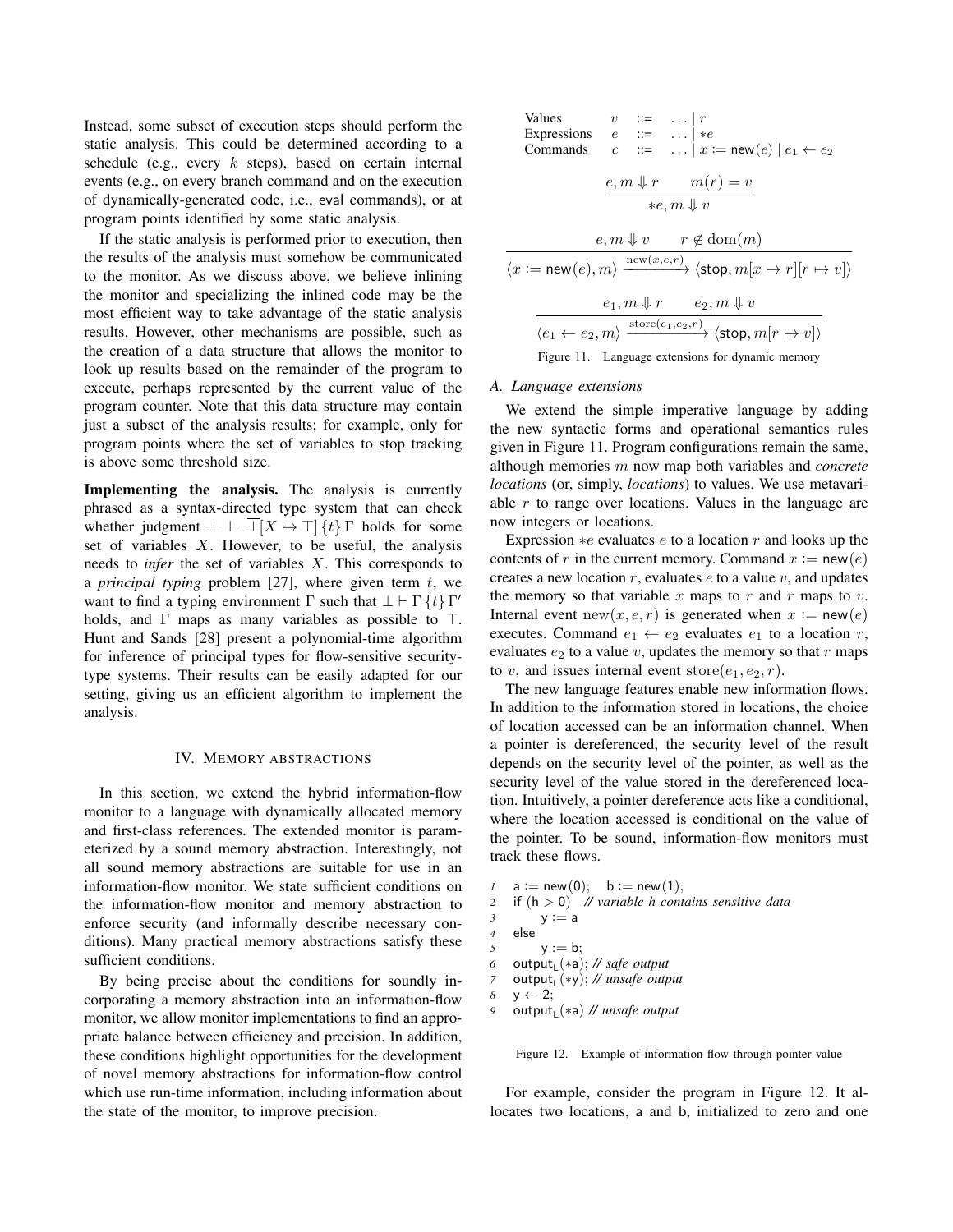Instead, some subset of execution steps should perform the static analysis. This could be determined according to a schedule (e.g., every $k$ steps), based on certain internal events (e.g., on every branch command and on the execution of dynamically-generated code, i.e., eval commands), or at program points identified by some static analysis.

If the static analysis is performed prior to execution, then the results of the analysis must somehow be communicated to the monitor. As we discuss above, we believe inlining the monitor and specializing the inlined code may be the most efficient way to take advantage of the static analysis results. However, other mechanisms are possible, such as the creation of a data structure that allows the monitor to look up results based on the remainder of the program to execute, perhaps represented by the current value of the program counter. Note that this data structure may contain just a subset of the analysis results; for example, only for program points where the set of variables to stop tracking is above some threshold size.

**Implementing the analysis.** The analysis is currently phrased as a syntax-directed type system that can check whether judgment $\bot \vdash \overline{\bot}[X \mapsto \top]\,\{t\}\,\Gamma$ holds for some set of variables $X$. However, to be useful, the analysis needs to *infer* the set of variables $X$. This corresponds to a *principal typing* problem [27], where given term $t$, we want to find a typing environment $\Gamma$ such that $\bot \vdash \Gamma\,\{t\}\,\Gamma'$ holds, and $\Gamma$ maps as many variables as possible to $\top$. Hunt and Sands [28] present a polynomial-time algorithm for inference of principal types for flow-sensitive security-type systems. Their results can be easily adapted for our setting, giving us an efficient algorithm to implement the analysis.

## IV. Memory abstractions

In this section, we extend the hybrid information-flow monitor to a language with dynamically allocated memory and first-class references. The extended monitor is parameterized by a sound memory abstraction. Interestingly, not all sound memory abstractions are suitable for use in an information-flow monitor. We state sufficient conditions on the information-flow monitor and memory abstraction to enforce security (and informally describe necessary conditions). Many practical memory abstractions satisfy these sufficient conditions.

By being precise about the conditions for soundly incorporating a memory abstraction into an information-flow monitor, we allow monitor implementations to find an appropriate balance between efficiency and precision. In addition, these conditions highlight opportunities for the development of novel memory abstractions for information-flow control which use run-time information, including information about the state of the monitor, to improve precision.

$$
\begin{array}{llll}
\text{Values} & v & ::= & \ldots \mid r \\
\text{Expressions} & e & ::= & \ldots \mid *e \\
\text{Commands} & c & ::= & \ldots \mid x := \mathsf{new}(e) \mid e_1 \leftarrow e_2
\end{array}
$$

$$
\frac{e, m \Downarrow r \qquad m(r) = v}{*e, m \Downarrow v}
$$

$$
\frac{e, m \Downarrow v \qquad r \notin \mathrm{dom}(m)}{\langle x := \mathsf{new}(e), m\rangle \xrightarrow{\mathrm{new}(x,e,r)} \langle \mathsf{stop}, m[x \mapsto r][r \mapsto v]\rangle}
$$

$$
\frac{e_1, m \Downarrow r \qquad e_2, m \Downarrow v}{\langle e_1 \leftarrow e_2, m\rangle \xrightarrow{\mathrm{store}(e_1,e_2,r)} \langle \mathsf{stop}, m[r \mapsto v]\rangle}
$$

Figure 11. Language extensions for dynamic memory

### A. Language extensions

We extend the simple imperative language by adding the new syntactic forms and operational semantics rules given in Figure 11. Program configurations remain the same, although memories $m$ now map both variables and *concrete locations* (or, simply, *locations*) to values. We use metavariable $r$ to range over locations. Values in the language are now integers or locations.

Expression $*e$ evaluates $e$ to a location $r$ and looks up the contents of $r$ in the current memory. Command $x := \mathsf{new}(e)$ creates a new location $r$, evaluates $e$ to a value $v$, and updates the memory so that variable $x$ maps to $r$ and $r$ maps to $v$. Internal event $\mathrm{new}(x, e, r)$ is generated when $x := \mathsf{new}(e)$ executes. Command $e_1 \leftarrow e_2$ evaluates $e_1$ to a location $r$, evaluates $e_2$ to a value $v$, updates the memory so that $r$ maps to $v$, and issues internal event $\mathrm{store}(e_1, e_2, r)$.

The new language features enable new information flows. In addition to the information stored in locations, the choice of location accessed can be an information channel. When a pointer is dereferenced, the security level of the result depends on the security level of the pointer, as well as the security level of the value stored in the dereferenced location. Intuitively, a pointer dereference acts like a conditional, where the location accessed is conditional on the value of the pointer. To be sound, information-flow monitors must track these flows.

```
1  a := new(0);   b := new(1);
2  if (h > 0)  // variable h contains sensitive data
3       y := a
4  else
5       y := b;
6  output_L(*a); // safe output
7  output_L(*y); // unsafe output
8  y ← 2;
9  output_L(*a) // unsafe output
```

Figure 12. Example of information flow through pointer value

For example, consider the program in Figure 12. It allocates two locations, a and b, initialized to zero and one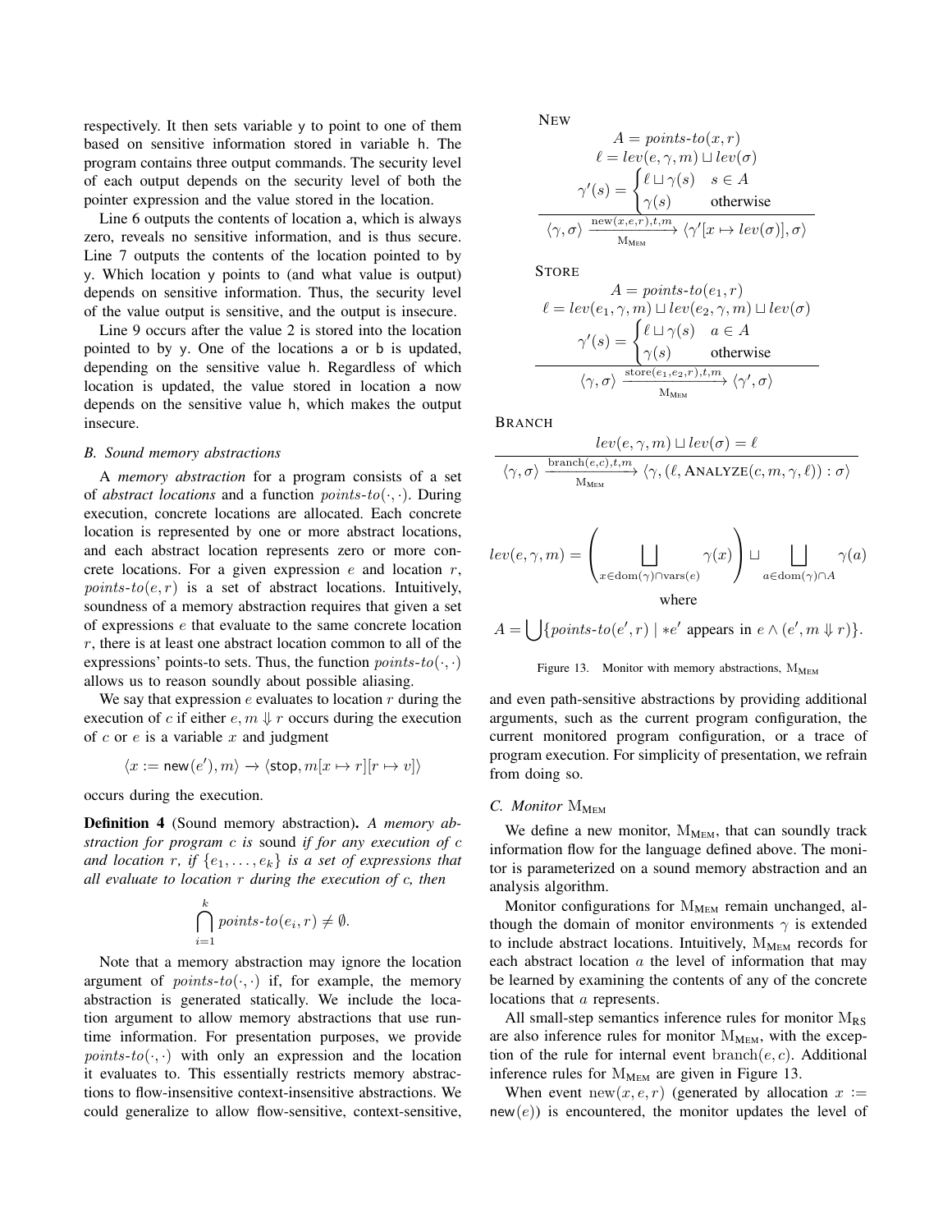respectively. It then sets variable y to point to one of them based on sensitive information stored in variable h. The program contains three output commands. The security level of each output depends on the security level of both the pointer expression and the value stored in the location.

Line 6 outputs the contents of location a, which is always zero, reveals no sensitive information, and is thus secure. Line 7 outputs the contents of the location pointed to by y. Which location y points to (and what value is output) depends on sensitive information. Thus, the security level of the value output is sensitive, and the output is insecure.

Line 9 occurs after the value 2 is stored into the location pointed to by y. One of the locations a or b is updated, depending on the sensitive value h. Regardless of which location is updated, the value stored in location a now depends on the sensitive value h, which makes the output insecure.

### B. Sound memory abstractions

A *memory abstraction* for a program consists of a set of *abstract locations* and a function $\mathit{points\text{-}to}(\cdot,\cdot)$. During execution, concrete locations are allocated. Each concrete location is represented by one or more abstract locations, and each abstract location represents zero or more concrete locations. For a given expression $e$ and location $r$, $\mathit{points\text{-}to}(e, r)$ is a set of abstract locations. Intuitively, soundness of a memory abstraction requires that given a set of expressions $e$ that evaluate to the same concrete location $r$, there is at least one abstract location common to all of the expressions' points-to sets. Thus, the function $\mathit{points\text{-}to}(\cdot,\cdot)$ allows us to reason soundly about possible aliasing.

We say that expression $e$ evaluates to location $r$ during the execution of $c$ if either $e, m \Downarrow r$ occurs during the execution of $c$ or $e$ is a variable $x$ and judgment

$$\langle x := \mathsf{new}(e'), m\rangle \rightarrow \langle \mathsf{stop}, m[x \mapsto r][r \mapsto v]\rangle$$

occurs during the execution.

**Definition 4** (Sound memory abstraction). *A memory abstraction for program $c$ is* sound *if for any execution of $c$ and location $r$, if $\{e_1, \ldots, e_k\}$ is a set of expressions that all evaluate to location $r$ during the execution of $c$, then*

$$\bigcap_{i=1}^{k} \mathit{points\text{-}to}(e_i, r) \neq \emptyset.$$

Note that a memory abstraction may ignore the location argument of $\mathit{points\text{-}to}(\cdot,\cdot)$ if, for example, the memory abstraction is generated statically. We include the location argument to allow memory abstractions that use runtime information. For presentation purposes, we provide $\mathit{points\text{-}to}(\cdot,\cdot)$ with only an expression and the location it evaluates to. This essentially restricts memory abstractions to flow-insensitive context-insensitive abstractions. We could generalize to allow flow-sensitive, context-sensitive, and even path-sensitive abstractions by providing additional arguments, such as the current program configuration, the current monitored program configuration, or a trace of program execution. For simplicity of presentation, we refrain from doing so.

NEW

$$\frac{\begin{array}{c} A = \mathit{points\text{-}to}(x, r) \\ \ell = \mathit{lev}(e, \gamma, m) \sqcup \mathit{lev}(\sigma) \\ \gamma'(s) = \begin{cases} \ell \sqcup \gamma(s) & s \in A \\ \gamma(s) & \text{otherwise} \end{cases} \end{array}}{\langle \gamma, \sigma\rangle \xrightarrow[\mathrm{M_{MEM}}]{\mathrm{new}(x,e,r),t,m} \langle \gamma'[x \mapsto \mathit{lev}(\sigma)], \sigma\rangle}$$

STORE

$$\frac{\begin{array}{c} A = \mathit{points\text{-}to}(e_1, r) \\ \ell = \mathit{lev}(e_1, \gamma, m) \sqcup \mathit{lev}(e_2, \gamma, m) \sqcup \mathit{lev}(\sigma) \\ \gamma'(s) = \begin{cases} \ell \sqcup \gamma(s) & a \in A \\ \gamma(s) & \text{otherwise} \end{cases} \end{array}}{\langle \gamma, \sigma\rangle \xrightarrow[\mathrm{M_{MEM}}]{\mathrm{store}(e_1,e_2,r),t,m} \langle \gamma', \sigma\rangle}$$

BRANCH

$$\frac{\mathit{lev}(e, \gamma, m) \sqcup \mathit{lev}(\sigma) = \ell}{\langle \gamma, \sigma\rangle \xrightarrow[\mathrm{M_{MEM}}]{\mathrm{branch}(e,c),t,m} \langle \gamma, (\ell, \textsc{Analyze}(c, m, \gamma, \ell)) : \sigma\rangle}$$

$$\mathit{lev}(e, \gamma, m) = \left( \bigsqcup_{x \in \mathrm{dom}(\gamma) \cap \mathrm{vars}(e)} \gamma(x) \right) \sqcup \bigsqcup_{a \in \mathrm{dom}(\gamma) \cap A} \gamma(a)$$

where

$$A = \bigcup \{\mathit{points\text{-}to}(e', r) \mid *e' \text{ appears in } e \wedge (e', m \Downarrow r)\}.$$

Figure 13. Monitor with memory abstractions, $\mathrm{M_{MEM}}$

### C. Monitor $\mathrm{M_{MEM}}$

We define a new monitor, $\mathrm{M_{MEM}}$, that can soundly track information flow for the language defined above. The monitor is parameterized on a sound memory abstraction and an analysis algorithm.

Monitor configurations for $\mathrm{M_{MEM}}$ remain unchanged, although the domain of monitor environments $\gamma$ is extended to include abstract locations. Intuitively, $\mathrm{M_{MEM}}$ records for each abstract location $a$ the level of information that may be learned by examining the contents of any of the concrete locations that $a$ represents.

All small-step semantics inference rules for monitor $\mathrm{M_{RS}}$ are also inference rules for monitor $\mathrm{M_{MEM}}$, with the exception of the rule for internal event $\mathrm{branch}(e, c)$. Additional inference rules for $\mathrm{M_{MEM}}$ are given in Figure 13.

When event $\mathrm{new}(x, e, r)$ (generated by allocation $x := \mathsf{new}(e)$) is encountered, the monitor updates the level of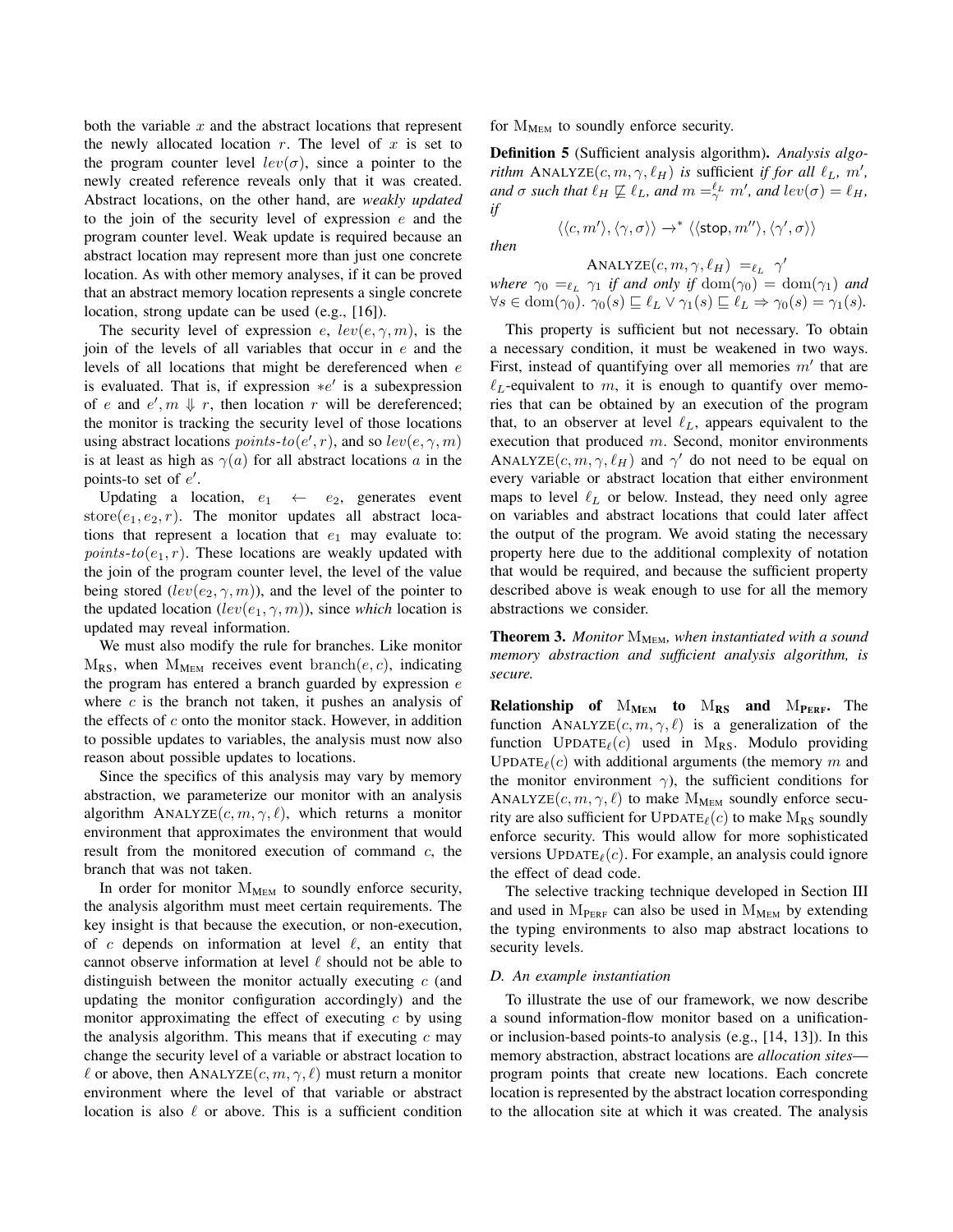both the variable $x$ and the abstract locations that represent the newly allocated location $r$. The level of $x$ is set to the program counter level $lev(\sigma)$, since a pointer to the newly created reference reveals only that it was created. Abstract locations, on the other hand, are *weakly updated* to the join of the security level of expression $e$ and the program counter level. Weak update is required because an abstract location may represent more than just one concrete location. As with other memory analyses, if it can be proved that an abstract memory location represents a single concrete location, strong update can be used (e.g., [16]).

The security level of expression $e$, $lev(e, \gamma, m)$, is the join of the levels of all variables that occur in $e$ and the levels of all locations that might be dereferenced when $e$ is evaluated. That is, if expression $*e'$ is a subexpression of $e$ and $e', m \Downarrow r$, then location $r$ will be dereferenced; the monitor is tracking the security level of those locations using abstract locations $points\text{-}to(e', r)$, and so $lev(e, \gamma, m)$ is at least as high as $\gamma(a)$ for all abstract locations $a$ in the points-to set of $e'$.

Updating a location, $e_1 \leftarrow e_2$, generates event $\mathrm{store}(e_1, e_2, r)$. The monitor updates all abstract locations that represent a location that $e_1$ may evaluate to: $points\text{-}to(e_1, r)$. These locations are weakly updated with the join of the program counter level, the level of the value being stored ($lev(e_2, \gamma, m)$), and the level of the pointer to the updated location ($lev(e_1, \gamma, m)$), since *which* location is updated may reveal information.

We must also modify the rule for branches. Like monitor $\mathrm{M}_{\mathrm{RS}}$, when $\mathrm{M}_{\mathrm{MEM}}$ receives event $\mathrm{branch}(e, c)$, indicating the program has entered a branch guarded by expression $e$ where $c$ is the branch not taken, it pushes an analysis of the effects of $c$ onto the monitor stack. However, in addition to possible updates to variables, the analysis must now also reason about possible updates to locations.

Since the specifics of this analysis may vary by memory abstraction, we parameterize our monitor with an analysis algorithm $\mathrm{ANALYZE}(c, m, \gamma, \ell)$, which returns a monitor environment that approximates the environment that would result from the monitored execution of command $c$, the branch that was not taken.

In order for monitor $\mathrm{M}_{\mathrm{MEM}}$ to soundly enforce security, the analysis algorithm must meet certain requirements. The key insight is that because the execution, or non-execution, of $c$ depends on information at level $\ell$, an entity that cannot observe information at level $\ell$ should not be able to distinguish between the monitor actually executing $c$ (and updating the monitor configuration accordingly) and the monitor approximating the effect of executing $c$ by using the analysis algorithm. This means that if executing $c$ may change the security level of a variable or abstract location to $\ell$ or above, then $\mathrm{ANALYZE}(c, m, \gamma, \ell)$ must return a monitor environment where the level of that variable or abstract location is also $\ell$ or above. This is a sufficient condition for $\mathrm{M}_{\mathrm{MEM}}$ to soundly enforce security.

**Definition 5** (Sufficient analysis algorithm)**.** *Analysis algorithm $\mathrm{ANALYZE}(c, m, \gamma, \ell_H)$ is* sufficient *if for all $\ell_L$, $m'$, and $\sigma$ such that $\ell_H \not\sqsubseteq \ell_L$, and $m =_{\gamma}^{\ell_L} m'$, and $lev(\sigma) = \ell_H$, if*

$$\langle\langle c, m'\rangle, \langle \gamma, \sigma\rangle\rangle \rightarrow^* \langle\langle \mathsf{stop}, m''\rangle, \langle \gamma', \sigma\rangle\rangle$$

*then*

$$\mathrm{ANALYZE}(c, m, \gamma, \ell_H) =_{\ell_L} \gamma'$$

*where $\gamma_0 =_{\ell_L} \gamma_1$ if and only if $\mathrm{dom}(\gamma_0) = \mathrm{dom}(\gamma_1)$ and $\forall s \in \mathrm{dom}(\gamma_0).\ \gamma_0(s) \sqsubseteq \ell_L \vee \gamma_1(s) \sqsubseteq \ell_L \Rightarrow \gamma_0(s) = \gamma_1(s)$.*

This property is sufficient but not necessary. To obtain a necessary condition, it must be weakened in two ways. First, instead of quantifying over all memories $m'$ that are $\ell_L$-equivalent to $m$, it is enough to quantify over memories that can be obtained by an execution of the program that, to an observer at level $\ell_L$, appears equivalent to the execution that produced $m$. Second, monitor environments $\mathrm{ANALYZE}(c, m, \gamma, \ell_H)$ and $\gamma'$ do not need to be equal on every variable or abstract location that either environment maps to level $\ell_L$ or below. Instead, they need only agree on variables and abstract locations that could later affect the output of the program. We avoid stating the necessary property here due to the additional complexity of notation that would be required, and because the sufficient property described above is weak enough to use for all the memory abstractions we consider.

**Theorem 3.** *Monitor $\mathrm{M}_{\mathrm{MEM}}$, when instantiated with a sound memory abstraction and sufficient analysis algorithm, is secure.*

**Relationship of $\mathrm{M}_{\mathrm{MEM}}$ to $\mathrm{M}_{\mathrm{RS}}$ and $\mathrm{M}_{\mathrm{PERF}}$.** The function $\mathrm{ANALYZE}(c, m, \gamma, \ell)$ is a generalization of the function $\mathrm{UPDATE}_{\ell}(c)$ used in $\mathrm{M}_{\mathrm{RS}}$. Modulo providing $\mathrm{UPDATE}_{\ell}(c)$ with additional arguments (the memory $m$ and the monitor environment $\gamma$), the sufficient conditions for $\mathrm{ANALYZE}(c, m, \gamma, \ell)$ to make $\mathrm{M}_{\mathrm{MEM}}$ soundly enforce security are also sufficient for $\mathrm{UPDATE}_{\ell}(c)$ to make $\mathrm{M}_{\mathrm{RS}}$ soundly enforce security. This would allow for more sophisticated versions $\mathrm{UPDATE}_{\ell}(c)$. For example, an analysis could ignore the effect of dead code.

The selective tracking technique developed in Section III and used in $\mathrm{M}_{\mathrm{PERF}}$ can also be used in $\mathrm{M}_{\mathrm{MEM}}$ by extending the typing environments to also map abstract locations to security levels.

### *D. An example instantiation*

To illustrate the use of our framework, we now describe a sound information-flow monitor based on a unification- or inclusion-based points-to analysis (e.g., [14, 13]). In this memory abstraction, abstract locations are *allocation sites*—program points that create new locations. Each concrete location is represented by the abstract location corresponding to the allocation site at which it was created. The analysis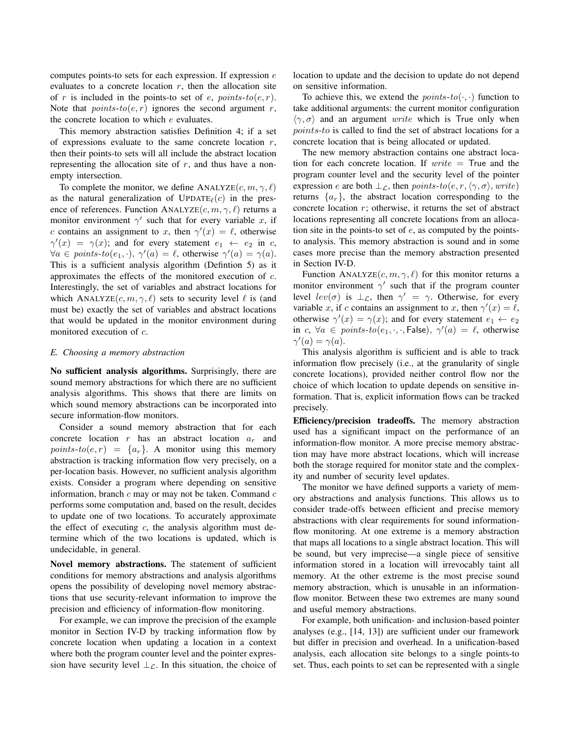computes points-to sets for each expression. If expression $e$ evaluates to a concrete location $r$, then the allocation site of $r$ is included in the points-to set of $e$, $points\text{-}to(e, r)$. Note that $points\text{-}to(e, r)$ ignores the second argument $r$, the concrete location to which $e$ evaluates.

This memory abstraction satisfies Definition 4; if a set of expressions evaluate to the same concrete location $r$, then their points-to sets will all include the abstract location representing the allocation site of $r$, and thus have a non-empty intersection.

To complete the monitor, we define $\text{ANALYZE}(c, m, \gamma, \ell)$ as the natural generalization of $\text{UPDATE}_\ell(c)$ in the presence of references. Function $\text{ANALYZE}(c, m, \gamma, \ell)$ returns a monitor environment $\gamma'$ such that for every variable $x$, if $c$ contains an assignment to $x$, then $\gamma'(x) = \ell$, otherwise $\gamma'(x) = \gamma(x)$; and for every statement $e_1 \leftarrow e_2$ in $c$, $\forall a \in points\text{-}to(e_1, \cdot)$, $\gamma'(a) = \ell$, otherwise $\gamma'(a) = \gamma(a)$. This is a sufficient analysis algorithm (Defintion 5) as it approximates the effects of the monitored execution of $c$. Interestingly, the set of variables and abstract locations for which $\text{ANALYZE}(c, m, \gamma, \ell)$ sets to security level $\ell$ is (and must be) exactly the set of variables and abstract locations that would be updated in the monitor environment during monitored execution of $c$.

### E. Choosing a memory abstraction

**No sufficient analysis algorithms.** Surprisingly, there are sound memory abstractions for which there are no sufficient analysis algorithms. This shows that there are limits on which sound memory abstractions can be incorporated into secure information-flow monitors.

Consider a sound memory abstraction that for each concrete location $r$ has an abstract location $a_r$ and $points\text{-}to(e, r) = \{a_r\}$. A monitor using this memory abstraction is tracking information flow very precisely, on a per-location basis. However, no sufficient analysis algorithm exists. Consider a program where depending on sensitive information, branch $c$ may or may not be taken. Command $c$ performs some computation and, based on the result, decides to update one of two locations. To accurately approximate the effect of executing $c$, the analysis algorithm must determine which of the two locations is updated, which is undecidable, in general.

**Novel memory abstractions.** The statement of sufficient conditions for memory abstractions and analysis algorithms opens the possibility of developing novel memory abstractions that use security-relevant information to improve the precision and efficiency of information-flow monitoring.

For example, we can improve the precision of the example monitor in Section IV-D by tracking information flow by concrete location when updating a location in a context where both the program counter level and the pointer expression have security level $\bot_\mathcal{L}$. In this situation, the choice of location to update and the decision to update do not depend on sensitive information.

To achieve this, we extend the $points\text{-}to(\cdot, \cdot)$ function to take additional arguments: the current monitor configuration $\langle \gamma, \sigma \rangle$ and an argument $write$ which is True only when $points\text{-}to$ is called to find the set of abstract locations for a concrete location that is being allocated or updated.

The new memory abstraction contains one abstract location for each concrete location. If $write = \text{True}$ and the program counter level and the security level of the pointer expression $e$ are both $\bot_\mathcal{L}$, then $points\text{-}to(e, r, \langle \gamma, \sigma \rangle, write)$ returns $\{a_r\}$, the abstract location corresponding to the concrete location $r$; otherwise, it returns the set of abstract locations representing all concrete locations from an allocation site in the points-to set of $e$, as computed by the points-to analysis. This memory abstraction is sound and in some cases more precise than the memory abstraction presented in Section IV-D.

Function $\text{ANALYZE}(c, m, \gamma, \ell)$ for this monitor returns a monitor environment $\gamma'$ such that if the program counter level $lev(\sigma)$ is $\bot_\mathcal{L}$, then $\gamma' = \gamma$. Otherwise, for every variable $x$, if $c$ contains an assignment to $x$, then $\gamma'(x) = \ell$, otherwise $\gamma'(x) = \gamma(x)$; and for every statement $e_1 \leftarrow e_2$ in $c$, $\forall a \in points\text{-}to(e_1, \cdot, \cdot, \text{False})$, $\gamma'(a) = \ell$, otherwise $\gamma'(a) = \gamma(a)$.

This analysis algorithm is sufficient and is able to track information flow precisely (i.e., at the granularity of single concrete locations), provided neither control flow nor the choice of which location to update depends on sensitive information. That is, explicit information flows can be tracked precisely.

**Efficiency/precision tradeoffs.** The memory abstraction used has a significant impact on the performance of an information-flow monitor. A more precise memory abstraction may have more abstract locations, which will increase both the storage required for monitor state and the complexity and number of security level updates.

The monitor we have defined supports a variety of memory abstractions and analysis functions. This allows us to consider trade-offs between efficient and precise memory abstractions with clear requirements for sound information-flow monitoring. At one extreme is a memory abstraction that maps all locations to a single abstract location. This will be sound, but very imprecise—a single piece of sensitive information stored in a location will irrevocably taint all memory. At the other extreme is the most precise sound memory abstraction, which is unusable in an information-flow monitor. Between these two extremes are many sound and useful memory abstractions.

For example, both unification- and inclusion-based pointer analyses (e.g., [14, 13]) are sufficient under our framework but differ in precision and overhead. In a unification-based analysis, each allocation site belongs to a single points-to set. Thus, each points to set can be represented with a single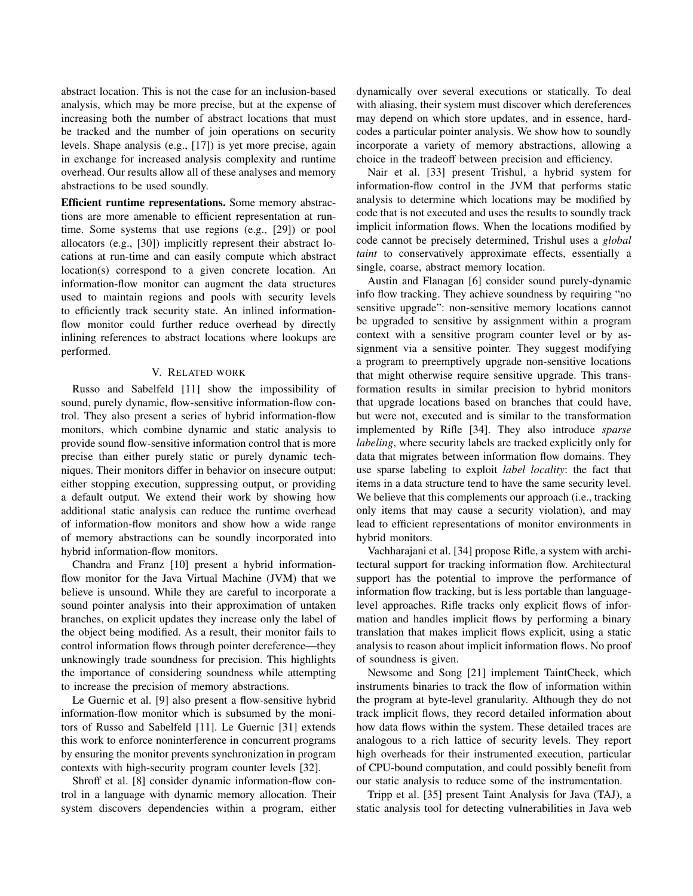abstract location. This is not the case for an inclusion-based analysis, which may be more precise, but at the expense of increasing both the number of abstract locations that must be tracked and the number of join operations on security levels. Shape analysis (e.g., [17]) is yet more precise, again in exchange for increased analysis complexity and runtime overhead. Our results allow all of these analyses and memory abstractions to be used soundly.

**Efficient runtime representations.** Some memory abstractions are more amenable to efficient representation at runtime. Some systems that use regions (e.g., [29]) or pool allocators (e.g., [30]) implicitly represent their abstract locations at run-time and can easily compute which abstract location(s) correspond to a given concrete location. An information-flow monitor can augment the data structures used to maintain regions and pools with security levels to efficiently track security state. An inlined information-flow monitor could further reduce overhead by directly inlining references to abstract locations where lookups are performed.

## V. Related work

Russo and Sabelfeld [11] show the impossibility of sound, purely dynamic, flow-sensitive information-flow control. They also present a series of hybrid information-flow monitors, which combine dynamic and static analysis to provide sound flow-sensitive information control that is more precise than either purely static or purely dynamic techniques. Their monitors differ in behavior on insecure output: either stopping execution, suppressing output, or providing a default output. We extend their work by showing how additional static analysis can reduce the runtime overhead of information-flow monitors and show how a wide range of memory abstractions can be soundly incorporated into hybrid information-flow monitors.

Chandra and Franz [10] present a hybrid information-flow monitor for the Java Virtual Machine (JVM) that we believe is unsound. While they are careful to incorporate a sound pointer analysis into their approximation of untaken branches, on explicit updates they increase only the label of the object being modified. As a result, their monitor fails to control information flows through pointer dereference—they unknowingly trade soundness for precision. This highlights the importance of considering soundness while attempting to increase the precision of memory abstractions.

Le Guernic et al. [9] also present a flow-sensitive hybrid information-flow monitor which is subsumed by the monitors of Russo and Sabelfeld [11]. Le Guernic [31] extends this work to enforce noninterference in concurrent programs by ensuring the monitor prevents synchronization in program contexts with high-security program counter levels [32].

Shroff et al. [8] consider dynamic information-flow control in a language with dynamic memory allocation. Their system discovers dependencies within a program, either dynamically over several executions or statically. To deal with aliasing, their system must discover which dereferences may depend on which store updates, and in essence, hard-codes a particular pointer analysis. We show how to soundly incorporate a variety of memory abstractions, allowing a choice in the tradeoff between precision and efficiency.

Nair et al. [33] present Trishul, a hybrid system for information-flow control in the JVM that performs static analysis to determine which locations may be modified by code that is not executed and uses the results to soundly track implicit information flows. When the locations modified by code cannot be precisely determined, Trishul uses a *global taint* to conservatively approximate effects, essentially a single, coarse, abstract memory location.

Austin and Flanagan [6] consider sound purely-dynamic info flow tracking. They achieve soundness by requiring "no sensitive upgrade": non-sensitive memory locations cannot be upgraded to sensitive by assignment within a program context with a sensitive program counter level or by assignment via a sensitive pointer. They suggest modifying a program to preemptively upgrade non-sensitive locations that might otherwise require sensitive upgrade. This transformation results in similar precision to hybrid monitors that upgrade locations based on branches that could have, but were not, executed and is similar to the transformation implemented by Rifle [34]. They also introduce *sparse labeling*, where security labels are tracked explicitly only for data that migrates between information flow domains. They use sparse labeling to exploit *label locality*: the fact that items in a data structure tend to have the same security level. We believe that this complements our approach (i.e., tracking only items that may cause a security violation), and may lead to efficient representations of monitor environments in hybrid monitors.

Vachharajani et al. [34] propose Rifle, a system with architectural support for tracking information flow. Architectural support has the potential to improve the performance of information flow tracking, but is less portable than language-level approaches. Rifle tracks only explicit flows of information and handles implicit flows by performing a binary translation that makes implicit flows explicit, using a static analysis to reason about implicit information flows. No proof of soundness is given.

Newsome and Song [21] implement TaintCheck, which instruments binaries to track the flow of information within the program at byte-level granularity. Although they do not track implicit flows, they record detailed information about how data flows within the system. These detailed traces are analogous to a rich lattice of security levels. They report high overheads for their instrumented execution, particular of CPU-bound computation, and could possibly benefit from our static analysis to reduce some of the instrumentation.

Tripp et al. [35] present Taint Analysis for Java (TAJ), a static analysis tool for detecting vulnerabilities in Java web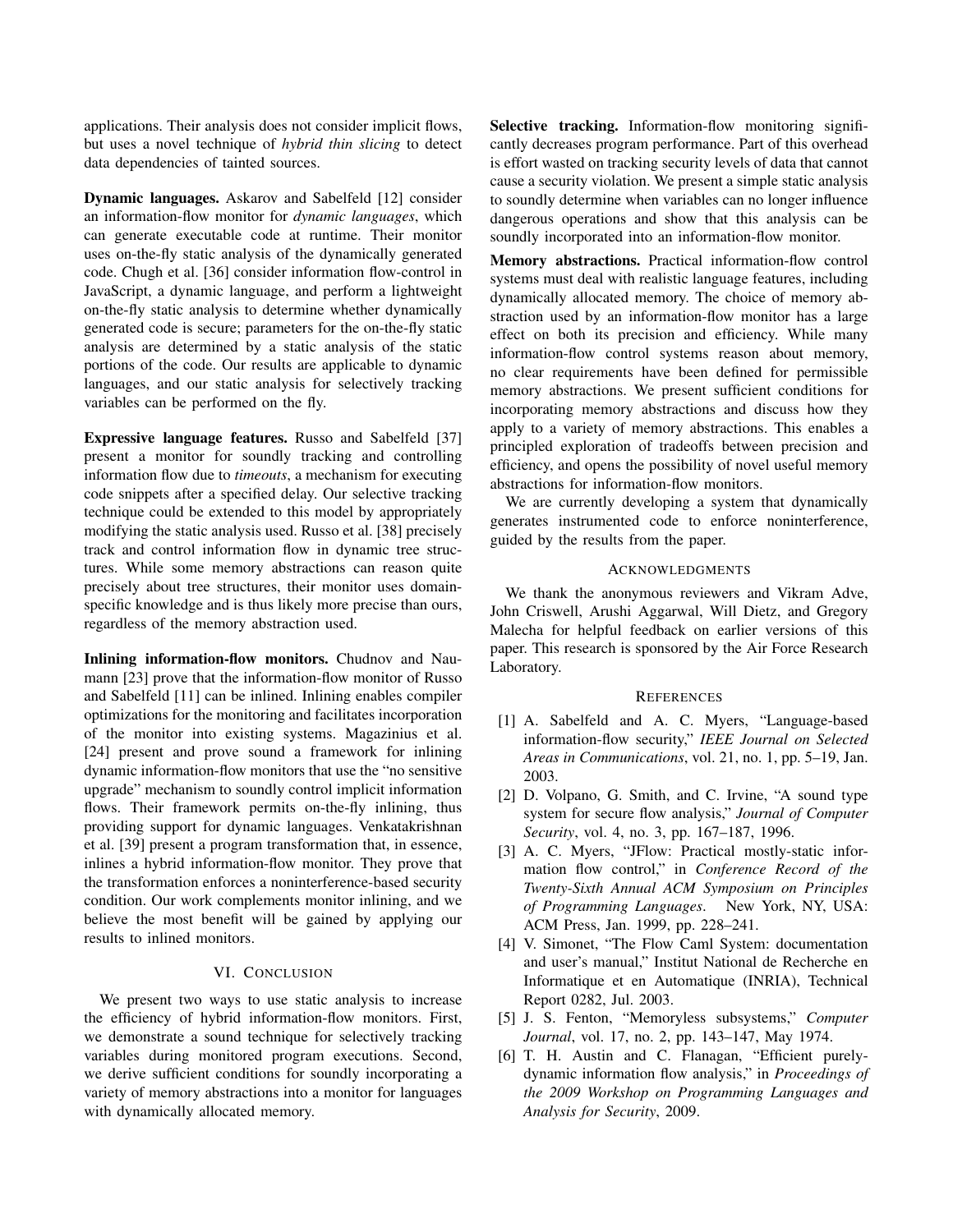applications. Their analysis does not consider implicit flows, but uses a novel technique of *hybrid thin slicing* to detect data dependencies of tainted sources.

**Dynamic languages.** Askarov and Sabelfeld [12] consider an information-flow monitor for *dynamic languages*, which can generate executable code at runtime. Their monitor uses on-the-fly static analysis of the dynamically generated code. Chugh et al. [36] consider information flow-control in JavaScript, a dynamic language, and perform a lightweight on-the-fly static analysis to determine whether dynamically generated code is secure; parameters for the on-the-fly static analysis are determined by a static analysis of the static portions of the code. Our results are applicable to dynamic languages, and our static analysis for selectively tracking variables can be performed on the fly.

**Expressive language features.** Russo and Sabelfeld [37] present a monitor for soundly tracking and controlling information flow due to *timeouts*, a mechanism for executing code snippets after a specified delay. Our selective tracking technique could be extended to this model by appropriately modifying the static analysis used. Russo et al. [38] precisely track and control information flow in dynamic tree structures. While some memory abstractions can reason quite precisely about tree structures, their monitor uses domain-specific knowledge and is thus likely more precise than ours, regardless of the memory abstraction used.

**Inlining information-flow monitors.** Chudnov and Naumann [23] prove that the information-flow monitor of Russo and Sabelfeld [11] can be inlined. Inlining enables compiler optimizations for the monitoring and facilitates incorporation of the monitor into existing systems. Magazinius et al. [24] present and prove sound a framework for inlining dynamic information-flow monitors that use the "no sensitive upgrade" mechanism to soundly control implicit information flows. Their framework permits on-the-fly inlining, thus providing support for dynamic languages. Venkatakrishnan et al. [39] present a program transformation that, in essence, inlines a hybrid information-flow monitor. They prove that the transformation enforces a noninterference-based security condition. Our work complements monitor inlining, and we believe the most benefit will be gained by applying our results to inlined monitors.

## VI. Conclusion

We present two ways to use static analysis to increase the efficiency of hybrid information-flow monitors. First, we demonstrate a sound technique for selectively tracking variables during monitored program executions. Second, we derive sufficient conditions for soundly incorporating a variety of memory abstractions into a monitor for languages with dynamically allocated memory.

**Selective tracking.** Information-flow monitoring significantly decreases program performance. Part of this overhead is effort wasted on tracking security levels of data that cannot cause a security violation. We present a simple static analysis to soundly determine when variables can no longer influence dangerous operations and show that this analysis can be soundly incorporated into an information-flow monitor.

**Memory abstractions.** Practical information-flow control systems must deal with realistic language features, including dynamically allocated memory. The choice of memory abstraction used by an information-flow monitor has a large effect on both its precision and efficiency. While many information-flow control systems reason about memory, no clear requirements have been defined for permissible memory abstractions. We present sufficient conditions for incorporating memory abstractions and discuss how they apply to a variety of memory abstractions. This enables a principled exploration of tradeoffs between precision and efficiency, and opens the possibility of novel useful memory abstractions for information-flow monitors.

We are currently developing a system that dynamically generates instrumented code to enforce noninterference, guided by the results from the paper.

## Acknowledgments

We thank the anonymous reviewers and Vikram Adve, John Criswell, Arushi Aggarwal, Will Dietz, and Gregory Malecha for helpful feedback on earlier versions of this paper. This research is sponsored by the Air Force Research Laboratory.

## References

[1] A. Sabelfeld and A. C. Myers, "Language-based information-flow security," *IEEE Journal on Selected Areas in Communications*, vol. 21, no. 1, pp. 5–19, Jan. 2003.

[2] D. Volpano, G. Smith, and C. Irvine, "A sound type system for secure flow analysis," *Journal of Computer Security*, vol. 4, no. 3, pp. 167–187, 1996.

[3] A. C. Myers, "JFlow: Practical mostly-static information flow control," in *Conference Record of the Twenty-Sixth Annual ACM Symposium on Principles of Programming Languages*. New York, NY, USA: ACM Press, Jan. 1999, pp. 228–241.

[4] V. Simonet, "The Flow Caml System: documentation and user's manual," Institut National de Recherche en Informatique et en Automatique (INRIA), Technical Report 0282, Jul. 2003.

[5] J. S. Fenton, "Memoryless subsystems," *Computer Journal*, vol. 17, no. 2, pp. 143–147, May 1974.

[6] T. H. Austin and C. Flanagan, "Efficient purely-dynamic information flow analysis," in *Proceedings of the 2009 Workshop on Programming Languages and Analysis for Security*, 2009.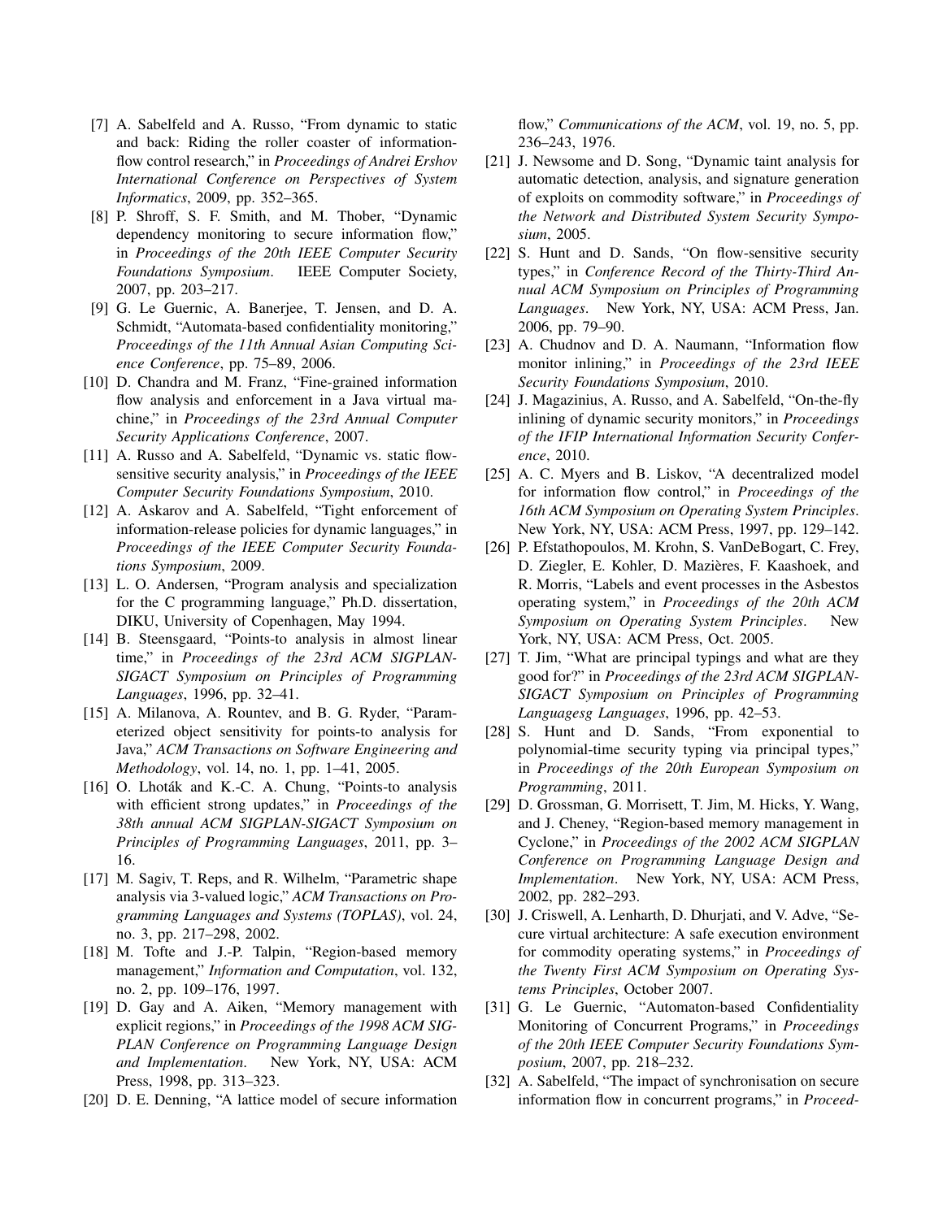[7] A. Sabelfeld and A. Russo, "From dynamic to static and back: Riding the roller coaster of information-flow control research," in *Proceedings of Andrei Ershov International Conference on Perspectives of System Informatics*, 2009, pp. 352–365.

[8] P. Shroff, S. F. Smith, and M. Thober, "Dynamic dependency monitoring to secure information flow," in *Proceedings of the 20th IEEE Computer Security Foundations Symposium*. IEEE Computer Society, 2007, pp. 203–217.

[9] G. Le Guernic, A. Banerjee, T. Jensen, and D. A. Schmidt, "Automata-based confidentiality monitoring," *Proceedings of the 11th Annual Asian Computing Science Conference*, pp. 75–89, 2006.

[10] D. Chandra and M. Franz, "Fine-grained information flow analysis and enforcement in a Java virtual machine," in *Proceedings of the 23rd Annual Computer Security Applications Conference*, 2007.

[11] A. Russo and A. Sabelfeld, "Dynamic vs. static flow-sensitive security analysis," in *Proceedings of the IEEE Computer Security Foundations Symposium*, 2010.

[12] A. Askarov and A. Sabelfeld, "Tight enforcement of information-release policies for dynamic languages," in *Proceedings of the IEEE Computer Security Foundations Symposium*, 2009.

[13] L. O. Andersen, "Program analysis and specialization for the C programming language," Ph.D. dissertation, DIKU, University of Copenhagen, May 1994.

[14] B. Steensgaard, "Points-to analysis in almost linear time," in *Proceedings of the 23rd ACM SIGPLAN-SIGACT Symposium on Principles of Programming Languages*, 1996, pp. 32–41.

[15] A. Milanova, A. Rountev, and B. G. Ryder, "Parameterized object sensitivity for points-to analysis for Java," *ACM Transactions on Software Engineering and Methodology*, vol. 14, no. 1, pp. 1–41, 2005.

[16] O. Lhoták and K.-C. A. Chung, "Points-to analysis with efficient strong updates," in *Proceedings of the 38th annual ACM SIGPLAN-SIGACT Symposium on Principles of Programming Languages*, 2011, pp. 3–16.

[17] M. Sagiv, T. Reps, and R. Wilhelm, "Parametric shape analysis via 3-valued logic," *ACM Transactions on Programming Languages and Systems (TOPLAS)*, vol. 24, no. 3, pp. 217–298, 2002.

[18] M. Tofte and J.-P. Talpin, "Region-based memory management," *Information and Computation*, vol. 132, no. 2, pp. 109–176, 1997.

[19] D. Gay and A. Aiken, "Memory management with explicit regions," in *Proceedings of the 1998 ACM SIGPLAN Conference on Programming Language Design and Implementation*. New York, NY, USA: ACM Press, 1998, pp. 313–323.

[20] D. E. Denning, "A lattice model of secure information flow," *Communications of the ACM*, vol. 19, no. 5, pp. 236–243, 1976.

[21] J. Newsome and D. Song, "Dynamic taint analysis for automatic detection, analysis, and signature generation of exploits on commodity software," in *Proceedings of the Network and Distributed System Security Symposium*, 2005.

[22] S. Hunt and D. Sands, "On flow-sensitive security types," in *Conference Record of the Thirty-Third Annual ACM Symposium on Principles of Programming Languages*. New York, NY, USA: ACM Press, Jan. 2006, pp. 79–90.

[23] A. Chudnov and D. A. Naumann, "Information flow monitor inlining," in *Proceedings of the 23rd IEEE Security Foundations Symposium*, 2010.

[24] J. Magazinius, A. Russo, and A. Sabelfeld, "On-the-fly inlining of dynamic security monitors," in *Proceedings of the IFIP International Information Security Conference*, 2010.

[25] A. C. Myers and B. Liskov, "A decentralized model for information flow control," in *Proceedings of the 16th ACM Symposium on Operating System Principles*. New York, NY, USA: ACM Press, 1997, pp. 129–142.

[26] P. Efstathopoulos, M. Krohn, S. VanDeBogart, C. Frey, D. Ziegler, E. Kohler, D. Mazières, F. Kaashoek, and R. Morris, "Labels and event processes in the Asbestos operating system," in *Proceedings of the 20th ACM Symposium on Operating System Principles*. New York, NY, USA: ACM Press, Oct. 2005.

[27] T. Jim, "What are principal typings and what are they good for?" in *Proceedings of the 23rd ACM SIGPLAN-SIGACT Symposium on Principles of Programming Languagesg Languages*, 1996, pp. 42–53.

[28] S. Hunt and D. Sands, "From exponential to polynomial-time security typing via principal types," in *Proceedings of the 20th European Symposium on Programming*, 2011.

[29] D. Grossman, G. Morrisett, T. Jim, M. Hicks, Y. Wang, and J. Cheney, "Region-based memory management in Cyclone," in *Proceedings of the 2002 ACM SIGPLAN Conference on Programming Language Design and Implementation*. New York, NY, USA: ACM Press, 2002, pp. 282–293.

[30] J. Criswell, A. Lenharth, D. Dhurjati, and V. Adve, "Secure virtual architecture: A safe execution environment for commodity operating systems," in *Proceedings of the Twenty First ACM Symposium on Operating Systems Principles*, October 2007.

[31] G. Le Guernic, "Automaton-based Confidentiality Monitoring of Concurrent Programs," in *Proceedings of the 20th IEEE Computer Security Foundations Symposium*, 2007, pp. 218–232.

[32] A. Sabelfeld, "The impact of synchronisation on secure information flow in concurrent programs," in *Proceed-*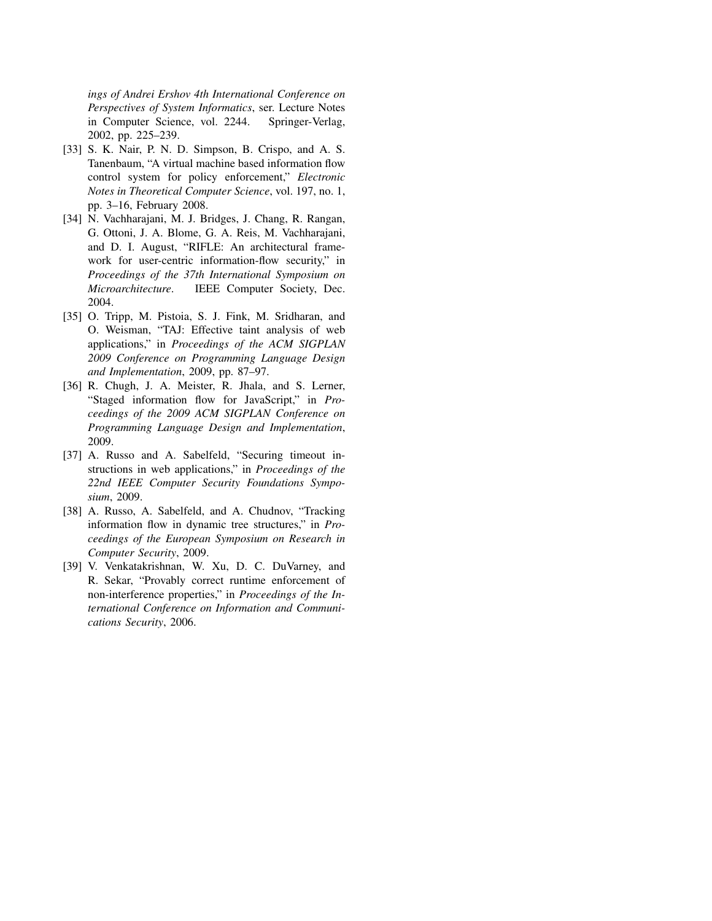*ings of Andrei Ershov 4th International Conference on Perspectives of System Informatics*, ser. Lecture Notes in Computer Science, vol. 2244. Springer-Verlag, 2002, pp. 225–239.

[33] S. K. Nair, P. N. D. Simpson, B. Crispo, and A. S. Tanenbaum, "A virtual machine based information flow control system for policy enforcement," *Electronic Notes in Theoretical Computer Science*, vol. 197, no. 1, pp. 3–16, February 2008.

[34] N. Vachharajani, M. J. Bridges, J. Chang, R. Rangan, G. Ottoni, J. A. Blome, G. A. Reis, M. Vachharajani, and D. I. August, "RIFLE: An architectural framework for user-centric information-flow security," in *Proceedings of the 37th International Symposium on Microarchitecture*. IEEE Computer Society, Dec. 2004.

[35] O. Tripp, M. Pistoia, S. J. Fink, M. Sridharan, and O. Weisman, "TAJ: Effective taint analysis of web applications," in *Proceedings of the ACM SIGPLAN 2009 Conference on Programming Language Design and Implementation*, 2009, pp. 87–97.

[36] R. Chugh, J. A. Meister, R. Jhala, and S. Lerner, "Staged information flow for JavaScript," in *Proceedings of the 2009 ACM SIGPLAN Conference on Programming Language Design and Implementation*, 2009.

[37] A. Russo and A. Sabelfeld, "Securing timeout instructions in web applications," in *Proceedings of the 22nd IEEE Computer Security Foundations Symposium*, 2009.

[38] A. Russo, A. Sabelfeld, and A. Chudnov, "Tracking information flow in dynamic tree structures," in *Proceedings of the European Symposium on Research in Computer Security*, 2009.

[39] V. Venkatakrishnan, W. Xu, D. C. DuVarney, and R. Sekar, "Provably correct runtime enforcement of non-interference properties," in *Proceedings of the International Conference on Information and Communications Security*, 2006.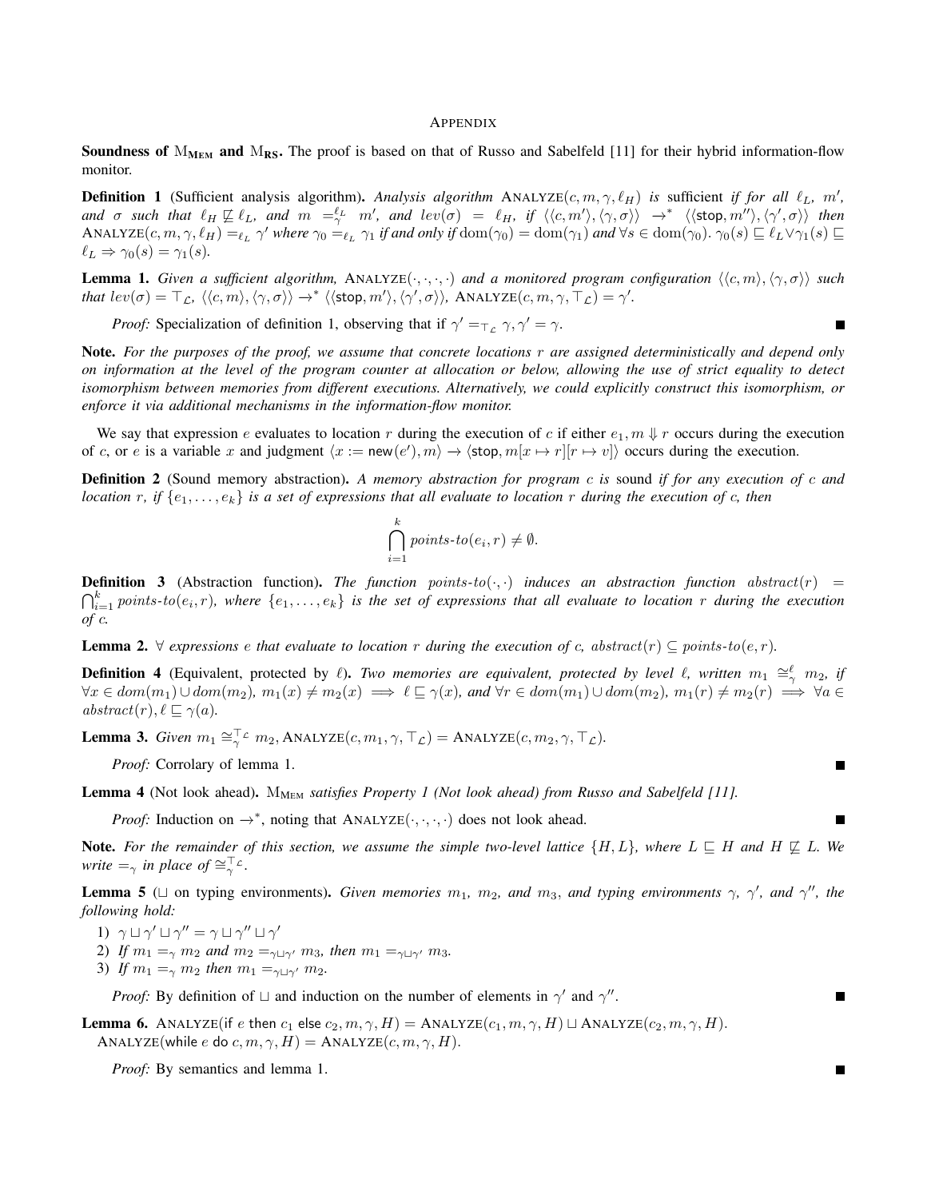## Appendix

**Soundness of $\text{M}_{\textbf{MEM}}$ and $\text{M}_{\textbf{RS}}$.** The proof is based on that of Russo and Sabelfeld [11] for their hybrid information-flow monitor.

**Definition 1** (Sufficient analysis algorithm). *Analysis algorithm* $\textsc{Analyze}(c, m, \gamma, \ell_H)$ *is* sufficient *if for all* $\ell_L$, $m'$, *and* $\sigma$ *such that* $\ell_H \not\sqsubseteq \ell_L$, *and* $m =^{\ell_L}_{\gamma} m'$, *and* $lev(\sigma) = \ell_H$, *if* $\langle\langle c, m'\rangle, \langle\gamma, \sigma\rangle\rangle \rightarrow^* \langle\langle \mathsf{stop}, m''\rangle, \langle\gamma', \sigma\rangle\rangle$ *then* $\textsc{Analyze}(c, m, \gamma, \ell_H) =_{\ell_L} \gamma'$ *where* $\gamma_0 =_{\ell_L} \gamma_1$ *if and only if* $\text{dom}(\gamma_0) = \text{dom}(\gamma_1)$ *and* $\forall s \in \text{dom}(\gamma_0).\ \gamma_0(s) \sqsubseteq \ell_L \vee \gamma_1(s) \sqsubseteq \ell_L \Rightarrow \gamma_0(s) = \gamma_1(s)$.

**Lemma 1.** *Given a sufficient algorithm,* $\textsc{Analyze}(\cdot, \cdot, \cdot, \cdot)$ *and a monitored program configuration* $\langle\langle c, m\rangle, \langle\gamma, \sigma\rangle\rangle$ *such that* $lev(\sigma) = \top_{\mathcal{L}}$, $\langle\langle c, m\rangle, \langle\gamma, \sigma\rangle\rangle \rightarrow^* \langle\langle \mathsf{stop}, m'\rangle, \langle\gamma', \sigma\rangle\rangle$, $\textsc{Analyze}(c, m, \gamma, \top_{\mathcal{L}}) = \gamma'$.

*Proof:* Specialization of definition 1, observing that if $\gamma' =_{\top_{\mathcal{L}}} \gamma, \gamma' = \gamma$. ∎

**Note.** *For the purposes of the proof, we assume that concrete locations $r$ are assigned deterministically and depend only on information at the level of the program counter at allocation or below, allowing the use of strict equality to detect isomorphism between memories from different executions. Alternatively, we could explicitly construct this isomorphism, or enforce it via additional mechanisms in the information-flow monitor.*

We say that expression $e$ evaluates to location $r$ during the execution of $c$ if either $e_1, m \Downarrow r$ occurs during the execution of $c$, or $e$ is a variable $x$ and judgment $\langle x := \mathsf{new}(e'), m\rangle \rightarrow \langle \mathsf{stop}, m[x \mapsto r][r \mapsto v]\rangle$ occurs during the execution.

**Definition 2** (Sound memory abstraction). *A memory abstraction for program $c$ is* sound *if for any execution of $c$ and location $r$, if $\{e_1, \ldots, e_k\}$ is a set of expressions that all evaluate to location $r$ during the execution of $c$, then*

$$\bigcap_{i=1}^{k} \textit{points-to}(e_i, r) \neq \emptyset.$$

**Definition 3** (Abstraction function). *The function* $\textit{points-to}(\cdot, \cdot)$ *induces an abstraction function* $\textit{abstract}(r) = \bigcap_{i=1}^{k} \textit{points-to}(e_i, r)$, *where* $\{e_1, \ldots, e_k\}$ *is the set of expressions that all evaluate to location $r$ during the execution of $c$.*

**Lemma 2.** $\forall$ *expressions $e$ that evaluate to location $r$ during the execution of $c$,* $\textit{abstract}(r) \subseteq \textit{points-to}(e, r)$.

**Definition 4** (Equivalent, protected by $\ell$). *Two memories are equivalent, protected by level $\ell$, written* $m_1 \cong^{\ell}_{\gamma} m_2$, *if* $\forall x \in dom(m_1) \cup dom(m_2),\ m_1(x) \neq m_2(x) \implies \ell \sqsubseteq \gamma(x)$, *and* $\forall r \in dom(m_1) \cup dom(m_2),\ m_1(r) \neq m_2(r) \implies \forall a \in \textit{abstract}(r), \ell \sqsubseteq \gamma(a)$.

**Lemma 3.** *Given* $m_1 \cong^{\top_{\mathcal{L}}}_{\gamma} m_2$, $\textsc{Analyze}(c, m_1, \gamma, \top_{\mathcal{L}}) = \textsc{Analyze}(c, m_2, \gamma, \top_{\mathcal{L}})$.

*Proof:* Corrolary of lemma 1. ∎

**Lemma 4** (Not look ahead). $\text{M}_{\text{MEM}}$ *satisfies Property 1 (Not look ahead) from Russo and Sabelfeld [11].*

*Proof:* Induction on $\rightarrow^*$, noting that $\textsc{Analyze}(\cdot, \cdot, \cdot, \cdot)$ does not look ahead. ∎

**Note.** *For the remainder of this section, we assume the simple two-level lattice $\{H, L\}$, where $L \sqsubseteq H$ and $H \not\sqsubseteq L$. We write $=_{\gamma}$ in place of $\cong^{\top_{\mathcal{L}}}_{\gamma}$.*

**Lemma 5** ($\sqcup$ on typing environments). *Given memories $m_1$, $m_2$, and $m_3$, and typing environments $\gamma$, $\gamma'$, and $\gamma''$, the following hold:*

1) $\gamma \sqcup \gamma' \sqcup \gamma'' = \gamma \sqcup \gamma'' \sqcup \gamma'$
2) *If* $m_1 =_{\gamma} m_2$ *and* $m_2 =_{\gamma \sqcup \gamma'} m_3$, *then* $m_1 =_{\gamma \sqcup \gamma'} m_3$.
3) *If* $m_1 =_{\gamma} m_2$ *then* $m_1 =_{\gamma \sqcup \gamma'} m_2$.

*Proof:* By definition of $\sqcup$ and induction on the number of elements in $\gamma'$ and $\gamma''$. ∎

**Lemma 6.** $\textsc{Analyze}(\mathsf{if}\ e\ \mathsf{then}\ c_1\ \mathsf{else}\ c_2, m, \gamma, H) = \textsc{Analyze}(c_1, m, \gamma, H) \sqcup \textsc{Analyze}(c_2, m, \gamma, H)$.
$\textsc{Analyze}(\mathsf{while}\ e\ \mathsf{do}\ c, m, \gamma, H) = \textsc{Analyze}(c, m, \gamma, H)$.

*Proof:* By semantics and lemma 1. ∎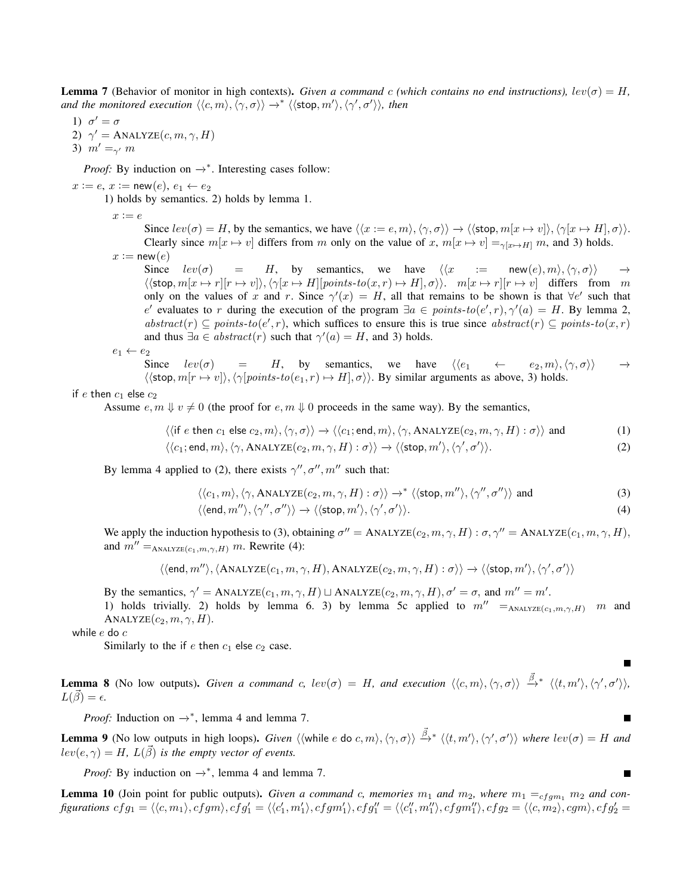**Lemma 7** (Behavior of monitor in high contexts). *Given a command $c$ (which contains no end instructions), $lev(\sigma) = H$, and the monitored execution $\langle\langle c, m\rangle, \langle\gamma, \sigma\rangle\rangle \to^* \langle\langle \mathsf{stop}, m'\rangle, \langle\gamma', \sigma'\rangle\rangle$, then*

1) $\sigma' = \sigma$
2) $\gamma' = \text{ANALYZE}(c, m, \gamma, H)$
3) $m' =_{\gamma'} m$

*Proof:* By induction on $\to^*$. Interesting cases follow:

$x := e$, $x := \mathsf{new}(e)$, $e_1 \leftarrow e_2$

1) holds by semantics. 2) holds by lemma 1.

$x := e$

Since $lev(\sigma) = H$, by the semantics, we have $\langle\langle x := e, m\rangle, \langle\gamma, \sigma\rangle\rangle \to \langle\langle \mathsf{stop}, m[x \mapsto v]\rangle, \langle\gamma[x \mapsto H], \sigma\rangle\rangle$. Clearly since $m[x \mapsto v]$ differs from $m$ only on the value of $x$, $m[x \mapsto v] =_{\gamma[x \mapsto H]} m$, and 3) holds.

$x := \mathsf{new}(e)$

Since $lev(\sigma) = H$, by semantics, we have $\langle\langle x := \mathsf{new}(e), m\rangle, \langle\gamma, \sigma\rangle\rangle \to \langle\langle \mathsf{stop}, m[x \mapsto r][r \mapsto v]\rangle, \langle\gamma[x \mapsto H][\textit{points-to}(x, r) \mapsto H], \sigma\rangle\rangle$. $m[x \mapsto r][r \mapsto v]$ differs from $m$ only on the values of $x$ and $r$. Since $\gamma'(x) = H$, all that remains to be shown is that $\forall e'$ such that $e'$ evaluates to $r$ during the execution of the program $\exists a \in \textit{points-to}(e', r), \gamma'(a) = H$. By lemma 2, $\textit{abstract}(r) \subseteq \textit{points-to}(e', r)$, which suffices to ensure this is true since $\textit{abstract}(r) \subseteq \textit{points-to}(x, r)$ and thus $\exists a \in \textit{abstract}(r)$ such that $\gamma'(a) = H$, and 3) holds.

$e_1 \leftarrow e_2$

Since $lev(\sigma) = H$, by semantics, we have $\langle\langle e_1 \leftarrow e_2, m\rangle, \langle\gamma, \sigma\rangle\rangle \to \langle\langle \mathsf{stop}, m[r \mapsto v]\rangle, \langle\gamma[\textit{points-to}(e_1, r) \mapsto H], \sigma\rangle\rangle$. By similar arguments as above, 3) holds.

$\mathsf{if}\ e\ \mathsf{then}\ c_1\ \mathsf{else}\ c_2$

Assume $e, m \Downarrow v \neq 0$ (the proof for $e, m \Downarrow 0$ proceeds in the same way). By the semantics,

$$\langle\langle \mathsf{if}\ e\ \mathsf{then}\ c_1\ \mathsf{else}\ c_2, m\rangle, \langle\gamma, \sigma\rangle\rangle \to \langle\langle c_1; \mathsf{end}, m\rangle, \langle\gamma, \text{ANALYZE}(c_2, m, \gamma, H) : \sigma\rangle\rangle \text{ and} \tag{1}$$

$$\langle\langle c_1; \mathsf{end}, m\rangle, \langle\gamma, \text{ANALYZE}(c_2, m, \gamma, H) : \sigma\rangle\rangle \to \langle\langle \mathsf{stop}, m'\rangle, \langle\gamma', \sigma'\rangle\rangle. \tag{2}$$

By lemma 4 applied to (2), there exists $\gamma'', \sigma'', m''$ such that:

$$\langle\langle c_1, m\rangle, \langle\gamma, \text{ANALYZE}(c_2, m, \gamma, H) : \sigma\rangle\rangle \to^* \langle\langle \mathsf{stop}, m''\rangle, \langle\gamma'', \sigma''\rangle\rangle \text{ and} \tag{3}$$

$$\langle\langle \mathsf{end}, m''\rangle, \langle\gamma'', \sigma''\rangle\rangle \to \langle\langle \mathsf{stop}, m'\rangle, \langle\gamma', \sigma'\rangle\rangle. \tag{4}$$

We apply the induction hypothesis to (3), obtaining $\sigma'' = \text{ANALYZE}(c_2, m, \gamma, H) : \sigma, \gamma'' = \text{ANALYZE}(c_1, m, \gamma, H)$, and $m'' =_{\text{ANALYZE}(c_1, m, \gamma, H)} m$. Rewrite (4):

$$\langle\langle \mathsf{end}, m''\rangle, \langle \text{ANALYZE}(c_1, m, \gamma, H), \text{ANALYZE}(c_2, m, \gamma, H) : \sigma\rangle\rangle \to \langle\langle \mathsf{stop}, m'\rangle, \langle\gamma', \sigma'\rangle\rangle$$

By the semantics, $\gamma' = \text{ANALYZE}(c_1, m, \gamma, H) \sqcup \text{ANALYZE}(c_2, m, \gamma, H), \sigma' = \sigma$, and $m'' = m'$.
1) holds trivially. 2) holds by lemma 6. 3) by lemma 5c applied to $m'' =_{\text{ANALYZE}(c_1, m, \gamma, H)} m$ and $\text{ANALYZE}(c_2, m, \gamma, H)$.

$\mathsf{while}\ e\ \mathsf{do}\ c$

Similarly to the $\mathsf{if}\ e\ \mathsf{then}\ c_1\ \mathsf{else}\ c_2$ case.

∎

**Lemma 8** (No low outputs). *Given a command $c$, $lev(\sigma) = H$, and execution $\langle\langle c, m\rangle, \langle\gamma, \sigma\rangle\rangle \xrightarrow{\vec{\beta}}{}^* \langle\langle t, m'\rangle, \langle\gamma', \sigma'\rangle\rangle$, $L(\vec{\beta}) = \epsilon$.*

*Proof:* Induction on $\to^*$, lemma 4 and lemma 7. ∎

**Lemma 9** (No low outputs in high loops). *Given $\langle\langle \mathsf{while}\ e\ \mathsf{do}\ c, m\rangle, \langle\gamma, \sigma\rangle\rangle \xrightarrow{\vec{\beta}}{}^* \langle\langle t, m'\rangle, \langle\gamma', \sigma'\rangle\rangle$ where $lev(\sigma) = H$ and $lev(e, \gamma) = H$, $L(\vec{\beta})$ is the empty vector of events.*

*Proof:* By induction on $\to^*$, lemma 4 and lemma 7. ∎

**Lemma 10** (Join point for public outputs). *Given a command $c$, memories $m_1$ and $m_2$, where $m_1 =_{cfgm_1} m_2$ and configurations $cfg_1 = \langle\langle c, m_1\rangle, cfgm\rangle, cfg_1' = \langle\langle c_1', m_1'\rangle, cfgm_1'\rangle, cfg_1'' = \langle\langle c_1'', m_1''\rangle, cfgm_1''\rangle, cfg_2 = \langle\langle c, m_2\rangle, cgm\rangle, cfg_2' =$*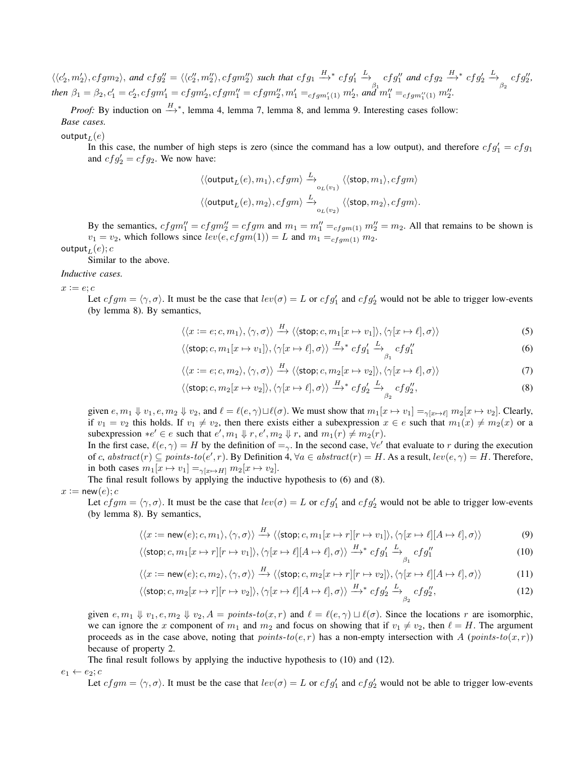$\langle\langle c_2', m_2'\rangle, cfgm_2\rangle$, *and* $cfg_2'' = \langle\langle c_2'', m_2''\rangle, cfgm_2''\rangle$ *such that* $cfg_1 \xrightarrow{H}{}^{*} cfg_1' \xrightarrow[\beta_1]{L} cfg_1''$ *and* $cfg_2 \xrightarrow{H}{}^{*} cfg_2' \xrightarrow[\beta_2]{L} cfg_2''$, *then* $\beta_1 = \beta_2, c_1' = c_2', cfgm_1' = cfgm_2', cfgm_1'' = cfgm_2'', m_1' =_{cfgm_1'(1)} m_2'$, *and* $m_1'' =_{cfgm_1''(1)} m_2''$.

*Proof:* By induction on $\xrightarrow{H}{}^{*}$, lemma 4, lemma 7, lemma 8, and lemma 9. Interesting cases follow:

*Base cases.*

$\mathsf{output}_L(e)$

In this case, the number of high steps is zero (since the command has a low output), and therefore $cfg_1' = cfg_1$ and $cfg_2' = cfg_2$. We now have:

$$\langle\langle \mathsf{output}_L(e), m_1\rangle, cfgm\rangle \xrightarrow[o_L(v_1)]{L} \langle\langle \mathsf{stop}, m_1\rangle, cfgm\rangle$$

$$\langle\langle \mathsf{output}_L(e), m_2\rangle, cfgm\rangle \xrightarrow[o_L(v_2)]{L} \langle\langle \mathsf{stop}, m_2\rangle, cfgm\rangle.$$

By the semantics, $cfgm_1'' = cfgm_2'' = cfgm$ and $m_1 = m_1'' =_{cfgm(1)} m_2'' = m_2$. All that remains to be shown is $v_1 = v_2$, which follows since $lev(e, cfgm(1)) = L$ and $m_1 =_{cfgm(1)} m_2$.

$\mathsf{output}_L(e); c$

Similar to the above.

*Inductive cases.*

$x := e; c$

Let $cfgm = \langle\gamma, \sigma\rangle$. It must be the case that $lev(\sigma) = L$ or $cfg_1'$ and $cfg_2'$ would not be able to trigger low-events (by lemma 8). By semantics,

$$\langle\langle x := e; c, m_1\rangle, \langle\gamma, \sigma\rangle\rangle \xrightarrow{H} \langle\langle \mathsf{stop}; c, m_1[x \mapsto v_1]\rangle, \langle\gamma[x \mapsto \ell], \sigma\rangle\rangle \tag{5}$$

$$\langle\langle \mathsf{stop}; c, m_1[x \mapsto v_1]\rangle, \langle\gamma[x \mapsto \ell], \sigma\rangle\rangle \xrightarrow{H}{}^{*} cfg_1' \xrightarrow[\beta_1]{L} cfg_1'' \tag{6}$$

$$\langle\langle x := e; c, m_2\rangle, \langle\gamma, \sigma\rangle\rangle \xrightarrow{H} \langle\langle \mathsf{stop}; c, m_2[x \mapsto v_2]\rangle, \langle\gamma[x \mapsto \ell], \sigma\rangle\rangle \tag{7}$$

$$\langle\langle \mathsf{stop}; c, m_2[x \mapsto v_2]\rangle, \langle\gamma[x \mapsto \ell], \sigma\rangle\rangle \xrightarrow{H}{}^{*} cfg_2' \xrightarrow[\beta_2]{L} cfg_2'', \tag{8}$$

given $e, m_1 \Downarrow v_1, e, m_2 \Downarrow v_2$, and $\ell = \ell(e, \gamma) \sqcup \ell(\sigma)$. We must show that $m_1[x \mapsto v_1] =_{\gamma[x \mapsto \ell]} m_2[x \mapsto v_2]$. Clearly, if $v_1 = v_2$ this holds. If $v_1 \neq v_2$, then there exists either a subexpression $x \in e$ such that $m_1(x) \neq m_2(x)$ or a subexpression $*e' \in e$ such that $e', m_1 \Downarrow r, e', m_2 \Downarrow r$, and $m_1(r) \neq m_2(r)$.

In the first case, $\ell(e, \gamma) = H$ by the definition of $=_\gamma$. In the second case, $\forall e'$ that evaluate to $r$ during the execution of $c$, $abstract(r) \subseteq points\text{-}to(e', r)$. By Definition 4, $\forall a \in abstract(r) = H$. As a result, $lev(e, \gamma) = H$. Therefore, in both cases $m_1[x \mapsto v_1] =_{\gamma[x \mapsto H]} m_2[x \mapsto v_2]$.

The final result follows by applying the inductive hypothesis to (6) and (8).

$x := \mathsf{new}(e); c$

Let $cfgm = \langle\gamma, \sigma\rangle$. It must be the case that $lev(\sigma) = L$ or $cfg_1'$ and $cfg_2'$ would not be able to trigger low-events (by lemma 8). By semantics,

$$\langle\langle x := \mathsf{new}(e); c, m_1\rangle, \langle\gamma, \sigma\rangle\rangle \xrightarrow{H} \langle\langle \mathsf{stop}; c, m_1[x \mapsto r][r \mapsto v_1]\rangle, \langle\gamma[x \mapsto \ell][A \mapsto \ell], \sigma\rangle\rangle \tag{9}$$

$$\langle\langle \mathsf{stop}; c, m_1[x \mapsto r][r \mapsto v_1]\rangle, \langle\gamma[x \mapsto \ell][A \mapsto \ell], \sigma\rangle\rangle \xrightarrow{H}{}^{*} cfg_1' \xrightarrow[\beta_1]{L} cfg_1'' \tag{10}$$

$$\langle\langle x := \mathsf{new}(e); c, m_2\rangle, \langle\gamma, \sigma\rangle\rangle \xrightarrow{H} \langle\langle \mathsf{stop}; c, m_2[x \mapsto r][r \mapsto v_2]\rangle, \langle\gamma[x \mapsto \ell][A \mapsto \ell], \sigma\rangle\rangle \tag{11}$$

$$\langle\langle \mathsf{stop}; c, m_2[x \mapsto r][r \mapsto v_2]\rangle, \langle\gamma[x \mapsto \ell][A \mapsto \ell], \sigma\rangle\rangle \xrightarrow{H}{}^{*} cfg_2' \xrightarrow[\beta_2]{L} cfg_2'', \tag{12}$$

given $e, m_1 \Downarrow v_1, e, m_2 \Downarrow v_2, A = points\text{-}to(x, r)$ and $\ell = \ell(e, \gamma) \sqcup \ell(\sigma)$. Since the locations $r$ are isomorphic, we can ignore the $x$ component of $m_1$ and $m_2$ and focus on showing that if $v_1 \neq v_2$, then $\ell = H$. The argument proceeds as in the case above, noting that $points\text{-}to(e, r)$ has a non-empty intersection with $A$ ($points\text{-}to(x, r)$) because of property 2.

The final result follows by applying the inductive hypothesis to (10) and (12).

$e_1 \leftarrow e_2; c$

Let $cfgm = \langle\gamma, \sigma\rangle$. It must be the case that $lev(\sigma) = L$ or $cfg_1'$ and $cfg_2'$ would not be able to trigger low-events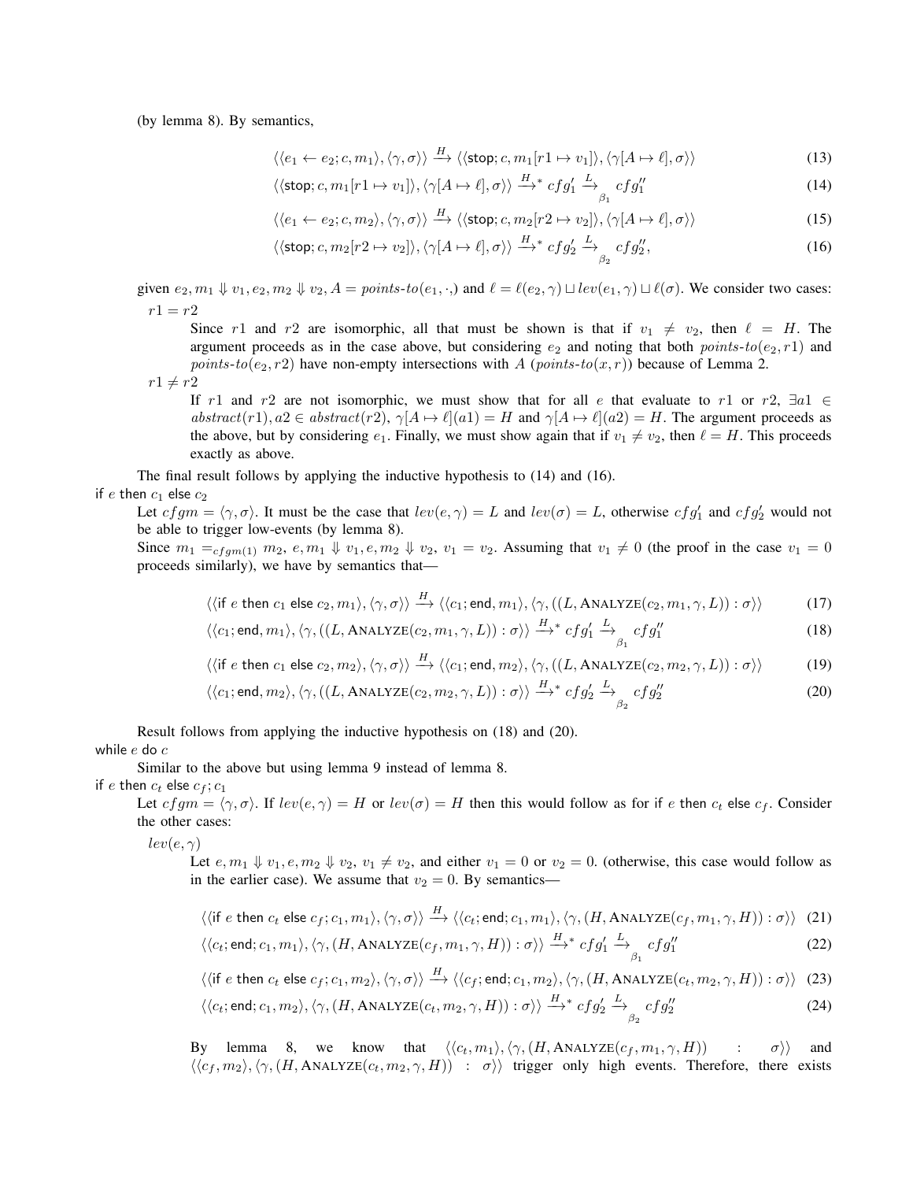(by lemma 8). By semantics,

$$\langle\langle e_1 \leftarrow e_2; c, m_1\rangle, \langle\gamma, \sigma\rangle\rangle \xrightarrow{H} \langle\langle \mathsf{stop}; c, m_1[r1 \mapsto v_1]\rangle, \langle\gamma[A \mapsto \ell], \sigma\rangle\rangle \tag{13}$$

$$\langle\langle \mathsf{stop}; c, m_1[r1 \mapsto v_1]\rangle, \langle\gamma[A \mapsto \ell], \sigma\rangle\rangle \xrightarrow{H}{}^* cfg_1' \xrightarrow[\beta_1]{L} cfg_1'' \tag{14}$$

$$\langle\langle e_1 \leftarrow e_2; c, m_2\rangle, \langle\gamma, \sigma\rangle\rangle \xrightarrow{H} \langle\langle \mathsf{stop}; c, m_2[r2 \mapsto v_2]\rangle, \langle\gamma[A \mapsto \ell], \sigma\rangle\rangle \tag{15}$$

$$\langle\langle \mathsf{stop}; c, m_2[r2 \mapsto v_2]\rangle, \langle\gamma[A \mapsto \ell], \sigma\rangle\rangle \xrightarrow{H}{}^* cfg_2' \xrightarrow[\beta_2]{L} cfg_2'', \tag{16}$$

given $e_2, m_1 \Downarrow v_1, e_2, m_2 \Downarrow v_2, A = \mathit{points\text{-}to}(e_1, \cdot,)$ and $\ell = \ell(e_2, \gamma) \sqcup lev(e_1, \gamma) \sqcup \ell(\sigma)$. We consider two cases:

$r1 = r2$

Since $r1$ and $r2$ are isomorphic, all that must be shown is that if $v_1 \neq v_2$, then $\ell = H$. The argument proceeds as in the case above, but considering $e_2$ and noting that both $\mathit{points\text{-}to}(e_2, r1)$ and $\mathit{points\text{-}to}(e_2, r2)$ have non-empty intersections with $A$ ($\mathit{points\text{-}to}(x, r)$) because of Lemma 2.

$r1 \neq r2$

If $r1$ and $r2$ are not isomorphic, we must show that for all $e$ that evaluate to $r1$ or $r2$, $\exists a1 \in abstract(r1), a2 \in abstract(r2)$, $\gamma[A \mapsto \ell](a1) = H$ and $\gamma[A \mapsto \ell](a2) = H$. The argument proceeds as the above, but by considering $e_1$. Finally, we must show again that if $v_1 \neq v_2$, then $\ell = H$. This proceeds exactly as above.

The final result follows by applying the inductive hypothesis to (14) and (16).

**if $e$ then $c_1$ else $c_2$**

Let $cfgm = \langle\gamma, \sigma\rangle$. It must be the case that $lev(e, \gamma) = L$ and $lev(\sigma) = L$, otherwise $cfg_1'$ and $cfg_2'$ would not be able to trigger low-events (by lemma 8).

Since $m_1 =_{cfgm(1)} m_2$, $e, m_1 \Downarrow v_1$, $e, m_2 \Downarrow v_2$, $v_1 = v_2$. Assuming that $v_1 \neq 0$ (the proof in the case $v_1 = 0$ proceeds similarly), we have by semantics that—

$$\langle\langle \mathsf{if}\ e\ \mathsf{then}\ c_1\ \mathsf{else}\ c_2, m_1\rangle, \langle\gamma, \sigma\rangle\rangle \xrightarrow{H} \langle\langle c_1; \mathsf{end}, m_1\rangle, \langle\gamma, ((L, \textsc{Analyze}(c_2, m_1, \gamma, L)) : \sigma\rangle\rangle \tag{17}$$

$$\langle\langle c_1; \mathsf{end}, m_1\rangle, \langle\gamma, ((L, \textsc{Analyze}(c_2, m_1, \gamma, L)) : \sigma\rangle\rangle \xrightarrow{H}{}^* cfg_1' \xrightarrow[\beta_1]{L} cfg_1'' \tag{18}$$

$$\langle\langle \mathsf{if}\ e\ \mathsf{then}\ c_1\ \mathsf{else}\ c_2, m_2\rangle, \langle\gamma, \sigma\rangle\rangle \xrightarrow{H} \langle\langle c_1; \mathsf{end}, m_2\rangle, \langle\gamma, ((L, \textsc{Analyze}(c_2, m_2, \gamma, L)) : \sigma\rangle\rangle \tag{19}$$

$$\langle\langle c_1; \mathsf{end}, m_2\rangle, \langle\gamma, ((L, \textsc{Analyze}(c_2, m_2, \gamma, L)) : \sigma\rangle\rangle \xrightarrow{H}{}^* cfg_2' \xrightarrow[\beta_2]{L} cfg_2'' \tag{20}$$

Result follows from applying the inductive hypothesis on (18) and (20).

**while $e$ do $c$**

Similar to the above but using lemma 9 instead of lemma 8.

**if $e$ then $c_t$ else $c_f; c_1$**

Let $cfgm = \langle\gamma, \sigma\rangle$. If $lev(e, \gamma) = H$ or $lev(\sigma) = H$ then this would follow as for if $e$ then $c_t$ else $c_f$. Consider the other cases:

$lev(e, \gamma)$

Let $e, m_1 \Downarrow v_1, e, m_2 \Downarrow v_2$, $v_1 \neq v_2$, and either $v_1 = 0$ or $v_2 = 0$. (otherwise, this case would follow as in the earlier case). We assume that $v_2 = 0$. By semantics—

$$\langle\langle \mathsf{if}\ e\ \mathsf{then}\ c_t\ \mathsf{else}\ c_f; c_1, m_1\rangle, \langle\gamma, \sigma\rangle\rangle \xrightarrow{H} \langle\langle c_t; \mathsf{end}; c_1, m_1\rangle, \langle\gamma, (H, \textsc{Analyze}(c_f, m_1, \gamma, H)) : \sigma\rangle\rangle \tag{21}$$

$$\langle\langle c_t; \mathsf{end}; c_1, m_1\rangle, \langle\gamma, (H, \textsc{Analyze}(c_f, m_1, \gamma, H)) : \sigma\rangle\rangle \xrightarrow{H}{}^* cfg_1' \xrightarrow[\beta_1]{L} cfg_1'' \tag{22}$$

$$\langle\langle \mathsf{if}\ e\ \mathsf{then}\ c_t\ \mathsf{else}\ c_f; c_1, m_2\rangle, \langle\gamma, \sigma\rangle\rangle \xrightarrow{H} \langle\langle c_f; \mathsf{end}; c_1, m_2\rangle, \langle\gamma, (H, \textsc{Analyze}(c_t, m_2, \gamma, H)) : \sigma\rangle\rangle \tag{23}$$

$$\langle\langle c_t; \mathsf{end}; c_1, m_2\rangle, \langle\gamma, (H, \textsc{Analyze}(c_t, m_2, \gamma, H)) : \sigma\rangle\rangle \xrightarrow{H}{}^* cfg_2' \xrightarrow[\beta_2]{L} cfg_2'' \tag{24}$$

By lemma 8, we know that $\langle\langle c_t, m_1\rangle, \langle\gamma, (H, \textsc{Analyze}(c_f, m_1, \gamma, H)) \; : \; \sigma\rangle\rangle$ and $\langle\langle c_f, m_2\rangle, \langle\gamma, (H, \textsc{Analyze}(c_t, m_2, \gamma, H)) \; : \; \sigma\rangle\rangle$ trigger only high events. Therefore, there exists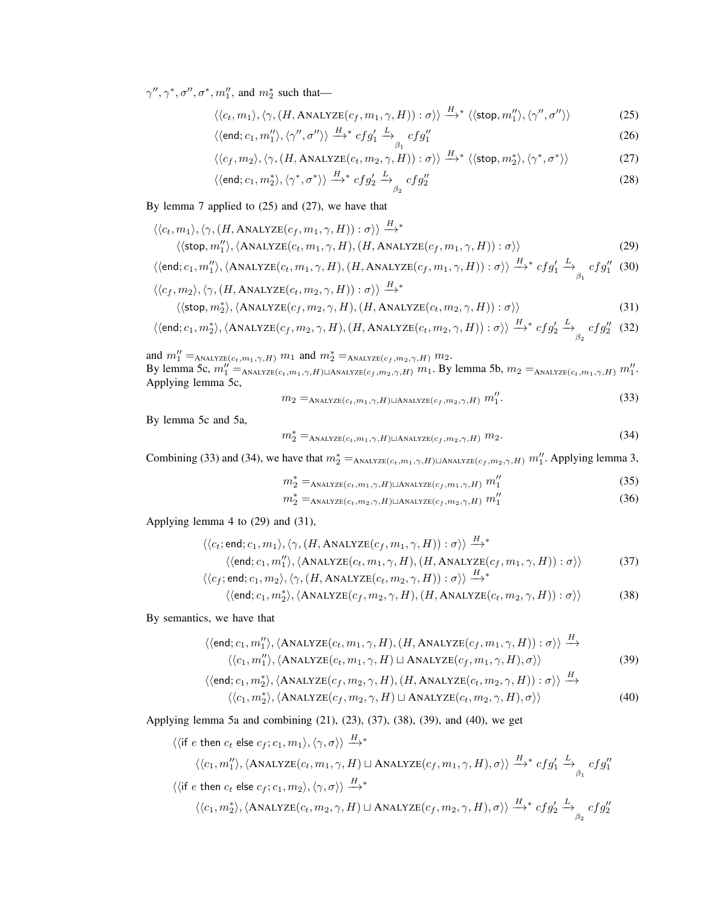$\gamma'', \gamma^*, \sigma'', \sigma^*, m_1''$, and $m_2^*$ such that—

$$\langle\langle c_t, m_1\rangle, \langle\gamma, (H, \textsc{Analyze}(c_f, m_1, \gamma, H)) : \sigma\rangle\rangle \xrightarrow{H}{}^* \langle\langle \mathsf{stop}, m_1''\rangle, \langle\gamma'', \sigma''\rangle\rangle \tag{25}$$

$$\langle\langle \mathsf{end}; c_1, m_1''\rangle, \langle\gamma'', \sigma''\rangle\rangle \xrightarrow{H}{}^* cfg_1' \xrightarrow[\beta_1]{L} cfg_1'' \tag{26}$$

$$\langle\langle c_f, m_2\rangle, \langle\gamma, (H, \textsc{Analyze}(c_t, m_2, \gamma, H)) : \sigma\rangle\rangle \xrightarrow{H}{}^* \langle\langle \mathsf{stop}, m_2^*\rangle, \langle\gamma^*, \sigma^*\rangle\rangle \tag{27}$$

$$\langle\langle \mathsf{end}; c_1, m_2^*\rangle, \langle\gamma^*, \sigma^*\rangle\rangle \xrightarrow{H}{}^* cfg_2' \xrightarrow[\beta_2]{L} cfg_2'' \tag{28}$$

By lemma 7 applied to (25) and (27), we have that

$$\langle\langle c_t, m_1\rangle, \langle\gamma, (H, \textsc{Analyze}(c_f, m_1, \gamma, H)) : \sigma\rangle\rangle \xrightarrow{H}{}^* \langle\langle \mathsf{stop}, m_1''\rangle, \langle\textsc{Analyze}(c_t, m_1, \gamma, H), (H, \textsc{Analyze}(c_f, m_1, \gamma, H)) : \sigma\rangle\rangle \tag{29}$$

$$\langle\langle \mathsf{end}; c_1, m_1''\rangle, \langle\textsc{Analyze}(c_t, m_1, \gamma, H), (H, \textsc{Analyze}(c_f, m_1, \gamma, H)) : \sigma\rangle\rangle \xrightarrow{H}{}^* cfg_1' \xrightarrow[\beta_1]{L} cfg_1'' \tag{30}$$

$$\langle\langle c_f, m_2\rangle, \langle\gamma, (H, \textsc{Analyze}(c_t, m_2, \gamma, H)) : \sigma\rangle\rangle \xrightarrow{H}{}^* \langle\langle \mathsf{stop}, m_2^*\rangle, \langle\textsc{Analyze}(c_f, m_2, \gamma, H), (H, \textsc{Analyze}(c_t, m_2, \gamma, H)) : \sigma\rangle\rangle \tag{31}$$

$$\langle\langle \mathsf{end}; c_1, m_2^*\rangle, \langle\textsc{Analyze}(c_f, m_2, \gamma, H), (H, \textsc{Analyze}(c_t, m_2, \gamma, H)) : \sigma\rangle\rangle \xrightarrow{H}{}^* cfg_2' \xrightarrow[\beta_2]{L} cfg_2'' \tag{32}$$

and $m_1'' =_{\textsc{Analyze}(c_t, m_1, \gamma, H)} m_1$ and $m_2^* =_{\textsc{Analyze}(c_f, m_2, \gamma, H)} m_2$.
By lemma 5c, $m_1'' =_{\textsc{Analyze}(c_t, m_1, \gamma, H) \sqcup \textsc{Analyze}(c_f, m_2, \gamma, H)} m_1$. By lemma 5b, $m_2 =_{\textsc{Analyze}(c_t, m_1, \gamma, H)} m_1''$. Applying lemma 5c,

$$m_2 =_{\textsc{Analyze}(c_t, m_1, \gamma, H) \sqcup \textsc{Analyze}(c_f, m_2, \gamma, H)} m_1''. \tag{33}$$

By lemma 5c and 5a,

$$m_2^* =_{\textsc{Analyze}(c_t, m_1, \gamma, H) \sqcup \textsc{Analyze}(c_f, m_2, \gamma, H)} m_2. \tag{34}$$

Combining (33) and (34), we have that $m_2^* =_{\textsc{Analyze}(c_t, m_1, \gamma, H) \sqcup \textsc{Analyze}(c_f, m_2, \gamma, H)} m_1''$. Applying lemma 3,

$$m_2^* =_{\textsc{Analyze}(c_t, m_1, \gamma, H) \sqcup \textsc{Analyze}(c_f, m_1, \gamma, H)} m_1'' \tag{35}$$

$$m_2^* =_{\textsc{Analyze}(c_t, m_2, \gamma, H) \sqcup \textsc{Analyze}(c_f, m_2, \gamma, H)} m_1'' \tag{36}$$

Applying lemma 4 to (29) and (31),

$$\langle\langle c_t; \mathsf{end}; c_1, m_1\rangle, \langle\gamma, (H, \textsc{Analyze}(c_f, m_1, \gamma, H)) : \sigma\rangle\rangle \xrightarrow{H}{}^* \langle\langle \mathsf{end}; c_1, m_1''\rangle, \langle\textsc{Analyze}(c_t, m_1, \gamma, H), (H, \textsc{Analyze}(c_f, m_1, \gamma, H)) : \sigma\rangle\rangle \tag{37}$$

$$\langle\langle c_f; \mathsf{end}; c_1, m_2\rangle, \langle\gamma, (H, \textsc{Analyze}(c_t, m_2, \gamma, H)) : \sigma\rangle\rangle \xrightarrow{H}{}^* \langle\langle \mathsf{end}; c_1, m_2^*\rangle, \langle\textsc{Analyze}(c_f, m_2, \gamma, H), (H, \textsc{Analyze}(c_t, m_2, \gamma, H)) : \sigma\rangle\rangle \tag{38}$$

By semantics, we have that

$$\langle\langle \mathsf{end}; c_1, m_1''\rangle, \langle\textsc{Analyze}(c_t, m_1, \gamma, H), (H, \textsc{Analyze}(c_f, m_1, \gamma, H)) : \sigma\rangle\rangle \xrightarrow{H} \langle\langle c_1, m_1''\rangle, \langle\textsc{Analyze}(c_t, m_1, \gamma, H) \sqcup \textsc{Analyze}(c_f, m_1, \gamma, H), \sigma\rangle\rangle \tag{39}$$

$$\langle\langle \mathsf{end}; c_1, m_2^*\rangle, \langle\textsc{Analyze}(c_f, m_2, \gamma, H), (H, \textsc{Analyze}(c_t, m_2, \gamma, H)) : \sigma\rangle\rangle \xrightarrow{H} \langle\langle c_1, m_2^*\rangle, \langle\textsc{Analyze}(c_f, m_2, \gamma, H) \sqcup \textsc{Analyze}(c_t, m_2, \gamma, H), \sigma\rangle\rangle \tag{40}$$

Applying lemma 5a and combining (21), (23), (37), (38), (39), and (40), we get

$$\langle\langle \mathsf{if}\ e\ \mathsf{then}\ c_t\ \mathsf{else}\ c_f; c_1, m_1\rangle, \langle\gamma, \sigma\rangle\rangle \xrightarrow{H}{}^* \langle\langle c_1, m_1''\rangle, \langle\textsc{Analyze}(c_t, m_1, \gamma, H) \sqcup \textsc{Analyze}(c_f, m_1, \gamma, H), \sigma\rangle\rangle \xrightarrow{H}{}^* cfg_1' \xrightarrow[\beta_1]{L} cfg_1''$$

$$\langle\langle \mathsf{if}\ e\ \mathsf{then}\ c_t\ \mathsf{else}\ c_f; c_1, m_2\rangle, \langle\gamma, \sigma\rangle\rangle \xrightarrow{H}{}^* \langle\langle c_1, m_2^*\rangle, \langle\textsc{Analyze}(c_t, m_2, \gamma, H) \sqcup \textsc{Analyze}(c_f, m_2, \gamma, H), \sigma\rangle\rangle \xrightarrow{H}{}^* cfg_2' \xrightarrow[\beta_2]{L} cfg_2''$$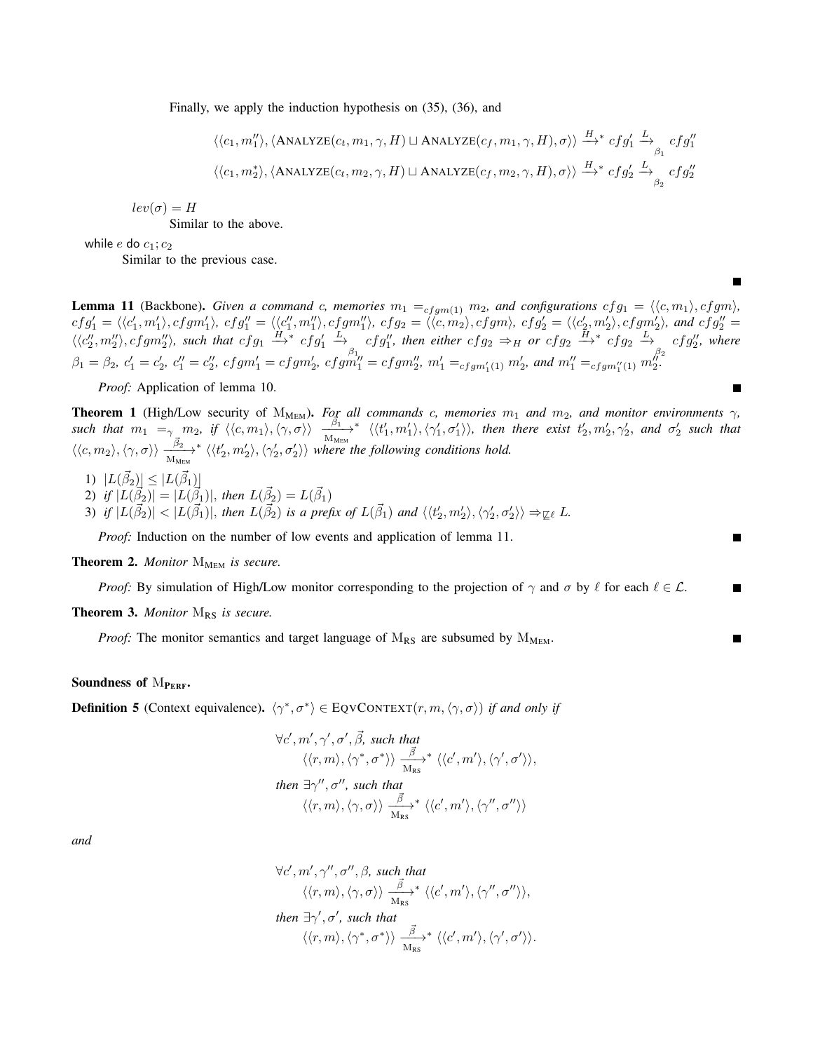Finally, we apply the induction hypothesis on (35), (36), and

$$\langle\langle c_1, m_1''\rangle, \langle \text{ANALYZE}(c_t, m_1, \gamma, H) \sqcup \text{ANALYZE}(c_f, m_1, \gamma, H), \sigma\rangle\rangle \xrightarrow{H}{}^{*} cfg_1' \xrightarrow[\beta_1]{L} cfg_1''$$

$$\langle\langle c_1, m_2^*\rangle, \langle \text{ANALYZE}(c_t, m_2, \gamma, H) \sqcup \text{ANALYZE}(c_f, m_2, \gamma, H), \sigma\rangle\rangle \xrightarrow{H}{}^{*} cfg_2' \xrightarrow[\beta_2]{L} cfg_2''$$

$lev(\sigma) = H$

Similar to the above.

while $e$ do $c_1; c_2$

Similar to the previous case.

∎

**Lemma 11** (Backbone). *Given a command $c$, memories $m_1 =_{cfgm(1)} m_2$, and configurations $cfg_1 = \langle\langle c, m_1\rangle, cfgm\rangle$, $cfg_1' = \langle\langle c_1', m_1'\rangle, cfgm_1'\rangle$, $cfg_1'' = \langle\langle c_1'', m_1''\rangle, cfgm_1''\rangle$, $cfg_2 = \langle\langle c, m_2\rangle, cfgm\rangle$, $cfg_2' = \langle\langle c_2', m_2'\rangle, cfgm_2'\rangle$, and $cfg_2'' = \langle\langle c_2'', m_2''\rangle, cfgm_2''\rangle$, such that $cfg_1 \xrightarrow{H}{}^{*} cfg_1' \xrightarrow[\beta_1]{L} cfg_1''$, then either $cfg_2 \Rightarrow_H$ or $cfg_2 \xrightarrow{H}{}^{*} cfg_2 \xrightarrow[\beta_2]{L} cfg_2''$, where $\beta_1 = \beta_2$, $c_1' = c_2'$, $c_1'' = c_2''$, $cfgm_1' = cfgm_2'$, $cfgm_1'' = cfgm_2''$, $m_1' =_{cfgm_1'(1)} m_2'$, and $m_1'' =_{cfgm_1''(1)} m_2''$.*

*Proof:* Application of lemma 10. ∎

**Theorem 1** (High/Low security of $\text{M}_{\text{MEM}}$). *For all commands $c$, memories $m_1$ and $m_2$, and monitor environments $\gamma$, such that $m_1 =_\gamma m_2$, if $\langle\langle c, m_1\rangle, \langle\gamma, \sigma\rangle\rangle \xrightarrow[\text{M}_{\text{MEM}}]{\vec{\beta}_1}{}^{*} \langle\langle t_1', m_1'\rangle, \langle\gamma_1', \sigma_1'\rangle\rangle$, then there exist $t_2', m_2', \gamma_2'$, and $\sigma_2'$ such that $\langle\langle c, m_2\rangle, \langle\gamma, \sigma\rangle\rangle \xrightarrow[\text{M}_{\text{MEM}}]{\vec{\beta}_2}{}^{*} \langle\langle t_2', m_2'\rangle, \langle\gamma_2', \sigma_2'\rangle\rangle$ where the following conditions hold.*

1) $|L(\vec{\beta}_2)| \leq |L(\vec{\beta}_1)|$
2) *if* $|L(\vec{\beta}_2)| = |L(\vec{\beta}_1)|$, *then* $L(\vec{\beta}_2) = L(\vec{\beta}_1)$
3) *if* $|L(\vec{\beta}_2)| < |L(\vec{\beta}_1)|$, *then* $L(\vec{\beta}_2)$ *is a prefix of* $L(\vec{\beta}_1)$ *and* $\langle\langle t_2', m_2'\rangle, \langle\gamma_2', \sigma_2'\rangle\rangle \Rightarrow_{\not\sqsubseteq \ell} L$.

*Proof:* Induction on the number of low events and application of lemma 11. ∎

**Theorem 2.** *Monitor $\text{M}_{\text{MEM}}$ is secure.*

*Proof:* By simulation of High/Low monitor corresponding to the projection of $\gamma$ and $\sigma$ by $\ell$ for each $\ell \in \mathcal{L}$. ∎

**Theorem 3.** *Monitor $\text{M}_{\text{RS}}$ is secure.*

*Proof:* The monitor semantics and target language of $\text{M}_{\text{RS}}$ are subsumed by $\text{M}_{\text{MEM}}$. ∎

**Soundness of $\text{M}_{\textbf{PERF}}$.**

**Definition 5** (Context equivalence). *$\langle\gamma^*, \sigma^*\rangle \in \text{EQVCONTEXT}(r, m, \langle\gamma, \sigma\rangle)$ if and only if*

$$\begin{aligned}
&\forall c', m', \gamma', \sigma', \vec{\beta}, \textit{ such that} \\
&\qquad \langle\langle r, m\rangle, \langle\gamma^*, \sigma^*\rangle\rangle \xrightarrow[\text{M}_{\text{RS}}]{\vec{\beta}}{}^{*} \langle\langle c', m'\rangle, \langle\gamma', \sigma'\rangle\rangle, \\
&\textit{then } \exists \gamma'', \sigma'', \textit{ such that} \\
&\qquad \langle\langle r, m\rangle, \langle\gamma, \sigma\rangle\rangle \xrightarrow[\text{M}_{\text{RS}}]{\vec{\beta}}{}^{*} \langle\langle c', m'\rangle, \langle\gamma'', \sigma''\rangle\rangle
\end{aligned}$$

*and*

$$\begin{aligned}
&\forall c', m', \gamma'', \sigma'', \beta, \textit{ such that} \\
&\qquad \langle\langle r, m\rangle, \langle\gamma, \sigma\rangle\rangle \xrightarrow[\text{M}_{\text{RS}}]{\vec{\beta}}{}^{*} \langle\langle c', m'\rangle, \langle\gamma'', \sigma''\rangle\rangle, \\
&\textit{then } \exists \gamma', \sigma', \textit{ such that} \\
&\qquad \langle\langle r, m\rangle, \langle\gamma^*, \sigma^*\rangle\rangle \xrightarrow[\text{M}_{\text{RS}}]{\vec{\beta}}{}^{*} \langle\langle c', m'\rangle, \langle\gamma', \sigma'\rangle\rangle.
\end{aligned}$$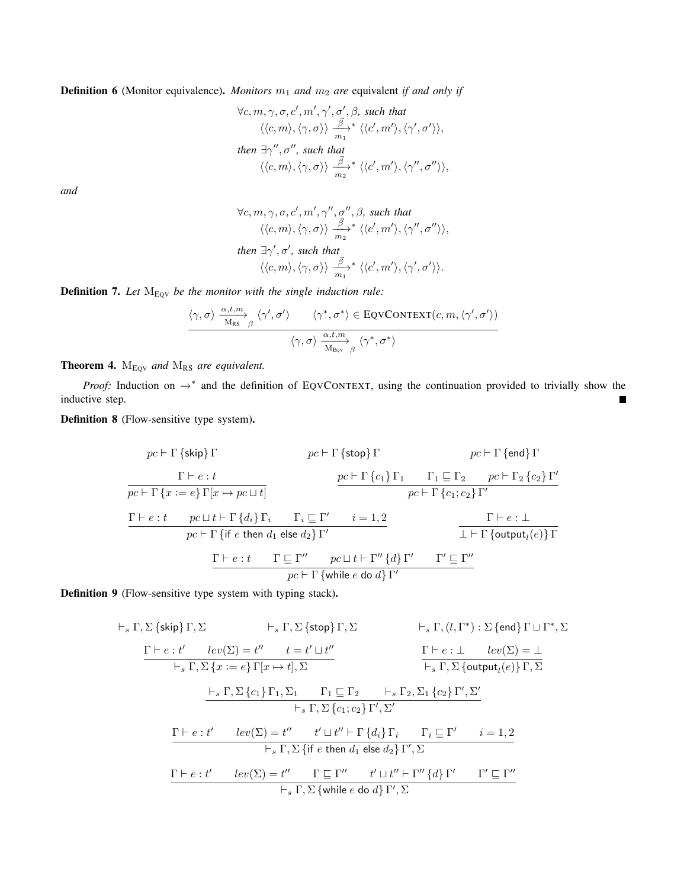**Definition 6** (Monitor equivalence)**.** *Monitors $m_1$ and $m_2$ are* equivalent *if and only if*

$$
\begin{aligned}
&\forall c, m, \gamma, \sigma, c', m', \gamma', \sigma', \beta, \textit{ such that} \\
&\qquad \langle\langle c, m\rangle, \langle\gamma, \sigma\rangle\rangle \xrightarrow[m_1]{\vec{\beta}}{}^{*} \langle\langle c', m'\rangle, \langle\gamma', \sigma'\rangle\rangle, \\
&\textit{then } \exists \gamma'', \sigma'', \textit{ such that} \\
&\qquad \langle\langle c, m\rangle, \langle\gamma, \sigma\rangle\rangle \xrightarrow[m_2]{\vec{\beta}}{}^{*} \langle\langle c', m'\rangle, \langle\gamma'', \sigma''\rangle\rangle,
\end{aligned}
$$

*and*

$$
\begin{aligned}
&\forall c, m, \gamma, \sigma, c', m', \gamma'', \sigma'', \beta, \textit{ such that} \\
&\qquad \langle\langle c, m\rangle, \langle\gamma, \sigma\rangle\rangle \xrightarrow[m_2]{\vec{\beta}}{}^{*} \langle\langle c', m'\rangle, \langle\gamma'', \sigma''\rangle\rangle, \\
&\textit{then } \exists \gamma', \sigma', \textit{ such that} \\
&\qquad \langle\langle c, m\rangle, \langle\gamma, \sigma\rangle\rangle \xrightarrow[m_1]{\vec{\beta}}{}^{*} \langle\langle c', m'\rangle, \langle\gamma', \sigma'\rangle\rangle.
\end{aligned}
$$

**Definition 7.** *Let $\mathrm{M}_{\mathrm{EQV}}$ be the monitor with the single induction rule:*

$$
\frac{\langle\gamma, \sigma\rangle \xrightarrow[\mathrm{M}_{\mathrm{RS}}]{\alpha, t, m}{}_{\beta} \langle\gamma', \sigma'\rangle \qquad \langle\gamma^*, \sigma^*\rangle \in \textsc{EqvContext}(c, m, \langle\gamma', \sigma'\rangle)}{\langle\gamma, \sigma\rangle \xrightarrow[\mathrm{M}_{\mathrm{EQV}}]{\alpha, t, m}{}_{\beta} \langle\gamma^*, \sigma^*\rangle}
$$

**Theorem 4.** *$\mathrm{M}_{\mathrm{EQV}}$ and $\mathrm{M}_{\mathrm{RS}}$ are equivalent.*

*Proof:* Induction on $\rightarrow^*$ and the definition of EQVCONTEXT, using the continuation provided to trivially show the inductive step. ■

**Definition 8** (Flow-sensitive type system)**.**

$$
pc \vdash \Gamma\,\{\mathsf{skip}\}\,\Gamma \qquad\qquad pc \vdash \Gamma\,\{\mathsf{stop}\}\,\Gamma \qquad\qquad pc \vdash \Gamma\,\{\mathsf{end}\}\,\Gamma
$$

$$
\frac{\Gamma \vdash e : t}{pc \vdash \Gamma\,\{x := e\}\,\Gamma[x \mapsto pc \sqcup t]} \qquad\qquad \frac{pc \vdash \Gamma\,\{c_1\}\,\Gamma_1 \qquad \Gamma_1 \sqsubseteq \Gamma_2 \qquad pc \vdash \Gamma_2\,\{c_2\}\,\Gamma'}{pc \vdash \Gamma\,\{c_1; c_2\}\,\Gamma'}
$$

$$
\frac{\Gamma \vdash e : t \qquad pc \sqcup t \vdash \Gamma\,\{d_i\}\,\Gamma_i \qquad \Gamma_i \sqsubseteq \Gamma' \qquad i = 1,2}{pc \vdash \Gamma\,\{\mathsf{if}\ e\ \mathsf{then}\ d_1\ \mathsf{else}\ d_2\}\,\Gamma'} \qquad\qquad \frac{\Gamma \vdash e : \bot}{\bot \vdash \Gamma\,\{\mathsf{output}_l(e)\}\,\Gamma}
$$

$$
\frac{\Gamma \vdash e : t \qquad \Gamma \sqsubseteq \Gamma'' \qquad pc \sqcup t \vdash \Gamma''\,\{d\}\,\Gamma' \qquad \Gamma' \sqsubseteq \Gamma''}{pc \vdash \Gamma\,\{\mathsf{while}\ e\ \mathsf{do}\ d\}\,\Gamma'}
$$

**Definition 9** (Flow-sensitive type system with typing stack)**.**

$$
\vdash_s \Gamma, \Sigma\,\{\mathsf{skip}\}\,\Gamma, \Sigma \qquad\qquad \vdash_s \Gamma, \Sigma\,\{\mathsf{stop}\}\,\Gamma, \Sigma \qquad\qquad \vdash_s \Gamma, (l, \Gamma^*) : \Sigma\,\{\mathsf{end}\}\,\Gamma \sqcup \Gamma^*, \Sigma
$$

$$
\frac{\Gamma \vdash e : t' \qquad lev(\Sigma) = t'' \qquad t = t' \sqcup t''}{\vdash_s \Gamma, \Sigma\,\{x := e\}\,\Gamma[x \mapsto t], \Sigma} \qquad\qquad \frac{\Gamma \vdash e : \bot \qquad lev(\Sigma) = \bot}{\vdash_s \Gamma, \Sigma\,\{\mathsf{output}_l(e)\}\,\Gamma, \Sigma}
$$

$$
\frac{\vdash_s \Gamma, \Sigma\,\{c_1\}\,\Gamma_1, \Sigma_1 \qquad \Gamma_1 \sqsubseteq \Gamma_2 \qquad \vdash_s \Gamma_2, \Sigma_1\,\{c_2\}\,\Gamma', \Sigma'}{\vdash_s \Gamma, \Sigma\,\{c_1; c_2\}\,\Gamma', \Sigma'}
$$

$$
\frac{\Gamma \vdash e : t' \qquad lev(\Sigma) = t'' \qquad t' \sqcup t'' \vdash \Gamma\,\{d_i\}\,\Gamma_i \qquad \Gamma_i \sqsubseteq \Gamma' \qquad i = 1,2}{\vdash_s \Gamma, \Sigma\,\{\mathsf{if}\ e\ \mathsf{then}\ d_1\ \mathsf{else}\ d_2\}\,\Gamma', \Sigma}
$$

$$
\frac{\Gamma \vdash e : t' \qquad lev(\Sigma) = t'' \qquad \Gamma \sqsubseteq \Gamma'' \qquad t' \sqcup t'' \vdash \Gamma''\,\{d\}\,\Gamma' \qquad \Gamma' \sqsubseteq \Gamma''}{\vdash_s \Gamma, \Sigma\,\{\mathsf{while}\ e\ \mathsf{do}\ d\}\,\Gamma', \Sigma}
$$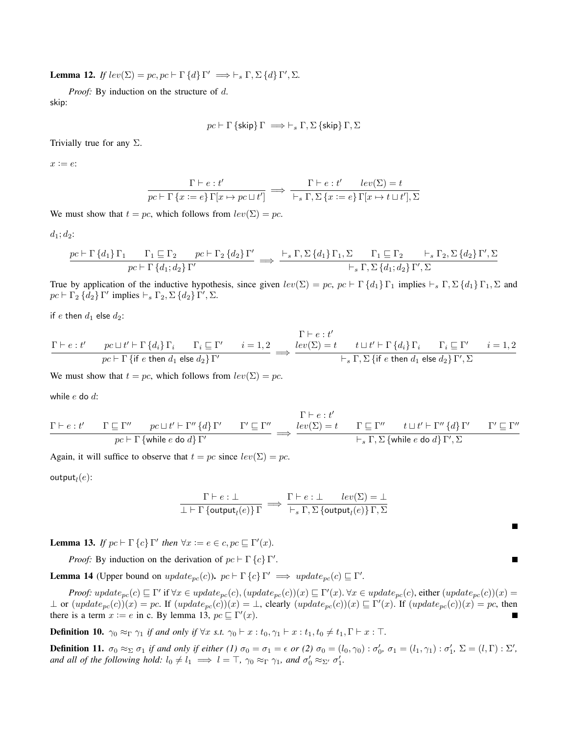**Lemma 12.** *If $lev(\Sigma) = pc, pc \vdash \Gamma\,\{d\}\,\Gamma' \implies \vdash_s \Gamma, \Sigma\,\{d\}\,\Gamma', \Sigma$.*

*Proof:* By induction on the structure of $d$.

skip:

$$pc \vdash \Gamma\,\{\mathsf{skip}\}\,\Gamma \implies \vdash_s \Gamma, \Sigma\,\{\mathsf{skip}\}\,\Gamma, \Sigma$$

Trivially true for any $\Sigma$.

$x := e$:

$$\frac{\Gamma \vdash e : t'}{pc \vdash \Gamma\,\{x := e\}\,\Gamma[x \mapsto pc \sqcup t']} \implies \frac{\Gamma \vdash e : t' \qquad lev(\Sigma) = t}{\vdash_s \Gamma, \Sigma\,\{x := e\}\,\Gamma[x \mapsto t \sqcup t'], \Sigma}$$

We must show that $t = pc$, which follows from $lev(\Sigma) = pc$.

$d_1; d_2$:

$$\frac{pc \vdash \Gamma\,\{d_1\}\,\Gamma_1 \qquad \Gamma_1 \sqsubseteq \Gamma_2 \qquad pc \vdash \Gamma_2\,\{d_2\}\,\Gamma'}{pc \vdash \Gamma\,\{d_1; d_2\}\,\Gamma'} \implies \frac{\vdash_s \Gamma, \Sigma\,\{d_1\}\,\Gamma_1, \Sigma \qquad \Gamma_1 \sqsubseteq \Gamma_2 \qquad \vdash_s \Gamma_2, \Sigma\,\{d_2\}\,\Gamma', \Sigma}{\vdash_s \Gamma, \Sigma\,\{d_1; d_2\}\,\Gamma', \Sigma}$$

True by application of the inductive hypothesis, since given $lev(\Sigma) = pc$, $pc \vdash \Gamma\,\{d_1\}\,\Gamma_1$ implies $\vdash_s \Gamma, \Sigma\,\{d_1\}\,\Gamma_1, \Sigma$ and $pc \vdash \Gamma_2\,\{d_2\}\,\Gamma'$ implies $\vdash_s \Gamma_2, \Sigma\,\{d_2\}\,\Gamma', \Sigma$.

if $e$ then $d_1$ else $d_2$:

$$\frac{\Gamma \vdash e : t' \qquad pc \sqcup t' \vdash \Gamma\,\{d_i\}\,\Gamma_i \qquad \Gamma_i \sqsubseteq \Gamma' \qquad i = 1,2}{pc \vdash \Gamma\,\{\mathsf{if}\ e\ \mathsf{then}\ d_1\ \mathsf{else}\ d_2\}\,\Gamma'} \implies \frac{\begin{array}{c}\Gamma \vdash e : t' \\ lev(\Sigma) = t\end{array} \qquad t \sqcup t' \vdash \Gamma\,\{d_i\}\,\Gamma_i \qquad \Gamma_i \sqsubseteq \Gamma' \qquad i = 1,2}{\vdash_s \Gamma, \Sigma\,\{\mathsf{if}\ e\ \mathsf{then}\ d_1\ \mathsf{else}\ d_2\}\,\Gamma', \Sigma}$$

We must show that $t = pc$, which follows from $lev(\Sigma) = pc$.

while $e$ do $d$:

$$\frac{\Gamma \vdash e : t' \qquad \Gamma \sqsubseteq \Gamma'' \qquad pc \sqcup t' \vdash \Gamma''\,\{d\}\,\Gamma' \qquad \Gamma' \sqsubseteq \Gamma''}{pc \vdash \Gamma\,\{\mathsf{while}\ e\ \mathsf{do}\ d\}\,\Gamma'} \implies \frac{\begin{array}{c}\Gamma \vdash e : t' \\ lev(\Sigma) = t\end{array} \qquad \Gamma \sqsubseteq \Gamma'' \qquad t \sqcup t' \vdash \Gamma''\,\{d\}\,\Gamma' \qquad \Gamma' \sqsubseteq \Gamma''}{\vdash_s \Gamma, \Sigma\,\{\mathsf{while}\ e\ \mathsf{do}\ d\}\,\Gamma', \Sigma}$$

Again, it will suffice to observe that $t = pc$ since $lev(\Sigma) = pc$.

$\mathsf{output}_l(e)$:

$$\frac{\Gamma \vdash e : \bot}{\bot \vdash \Gamma\,\{\mathsf{output}_l(e)\}\,\Gamma} \implies \frac{\Gamma \vdash e : \bot \qquad lev(\Sigma) = \bot}{\vdash_s \Gamma, \Sigma\,\{\mathsf{output}_l(e)\}\,\Gamma, \Sigma}$$

■

**Lemma 13.** *If $pc \vdash \Gamma\,\{c\}\,\Gamma'$ then $\forall x := e \in c, pc \sqsubseteq \Gamma'(x)$.*

*Proof:* By induction on the derivation of $pc \vdash \Gamma\,\{c\}\,\Gamma'$. ■

**Lemma 14** (Upper bound on $update_{pc}(c)$)**.** $pc \vdash \Gamma\,\{c\}\,\Gamma' \implies update_{pc}(c) \sqsubseteq \Gamma'$.

*Proof:* $update_{pc}(c) \sqsubseteq \Gamma'$ if $\forall x \in update_{pc}(c), (update_{pc}(c))(x) \sqsubseteq \Gamma'(x)$. $\forall x \in update_{pc}(c)$, either $(update_{pc}(c))(x) = \bot$ or $(update_{pc}(c))(x) = pc$. If $(update_{pc}(c))(x) = \bot$, clearly $(update_{pc}(c))(x) \sqsubseteq \Gamma'(x)$. If $(update_{pc}(c))(x) = pc$, then there is a term $x := e$ in c. By lemma 13, $pc \sqsubseteq \Gamma'(x)$. ■

**Definition 10.** *$\gamma_0 \approx_\Gamma \gamma_1$ if and only if $\forall x$ s.t. $\gamma_0 \vdash x : t_0, \gamma_1 \vdash x : t_1, t_0 \neq t_1, \Gamma \vdash x : \top$.*

**Definition 11.** *$\sigma_0 \approx_\Sigma \sigma_1$ if and only if either (1) $\sigma_0 = \sigma_1 = \epsilon$ or (2) $\sigma_0 = (l_0, \gamma_0) : \sigma'_0$, $\sigma_1 = (l_1, \gamma_1) : \sigma'_1$, $\Sigma = (l, \Gamma) : \Sigma'$, and all of the following hold: $l_0 \neq l_1 \implies l = \top$, $\gamma_0 \approx_\Gamma \gamma_1$, and $\sigma'_0 \approx_{\Sigma'} \sigma'_1$.*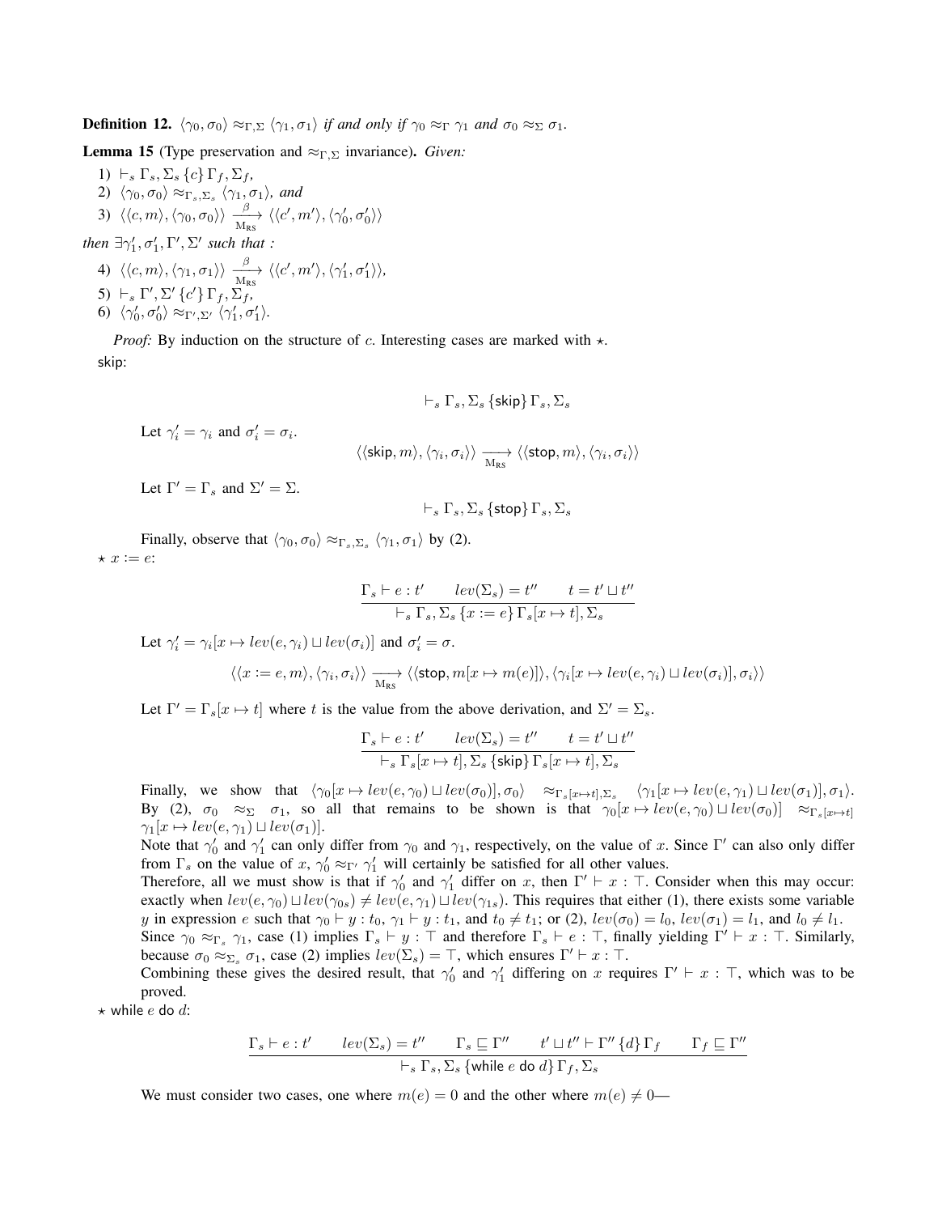**Definition 12.** $\langle \gamma_0, \sigma_0 \rangle \approx_{\Gamma,\Sigma} \langle \gamma_1, \sigma_1 \rangle$ *if and only if* $\gamma_0 \approx_\Gamma \gamma_1$ *and* $\sigma_0 \approx_\Sigma \sigma_1$.

**Lemma 15** (Type preservation and $\approx_{\Gamma,\Sigma}$ invariance). *Given:*

1) $\vdash_s \Gamma_s, \Sigma_s \{c\} \Gamma_f, \Sigma_f$,
2) $\langle \gamma_0, \sigma_0 \rangle \approx_{\Gamma_s,\Sigma_s} \langle \gamma_1, \sigma_1 \rangle$, *and*
3) $\langle \langle c, m \rangle, \langle \gamma_0, \sigma_0 \rangle \rangle \xrightarrow[\text{M}_{\text{RS}}]{\beta} \langle \langle c', m' \rangle, \langle \gamma_0', \sigma_0' \rangle \rangle$

*then* $\exists \gamma_1', \sigma_1', \Gamma', \Sigma'$ *such that :*

4) $\langle \langle c, m \rangle, \langle \gamma_1, \sigma_1 \rangle \rangle \xrightarrow[\text{M}_{\text{RS}}]{\beta} \langle \langle c', m' \rangle, \langle \gamma_1', \sigma_1' \rangle \rangle$,
5) $\vdash_s \Gamma', \Sigma' \{c'\} \Gamma_f, \Sigma_f$,
6) $\langle \gamma_0', \sigma_0' \rangle \approx_{\Gamma',\Sigma'} \langle \gamma_1', \sigma_1' \rangle$.

*Proof:* By induction on the structure of $c$. Interesting cases are marked with $\star$.

skip:

$$\vdash_s \Gamma_s, \Sigma_s \{\mathsf{skip}\} \Gamma_s, \Sigma_s$$

Let $\gamma_i' = \gamma_i$ and $\sigma_i' = \sigma_i$.

$$\langle \langle \mathsf{skip}, m \rangle, \langle \gamma_i, \sigma_i \rangle \rangle \xrightarrow[\text{M}_{\text{RS}}]{} \langle \langle \mathsf{stop}, m \rangle, \langle \gamma_i, \sigma_i \rangle \rangle$$

Let $\Gamma' = \Gamma_s$ and $\Sigma' = \Sigma$.

$$\vdash_s \Gamma_s, \Sigma_s \{\mathsf{stop}\} \Gamma_s, \Sigma_s$$

Finally, observe that $\langle \gamma_0, \sigma_0 \rangle \approx_{\Gamma_s,\Sigma_s} \langle \gamma_1, \sigma_1 \rangle$ by (2).

$\star$ $x := e$:

$$\frac{\Gamma_s \vdash e : t' \qquad lev(\Sigma_s) = t'' \qquad t = t' \sqcup t''}{\vdash_s \Gamma_s, \Sigma_s \{x := e\} \Gamma_s[x \mapsto t], \Sigma_s}$$

Let $\gamma_i' = \gamma_i[x \mapsto lev(e, \gamma_i) \sqcup lev(\sigma_i)]$ and $\sigma_i' = \sigma$.

$$\langle \langle x := e, m \rangle, \langle \gamma_i, \sigma_i \rangle \rangle \xrightarrow[\text{M}_{\text{RS}}]{} \langle \langle \mathsf{stop}, m[x \mapsto m(e)] \rangle, \langle \gamma_i[x \mapsto lev(e, \gamma_i) \sqcup lev(\sigma_i)], \sigma_i \rangle \rangle$$

Let $\Gamma' = \Gamma_s[x \mapsto t]$ where $t$ is the value from the above derivation, and $\Sigma' = \Sigma_s$.

$$\frac{\Gamma_s \vdash e : t' \qquad lev(\Sigma_s) = t'' \qquad t = t' \sqcup t''}{\vdash_s \Gamma_s[x \mapsto t], \Sigma_s \{\mathsf{skip}\} \Gamma_s[x \mapsto t], \Sigma_s}$$

Finally, we show that $\langle \gamma_0[x \mapsto lev(e, \gamma_0) \sqcup lev(\sigma_0)], \sigma_0 \rangle \approx_{\Gamma_s[x \mapsto t],\Sigma_s} \langle \gamma_1[x \mapsto lev(e, \gamma_1) \sqcup lev(\sigma_1)], \sigma_1 \rangle$. By (2), $\sigma_0 \approx_\Sigma \sigma_1$, so all that remains to be shown is that $\gamma_0[x \mapsto lev(e, \gamma_0) \sqcup lev(\sigma_0)] \approx_{\Gamma_s[x \mapsto t]} \gamma_1[x \mapsto lev(e, \gamma_1) \sqcup lev(\sigma_1)]$.

Note that $\gamma_0'$ and $\gamma_1'$ can only differ from $\gamma_0$ and $\gamma_1$, respectively, on the value of $x$. Since $\Gamma'$ can also only differ from $\Gamma_s$ on the value of $x$, $\gamma_0' \approx_{\Gamma'} \gamma_1'$ will certainly be satisfied for all other values.

Therefore, all we must show is that if $\gamma_0'$ and $\gamma_1'$ differ on $x$, then $\Gamma' \vdash x : \top$. Consider when this may occur: exactly when $lev(e, \gamma_0) \sqcup lev(\gamma_{0s}) \neq lev(e, \gamma_1) \sqcup lev(\gamma_{1s})$. This requires that either (1), there exists some variable $y$ in expression $e$ such that $\gamma_0 \vdash y : t_0$, $\gamma_1 \vdash y : t_1$, and $t_0 \neq t_1$; or (2), $lev(\sigma_0) = l_0$, $lev(\sigma_1) = l_1$, and $l_0 \neq l_1$.

Since $\gamma_0 \approx_{\Gamma_s} \gamma_1$, case (1) implies $\Gamma_s \vdash y : \top$ and therefore $\Gamma_s \vdash e : \top$, finally yielding $\Gamma' \vdash x : \top$. Similarly, because $\sigma_0 \approx_{\Sigma_s} \sigma_1$, case (2) implies $lev(\Sigma_s) = \top$, which ensures $\Gamma' \vdash x : \top$.

Combining these gives the desired result, that $\gamma_0'$ and $\gamma_1'$ differing on $x$ requires $\Gamma' \vdash x : \top$, which was to be proved.

$\star$ while $e$ do $d$:

$$\frac{\Gamma_s \vdash e : t' \qquad lev(\Sigma_s) = t'' \qquad \Gamma_s \sqsubseteq \Gamma'' \qquad t' \sqcup t'' \vdash \Gamma'' \{d\} \Gamma_f \qquad \Gamma_f \sqsubseteq \Gamma''}{\vdash_s \Gamma_s, \Sigma_s \{\mathsf{while}\ e\ \mathsf{do}\ d\} \Gamma_f, \Sigma_s}$$

We must consider two cases, one where $m(e) = 0$ and the other where $m(e) \neq 0$—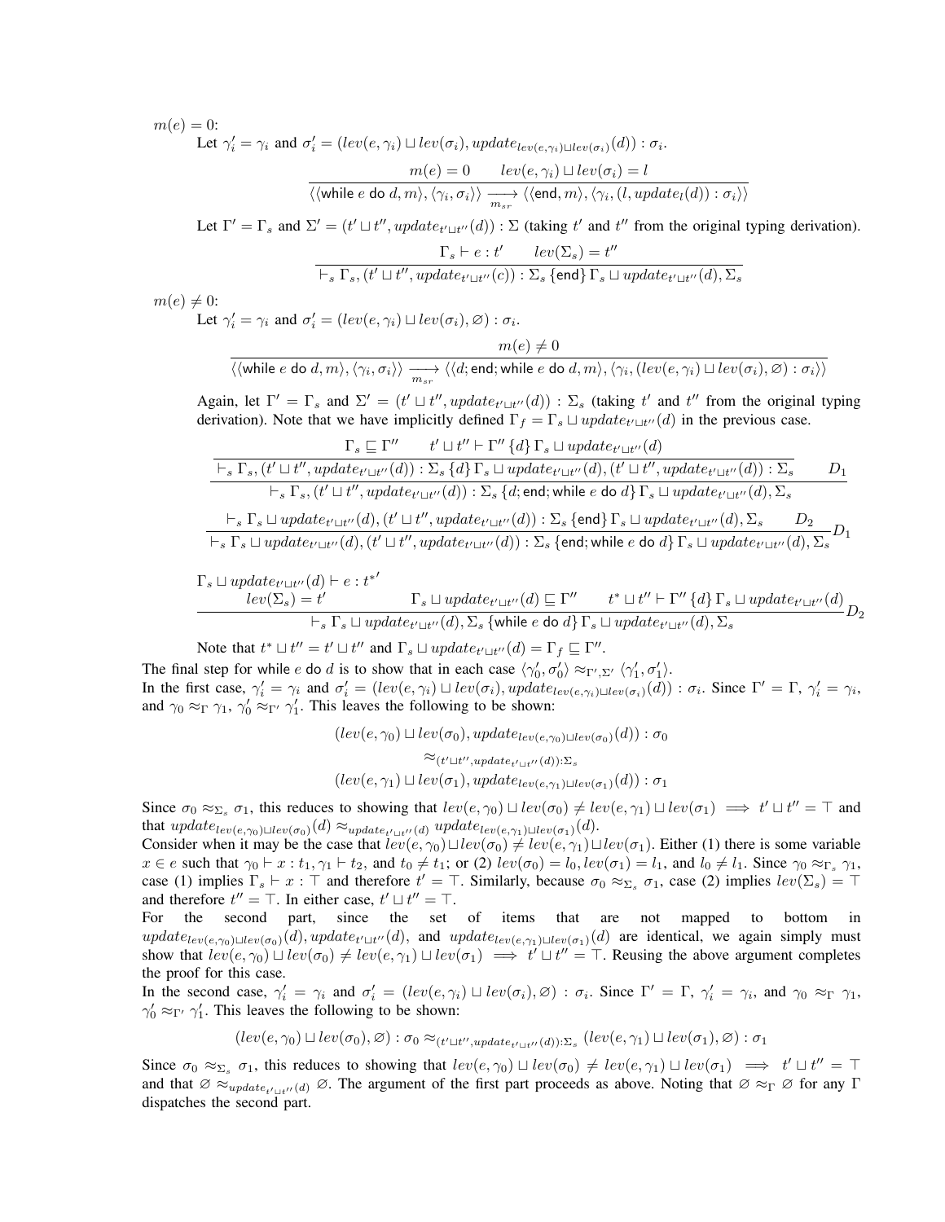$m(e) = 0$:

Let $\gamma_i' = \gamma_i$ and $\sigma_i' = (lev(e, \gamma_i) \sqcup lev(\sigma_i), update_{lev(e,\gamma_i) \sqcup lev(\sigma_i)}(d)) : \sigma_i$.

$$\frac{m(e) = 0 \qquad lev(e, \gamma_i) \sqcup lev(\sigma_i) = l}{\langle\langle \text{while } e \text{ do } d, m\rangle, \langle \gamma_i, \sigma_i\rangle\rangle \xrightarrow[m_{sr}]{} \langle\langle \text{end}, m\rangle, \langle \gamma_i, (l, update_l(d)) : \sigma_i\rangle\rangle}$$

Let $\Gamma' = \Gamma_s$ and $\Sigma' = (t' \sqcup t'', update_{t' \sqcup t''}(d)) : \Sigma$ (taking $t'$ and $t''$ from the original typing derivation).

$$\frac{\Gamma_s \vdash e : t' \qquad lev(\Sigma_s) = t''}{\vdash_s \Gamma_s, (t' \sqcup t'', update_{t' \sqcup t''}(c)) : \Sigma_s \,\{\text{end}\}\, \Gamma_s \sqcup update_{t' \sqcup t''}(d), \Sigma_s}$$

$m(e) \neq 0$:

Let $\gamma_i' = \gamma_i$ and $\sigma_i' = (lev(e, \gamma_i) \sqcup lev(\sigma_i), \varnothing) : \sigma_i$.

$$\frac{m(e) \neq 0}{\langle\langle \text{while } e \text{ do } d, m\rangle, \langle \gamma_i, \sigma_i\rangle\rangle \xrightarrow[m_{sr}]{} \langle\langle d; \text{end}; \text{while } e \text{ do } d, m\rangle, \langle \gamma_i, (lev(e, \gamma_i) \sqcup lev(\sigma_i), \varnothing) : \sigma_i\rangle\rangle}$$

Again, let $\Gamma' = \Gamma_s$ and $\Sigma' = (t' \sqcup t'', update_{t' \sqcup t''}(d)) : \Sigma_s$ (taking $t'$ and $t''$ from the original typing derivation). Note that we have implicitly defined $\Gamma_f = \Gamma_s \sqcup update_{t' \sqcup t''}(d)$ in the previous case.

$$\frac{\dfrac{\Gamma_s \sqsubseteq \Gamma'' \qquad t' \sqcup t'' \vdash \Gamma'' \,\{d\}\, \Gamma_s \sqcup update_{t' \sqcup t''}(d)}{\vdash_s \Gamma_s, (t' \sqcup t'', update_{t' \sqcup t''}(d)) : \Sigma_s \,\{d\}\, \Gamma_s \sqcup update_{t' \sqcup t''}(d), (t' \sqcup t'', update_{t' \sqcup t''}(d)) : \Sigma_s} \qquad D_1}{\vdash_s \Gamma_s, (t' \sqcup t'', update_{t' \sqcup t''}(d)) : \Sigma_s \,\{d; \text{end}; \text{while } e \text{ do } d\}\, \Gamma_s \sqcup update_{t' \sqcup t''}(d), \Sigma_s}$$

$$\frac{\vdash_s \Gamma_s \sqcup update_{t' \sqcup t''}(d), (t' \sqcup t'', update_{t' \sqcup t''}(d)) : \Sigma_s \,\{\text{end}\}\, \Gamma_s \sqcup update_{t' \sqcup t''}(d), \Sigma_s \qquad D_2}{\vdash_s \Gamma_s \sqcup update_{t' \sqcup t''}(d), (t' \sqcup t'', update_{t' \sqcup t''}(d)) : \Sigma_s \,\{\text{end}; \text{while } e \text{ do } d\}\, \Gamma_s \sqcup update_{t' \sqcup t''}(d), \Sigma_s} D_1$$

$$\frac{\begin{array}{c}\Gamma_s \sqcup update_{t' \sqcup t''}(d) \vdash e : t^{*\prime} \\ lev(\Sigma_s) = t'\end{array} \qquad \Gamma_s \sqcup update_{t' \sqcup t''}(d) \sqsubseteq \Gamma'' \qquad t^* \sqcup t'' \vdash \Gamma'' \,\{d\}\, \Gamma_s \sqcup update_{t' \sqcup t''}(d)}{\vdash_s \Gamma_s \sqcup update_{t' \sqcup t''}(d), \Sigma_s \,\{\text{while } e \text{ do } d\}\, \Gamma_s \sqcup update_{t' \sqcup t''}(d), \Sigma_s} D_2$$

Note that $t^* \sqcup t'' = t' \sqcup t''$ and $\Gamma_s \sqcup update_{t' \sqcup t''}(d) = \Gamma_f \sqsubseteq \Gamma''$.

The final step for while $e$ do $d$ is to show that in each case $\langle \gamma_0', \sigma_0'\rangle \approx_{\Gamma', \Sigma'} \langle \gamma_1', \sigma_1'\rangle$.

In the first case, $\gamma_i' = \gamma_i$ and $\sigma_i' = (lev(e, \gamma_i) \sqcup lev(\sigma_i), update_{lev(e,\gamma_i) \sqcup lev(\sigma_i)}(d)) : \sigma_i$. Since $\Gamma' = \Gamma$, $\gamma_i' = \gamma_i$, and $\gamma_0 \approx_\Gamma \gamma_1$, $\gamma_0' \approx_{\Gamma'} \gamma_1'$. This leaves the following to be shown:

$$\begin{gathered}(lev(e, \gamma_0) \sqcup lev(\sigma_0), update_{lev(e,\gamma_0) \sqcup lev(\sigma_0)}(d)) : \sigma_0 \\ \approx_{(t' \sqcup t'', update_{t' \sqcup t''}(d)) : \Sigma_s} \\ (lev(e, \gamma_1) \sqcup lev(\sigma_1), update_{lev(e,\gamma_1) \sqcup lev(\sigma_1)}(d)) : \sigma_1\end{gathered}$$

Since $\sigma_0 \approx_{\Sigma_s} \sigma_1$, this reduces to showing that $lev(e, \gamma_0) \sqcup lev(\sigma_0) \neq lev(e, \gamma_1) \sqcup lev(\sigma_1) \implies t' \sqcup t'' = \top$ and that $update_{lev(e,\gamma_0) \sqcup lev(\sigma_0)}(d) \approx_{update_{t' \sqcup t''}(d)} update_{lev(e,\gamma_1) \sqcup lev(\sigma_1)}(d)$.

Consider when it may be the case that $lev(e, \gamma_0) \sqcup lev(\sigma_0) \neq lev(e, \gamma_1) \sqcup lev(\sigma_1)$. Either (1) there is some variable $x \in e$ such that $\gamma_0 \vdash x : t_1, \gamma_1 \vdash t_2$, and $t_0 \neq t_1$; or (2) $lev(\sigma_0) = l_0, lev(\sigma_1) = l_1$, and $l_0 \neq l_1$. Since $\gamma_0 \approx_{\Gamma_s} \gamma_1$, case (1) implies $\Gamma_s \vdash x : \top$ and therefore $t' = \top$. Similarly, because $\sigma_0 \approx_{\Sigma_s} \sigma_1$, case (2) implies $lev(\Sigma_s) = \top$ and therefore $t'' = \top$. In either case, $t' \sqcup t'' = \top$.

For the second part, since the set of items that are not mapped to bottom in $update_{lev(e,\gamma_0) \sqcup lev(\sigma_0)}(d)$, $update_{t' \sqcup t''}(d)$, and $update_{lev(e,\gamma_1) \sqcup lev(\sigma_1)}(d)$ are identical, we again simply must show that $lev(e, \gamma_0) \sqcup lev(\sigma_0) \neq lev(e, \gamma_1) \sqcup lev(\sigma_1) \implies t' \sqcup t'' = \top$. Reusing the above argument completes the proof for this case.

In the second case, $\gamma_i' = \gamma_i$ and $\sigma_i' = (lev(e, \gamma_i) \sqcup lev(\sigma_i), \varnothing) : \sigma_i$. Since $\Gamma' = \Gamma$, $\gamma_i' = \gamma_i$, and $\gamma_0 \approx_\Gamma \gamma_1$, $\gamma_0' \approx_{\Gamma'} \gamma_1'$. This leaves the following to be shown:

$$(lev(e, \gamma_0) \sqcup lev(\sigma_0), \varnothing) : \sigma_0 \approx_{(t' \sqcup t'', update_{t' \sqcup t''}(d)) : \Sigma_s} (lev(e, \gamma_1) \sqcup lev(\sigma_1), \varnothing) : \sigma_1$$

Since $\sigma_0 \approx_{\Sigma_s} \sigma_1$, this reduces to showing that $lev(e, \gamma_0) \sqcup lev(\sigma_0) \neq lev(e, \gamma_1) \sqcup lev(\sigma_1) \implies t' \sqcup t'' = \top$ and that $\varnothing \approx_{update_{t' \sqcup t''}(d)} \varnothing$. The argument of the first part proceeds as above. Noting that $\varnothing \approx_\Gamma \varnothing$ for any $\Gamma$ dispatches the second part.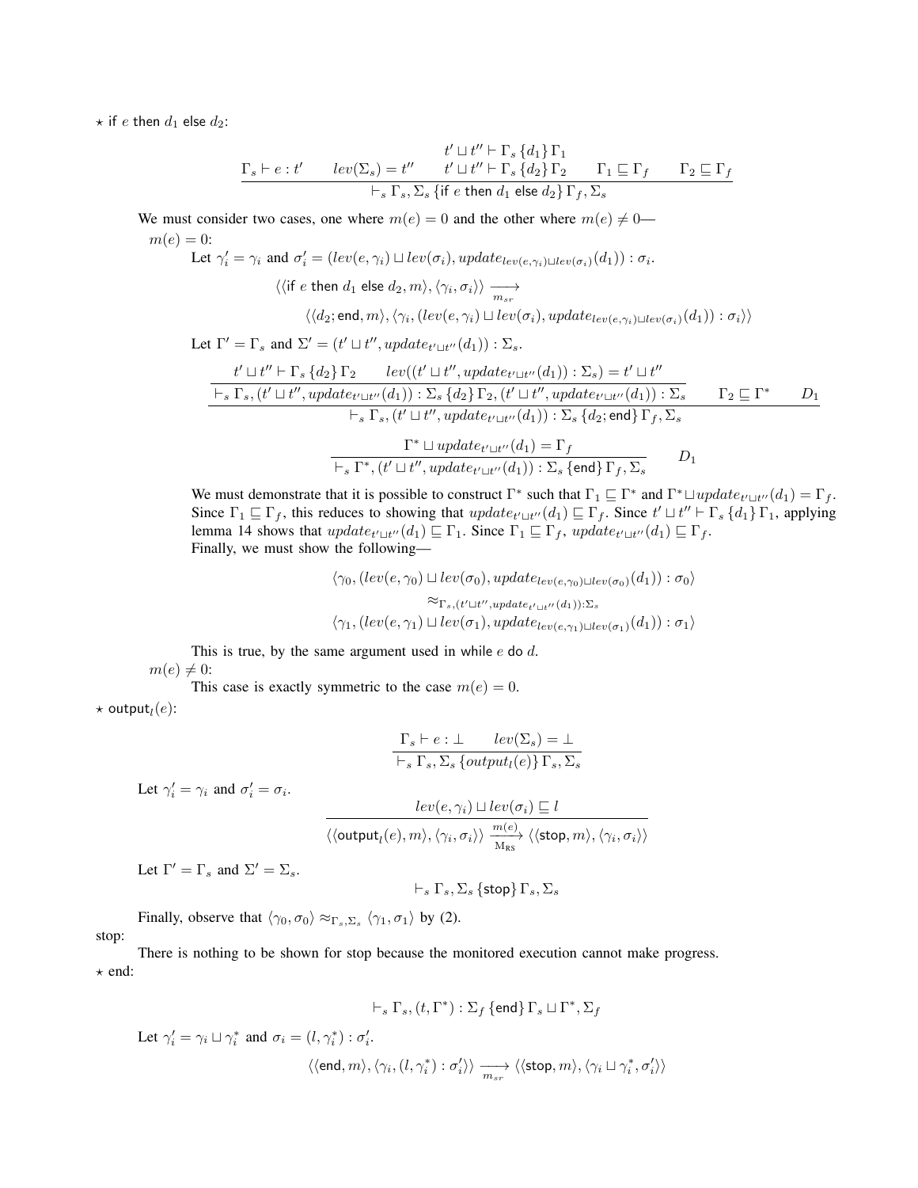$\star$ if $e$ then $d_1$ else $d_2$:

$$\frac{\Gamma_s \vdash e : t' \qquad lev(\Sigma_s) = t'' \qquad \begin{array}{c} t' \sqcup t'' \vdash \Gamma_s \{d_1\} \Gamma_1 \\ t' \sqcup t'' \vdash \Gamma_s \{d_2\} \Gamma_2 \end{array} \qquad \Gamma_1 \sqsubseteq \Gamma_f \qquad \Gamma_2 \sqsubseteq \Gamma_f}{\vdash_s \Gamma_s, \Sigma_s \{\text{if } e \text{ then } d_1 \text{ else } d_2\} \Gamma_f, \Sigma_s}$$

We must consider two cases, one where $m(e) = 0$ and the other where $m(e) \neq 0$—

$m(e) = 0$:

Let $\gamma_i' = \gamma_i$ and $\sigma_i' = (lev(e, \gamma_i) \sqcup lev(\sigma_i), update_{lev(e,\gamma_i) \sqcup lev(\sigma_i)}(d_1)) : \sigma_i$.

$$\langle\langle \text{if } e \text{ then } d_1 \text{ else } d_2, m\rangle, \langle \gamma_i, \sigma_i\rangle\rangle \xrightarrow[m_{sr}]{} \langle\langle d_2; \text{end}, m\rangle, \langle \gamma_i, (lev(e, \gamma_i) \sqcup lev(\sigma_i), update_{lev(e,\gamma_i) \sqcup lev(\sigma_i)}(d_1)) : \sigma_i\rangle\rangle$$

Let $\Gamma' = \Gamma_s$ and $\Sigma' = (t' \sqcup t'', update_{t' \sqcup t''}(d_1)) : \Sigma_s$.

$$\frac{\dfrac{t' \sqcup t'' \vdash \Gamma_s \{d_2\} \Gamma_2 \qquad lev((t' \sqcup t'', update_{t' \sqcup t''}(d_1)) : \Sigma_s) = t' \sqcup t''}{\vdash_s \Gamma_s, (t' \sqcup t'', update_{t' \sqcup t''}(d_1)) : \Sigma_s \{d_2\} \Gamma_2, (t' \sqcup t'', update_{t' \sqcup t''}(d_1)) : \Sigma_s} \qquad \Gamma_2 \sqsubseteq \Gamma^* \qquad D_1}{\vdash_s \Gamma_s, (t' \sqcup t'', update_{t' \sqcup t''}(d_1)) : \Sigma_s \{d_2; \text{end}\} \Gamma_f, \Sigma_s}$$

$$\frac{\Gamma^* \sqcup update_{t' \sqcup t''}(d_1) = \Gamma_f}{\vdash_s \Gamma^*, (t' \sqcup t'', update_{t' \sqcup t''}(d_1)) : \Sigma_s \{\text{end}\} \Gamma_f, \Sigma_s} \qquad D_1$$

We must demonstrate that it is possible to construct $\Gamma^*$ such that $\Gamma_1 \sqsubseteq \Gamma^*$ and $\Gamma^* \sqcup update_{t' \sqcup t''}(d_1) = \Gamma_f$. Since $\Gamma_1 \sqsubseteq \Gamma_f$, this reduces to showing that $update_{t' \sqcup t''}(d_1) \sqsubseteq \Gamma_f$. Since $t' \sqcup t'' \vdash \Gamma_s \{d_1\} \Gamma_1$, applying lemma 14 shows that $update_{t' \sqcup t''}(d_1) \sqsubseteq \Gamma_1$. Since $\Gamma_1 \sqsubseteq \Gamma_f$, $update_{t' \sqcup t''}(d_1) \sqsubseteq \Gamma_f$.
Finally, we must show the following—

$$\begin{array}{c} \langle \gamma_0, (lev(e, \gamma_0) \sqcup lev(\sigma_0), update_{lev(e,\gamma_0) \sqcup lev(\sigma_0)}(d_1)) : \sigma_0\rangle \\ \approx_{\Gamma_s, (t' \sqcup t'', update_{t' \sqcup t''}(d_1)) : \Sigma_s} \\ \langle \gamma_1, (lev(e, \gamma_1) \sqcup lev(\sigma_1), update_{lev(e,\gamma_1) \sqcup lev(\sigma_1)}(d_1)) : \sigma_1\rangle \end{array}$$

This is true, by the same argument used in while $e$ do $d$.

$m(e) \neq 0$:

This case is exactly symmetric to the case $m(e) = 0$.

$\star$ $\text{output}_l(e)$:

$$\frac{\Gamma_s \vdash e : \bot \qquad lev(\Sigma_s) = \bot}{\vdash_s \Gamma_s, \Sigma_s \{output_l(e)\} \Gamma_s, \Sigma_s}$$

Let $\gamma_i' = \gamma_i$ and $\sigma_i' = \sigma_i$.

$$\frac{lev(e, \gamma_i) \sqcup lev(\sigma_i) \sqsubseteq l}{\langle\langle \text{output}_l(e), m\rangle, \langle \gamma_i, \sigma_i\rangle\rangle \xrightarrow[\text{M}_{\text{RS}}]{m(e)} \langle\langle \text{stop}, m\rangle, \langle \gamma_i, \sigma_i\rangle\rangle}$$

Let $\Gamma' = \Gamma_s$ and $\Sigma' = \Sigma_s$.

$$\vdash_s \Gamma_s, \Sigma_s \{\text{stop}\} \Gamma_s, \Sigma_s$$

Finally, observe that $\langle \gamma_0, \sigma_0\rangle \approx_{\Gamma_s, \Sigma_s} \langle \gamma_1, \sigma_1\rangle$ by (2).

stop:

There is nothing to be shown for stop because the monitored execution cannot make progress.

$\star$ end:

$$\vdash_s \Gamma_s, (t, \Gamma^*) : \Sigma_f \{\text{end}\} \Gamma_s \sqcup \Gamma^*, \Sigma_f$$

Let $\gamma_i' = \gamma_i \sqcup \gamma_i^*$ and $\sigma_i = (l, \gamma_i^*) : \sigma_i'$.

$$\langle\langle \text{end}, m\rangle, \langle \gamma_i, (l, \gamma_i^*) : \sigma_i'\rangle\rangle \xrightarrow[m_{sr}]{} \langle\langle \text{stop}, m\rangle, \langle \gamma_i \sqcup \gamma_i^*, \sigma_i'\rangle\rangle$$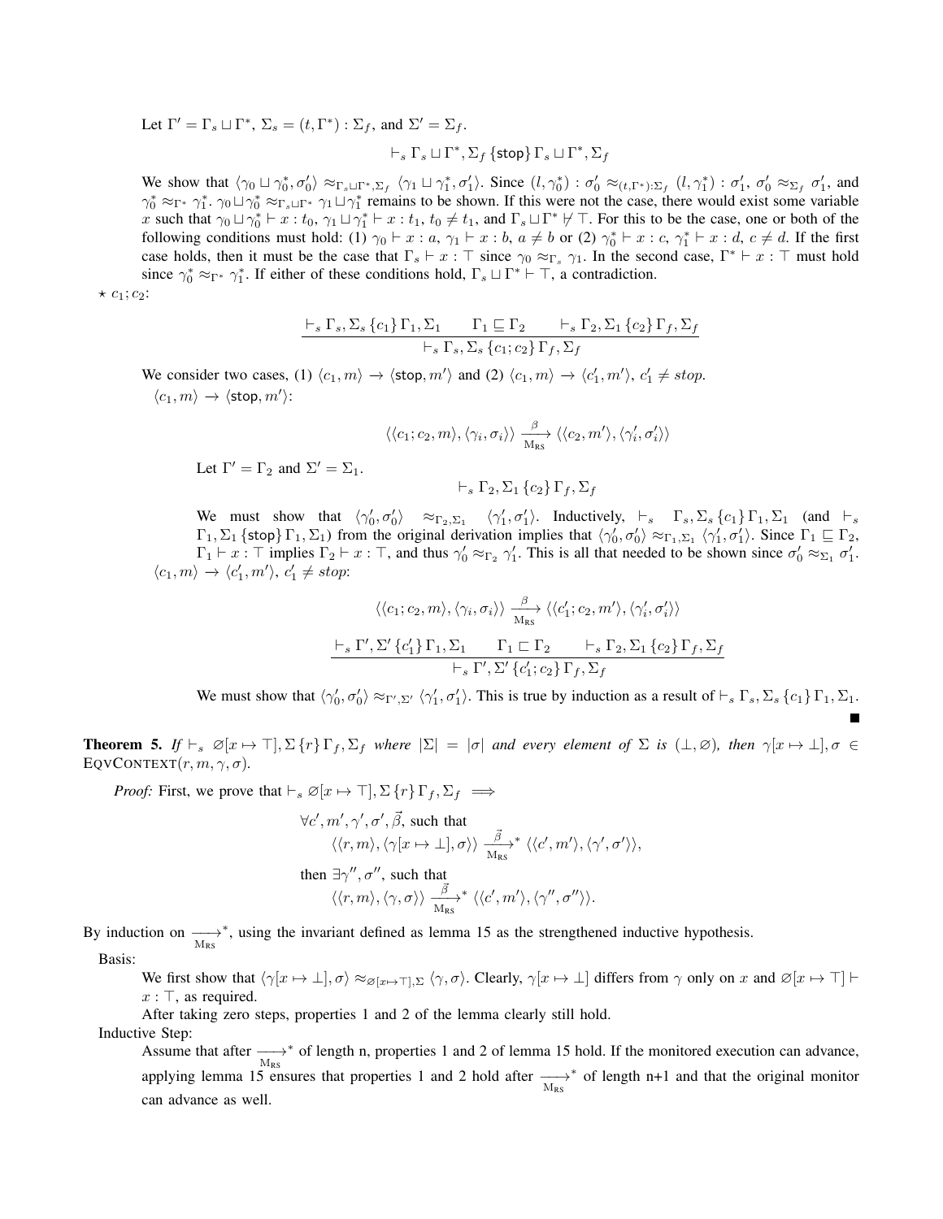Let $\Gamma' = \Gamma_s \sqcup \Gamma^*$, $\Sigma_s = (t, \Gamma^*) : \Sigma_f$, and $\Sigma' = \Sigma_f$.

$$\vdash_s \Gamma_s \sqcup \Gamma^*, \Sigma_f \,\{\mathsf{stop}\}\, \Gamma_s \sqcup \Gamma^*, \Sigma_f$$

We show that $\langle \gamma_0 \sqcup \gamma_0^*, \sigma_0' \rangle \approx_{\Gamma_s \sqcup \Gamma^*, \Sigma_f} \langle \gamma_1 \sqcup \gamma_1^*, \sigma_1' \rangle$. Since $(l, \gamma_0^*) : \sigma_0' \approx_{(t,\Gamma^*):\Sigma_f} (l, \gamma_1^*) : \sigma_1'$, $\sigma_0' \approx_{\Sigma_f} \sigma_1'$, and $\gamma_0^* \approx_{\Gamma^*} \gamma_1^*$. $\gamma_0 \sqcup \gamma_0^* \approx_{\Gamma_s \sqcup \Gamma^*} \gamma_1 \sqcup \gamma_1^*$ remains to be shown. If this were not the case, there would exist some variable $x$ such that $\gamma_0 \sqcup \gamma_0^* \vdash x : t_0$, $\gamma_1 \sqcup \gamma_1^* \vdash x : t_1$, $t_0 \neq t_1$, and $\Gamma_s \sqcup \Gamma^* \nvdash \top$. For this to be the case, one or both of the following conditions must hold: (1) $\gamma_0 \vdash x : a$, $\gamma_1 \vdash x : b$, $a \neq b$ or (2) $\gamma_0^* \vdash x : c$, $\gamma_1^* \vdash x : d$, $c \neq d$. If the first case holds, then it must be the case that $\Gamma_s \vdash x : \top$ since $\gamma_0 \approx_{\Gamma_s} \gamma_1$. In the second case, $\Gamma^* \vdash x : \top$ must hold since $\gamma_0^* \approx_{\Gamma^*} \gamma_1^*$. If either of these conditions hold, $\Gamma_s \sqcup \Gamma^* \vdash \top$, a contradiction.

$\star$ $c_1; c_2$:

$$\frac{\vdash_s \Gamma_s, \Sigma_s \,\{c_1\}\, \Gamma_1, \Sigma_1 \qquad \Gamma_1 \sqsubseteq \Gamma_2 \qquad \vdash_s \Gamma_2, \Sigma_1 \,\{c_2\}\, \Gamma_f, \Sigma_f}{\vdash_s \Gamma_s, \Sigma_s \,\{c_1; c_2\}\, \Gamma_f, \Sigma_f}$$

We consider two cases, (1) $\langle c_1, m \rangle \rightarrow \langle \mathsf{stop}, m' \rangle$ and (2) $\langle c_1, m \rangle \rightarrow \langle c_1', m' \rangle$, $c_1' \neq \mathit{stop}$.

$\langle c_1, m \rangle \rightarrow \langle \mathsf{stop}, m' \rangle$:

$$\langle \langle c_1; c_2, m \rangle, \langle \gamma_i, \sigma_i \rangle \rangle \xrightarrow[\text{M}_{\text{RS}}]{\beta} \langle \langle c_2, m' \rangle, \langle \gamma_i', \sigma_i' \rangle \rangle$$

Let $\Gamma' = \Gamma_2$ and $\Sigma' = \Sigma_1$.

$$\vdash_s \Gamma_2, \Sigma_1 \,\{c_2\}\, \Gamma_f, \Sigma_f$$

We must show that $\langle \gamma_0', \sigma_0' \rangle \approx_{\Gamma_2, \Sigma_1} \langle \gamma_1', \sigma_1' \rangle$. Inductively, $\vdash_s \Gamma_s, \Sigma_s \,\{c_1\}\, \Gamma_1, \Sigma_1$ (and $\vdash_s \Gamma_1, \Sigma_1 \,\{\mathsf{stop}\}\, \Gamma_1, \Sigma_1$) from the original derivation implies that $\langle \gamma_0', \sigma_0' \rangle \approx_{\Gamma_1, \Sigma_1} \langle \gamma_1', \sigma_1' \rangle$. Since $\Gamma_1 \sqsubseteq \Gamma_2$, $\Gamma_1 \vdash x : \top$ implies $\Gamma_2 \vdash x : \top$, and thus $\gamma_0' \approx_{\Gamma_2} \gamma_1'$. This is all that needed to be shown since $\sigma_0' \approx_{\Sigma_1} \sigma_1'$.

$\langle c_1, m \rangle \rightarrow \langle c_1', m' \rangle$, $c_1' \neq \mathit{stop}$:

$$\langle \langle c_1; c_2, m \rangle, \langle \gamma_i, \sigma_i \rangle \rangle \xrightarrow[\text{M}_{\text{RS}}]{\beta} \langle \langle c_1'; c_2, m' \rangle, \langle \gamma_i', \sigma_i' \rangle \rangle$$

$$\frac{\vdash_s \Gamma', \Sigma' \,\{c_1'\}\, \Gamma_1, \Sigma_1 \qquad \Gamma_1 \sqsubseteq \Gamma_2 \qquad \vdash_s \Gamma_2, \Sigma_1 \,\{c_2\}\, \Gamma_f, \Sigma_f}{\vdash_s \Gamma', \Sigma' \,\{c_1'; c_2\}\, \Gamma_f, \Sigma_f}$$

We must show that $\langle \gamma_0', \sigma_0' \rangle \approx_{\Gamma', \Sigma'} \langle \gamma_1', \sigma_1' \rangle$. This is true by induction as a result of $\vdash_s \Gamma_s, \Sigma_s \,\{c_1\}\, \Gamma_1, \Sigma_1$. ∎

**Theorem 5.** *If $\vdash_s \varnothing[x \mapsto \top], \Sigma \,\{r\}\, \Gamma_f, \Sigma_f$ where $|\Sigma| = |\sigma|$ and every element of $\Sigma$ is $(\bot, \varnothing)$, then $\gamma[x \mapsto \bot], \sigma \in$ EQVCONTEXT$(r, m, \gamma, \sigma)$.*

*Proof:* First, we prove that $\vdash_s \varnothing[x \mapsto \top], \Sigma \,\{r\}\, \Gamma_f, \Sigma_f \implies$

$$\begin{aligned}
&\forall c', m', \gamma', \sigma', \vec{\beta}, \text{ such that} \\
&\quad \langle \langle r, m \rangle, \langle \gamma[x \mapsto \bot], \sigma \rangle \rangle \xrightarrow[\text{M}_{\text{RS}}]{\vec{\beta}}{}^{*} \langle \langle c', m' \rangle, \langle \gamma', \sigma' \rangle \rangle, \\
&\text{then } \exists \gamma'', \sigma'', \text{ such that} \\
&\quad \langle \langle r, m \rangle, \langle \gamma, \sigma \rangle \rangle \xrightarrow[\text{M}_{\text{RS}}]{\vec{\beta}}{}^{*} \langle \langle c', m' \rangle, \langle \gamma'', \sigma'' \rangle \rangle.
\end{aligned}$$

By induction on $\xrightarrow[\text{M}_{\text{RS}}]{}{}^{*}$, using the invariant defined as lemma 15 as the strengthened inductive hypothesis.

Basis:

We first show that $\langle \gamma[x \mapsto \bot], \sigma \rangle \approx_{\varnothing[x \mapsto \top], \Sigma} \langle \gamma, \sigma \rangle$. Clearly, $\gamma[x \mapsto \bot]$ differs from $\gamma$ only on $x$ and $\varnothing[x \mapsto \top] \vdash x : \top$, as required.

After taking zero steps, properties 1 and 2 of the lemma clearly still hold.

Inductive Step:

Assume that after $\xrightarrow[\text{M}_{\text{RS}}]{}{}^{*}$ of length n, properties 1 and 2 of lemma 15 hold. If the monitored execution can advance, applying lemma 15 ensures that properties 1 and 2 hold after $\xrightarrow[\text{M}_{\text{RS}}]{}{}^{*}$ of length n+1 and that the original monitor can advance as well.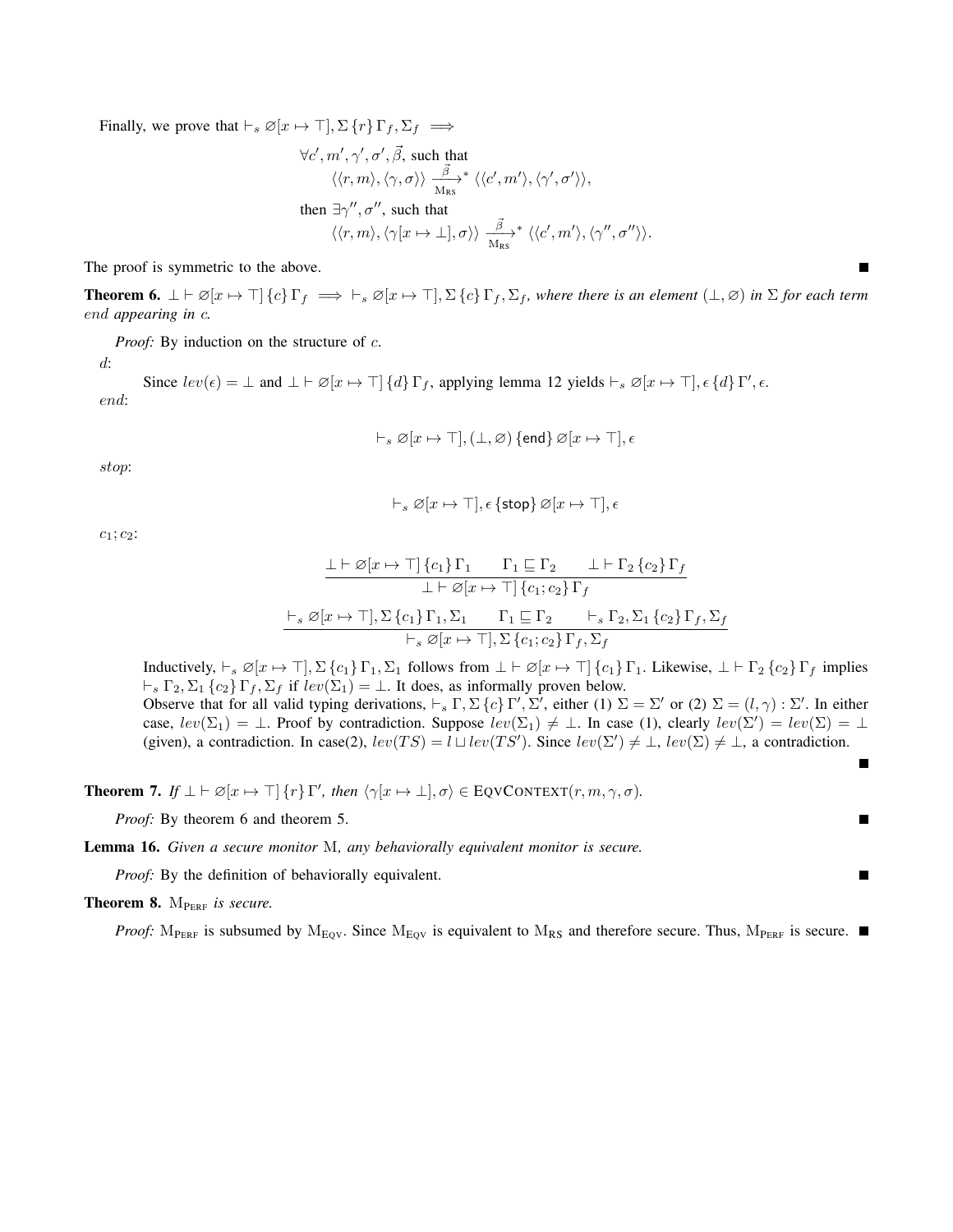Finally, we prove that $\vdash_s \varnothing[x \mapsto \top], \Sigma\,\{r\}\,\Gamma_f, \Sigma_f \implies$

$$\begin{aligned}
&\forall c', m', \gamma', \sigma', \vec{\beta}, \text{ such that} \\
&\qquad \langle\langle r, m\rangle, \langle \gamma, \sigma\rangle\rangle \xrightarrow[\text{M}_{\text{RS}}]{\vec{\beta}}{}^{*} \langle\langle c', m'\rangle, \langle \gamma', \sigma'\rangle\rangle, \\
&\text{then } \exists \gamma'', \sigma'', \text{ such that} \\
&\qquad \langle\langle r, m\rangle, \langle \gamma[x \mapsto \bot], \sigma\rangle\rangle \xrightarrow[\text{M}_{\text{RS}}]{\vec{\beta}}{}^{*} \langle\langle c', m'\rangle, \langle \gamma'', \sigma''\rangle\rangle.
\end{aligned}$$

The proof is symmetric to the above. ∎

**Theorem 6.** *$\bot \vdash \varnothing[x \mapsto \top]\,\{c\}\,\Gamma_f \implies \vdash_s \varnothing[x \mapsto \top], \Sigma\,\{c\}\,\Gamma_f, \Sigma_f$, where there is an element $(\bot, \varnothing)$ in $\Sigma$ for each term $end$ appearing in $c$.*

*Proof:* By induction on the structure of $c$.

$d$:

Since $lev(\epsilon) = \bot$ and $\bot \vdash \varnothing[x \mapsto \top]\,\{d\}\,\Gamma_f$, applying lemma 12 yields $\vdash_s \varnothing[x \mapsto \top], \epsilon\,\{d\}\,\Gamma', \epsilon$.

$end$:

$$\vdash_s \varnothing[x \mapsto \top], (\bot, \varnothing)\,\{\mathsf{end}\}\,\varnothing[x \mapsto \top], \epsilon$$

$stop$:

$$\vdash_s \varnothing[x \mapsto \top], \epsilon\,\{\mathsf{stop}\}\,\varnothing[x \mapsto \top], \epsilon$$

$c_1; c_2$:

$$\frac{\bot \vdash \varnothing[x \mapsto \top]\,\{c_1\}\,\Gamma_1 \qquad \Gamma_1 \sqsubseteq \Gamma_2 \qquad \bot \vdash \Gamma_2\,\{c_2\}\,\Gamma_f}{\bot \vdash \varnothing[x \mapsto \top]\,\{c_1; c_2\}\,\Gamma_f}$$

$$\frac{\vdash_s \varnothing[x \mapsto \top], \Sigma\,\{c_1\}\,\Gamma_1, \Sigma_1 \qquad \Gamma_1 \sqsubseteq \Gamma_2 \qquad \vdash_s \Gamma_2, \Sigma_1\,\{c_2\}\,\Gamma_f, \Sigma_f}{\vdash_s \varnothing[x \mapsto \top], \Sigma\,\{c_1; c_2\}\,\Gamma_f, \Sigma_f}$$

Inductively, $\vdash_s \varnothing[x \mapsto \top], \Sigma\,\{c_1\}\,\Gamma_1, \Sigma_1$ follows from $\bot \vdash \varnothing[x \mapsto \top]\,\{c_1\}\,\Gamma_1$. Likewise, $\bot \vdash \Gamma_2\,\{c_2\}\,\Gamma_f$ implies $\vdash_s \Gamma_2, \Sigma_1\,\{c_2\}\,\Gamma_f, \Sigma_f$ if $lev(\Sigma_1) = \bot$. It does, as informally proven below.

Observe that for all valid typing derivations, $\vdash_s \Gamma, \Sigma\,\{c\}\,\Gamma', \Sigma'$, either (1) $\Sigma = \Sigma'$ or (2) $\Sigma = (l, \gamma) : \Sigma'$. In either case, $lev(\Sigma_1) = \bot$. Proof by contradiction. Suppose $lev(\Sigma_1) \neq \bot$. In case (1), clearly $lev(\Sigma') = lev(\Sigma) = \bot$ (given), a contradiction. In case(2), $lev(TS) = l \sqcup lev(TS')$. Since $lev(\Sigma') \neq \bot$, $lev(\Sigma) \neq \bot$, a contradiction. ∎

**Theorem 7.** *If $\bot \vdash \varnothing[x \mapsto \top]\,\{r\}\,\Gamma'$, then $\langle \gamma[x \mapsto \bot], \sigma\rangle \in \text{EQVCONTEXT}(r, m, \gamma, \sigma)$.*

*Proof:* By theorem 6 and theorem 5. ∎

**Lemma 16.** *Given a secure monitor M, any behaviorally equivalent monitor is secure.*

*Proof:* By the definition of behaviorally equivalent. ∎

**Theorem 8.** *$\text{M}_{\text{PERF}}$ is secure.*

*Proof:* $\text{M}_{\text{PERF}}$ is subsumed by $\text{M}_{\text{EQV}}$. Since $\text{M}_{\text{EQV}}$ is equivalent to $\text{M}_{\text{RS}}$ and therefore secure. Thus, $\text{M}_{\text{PERF}}$ is secure. ∎